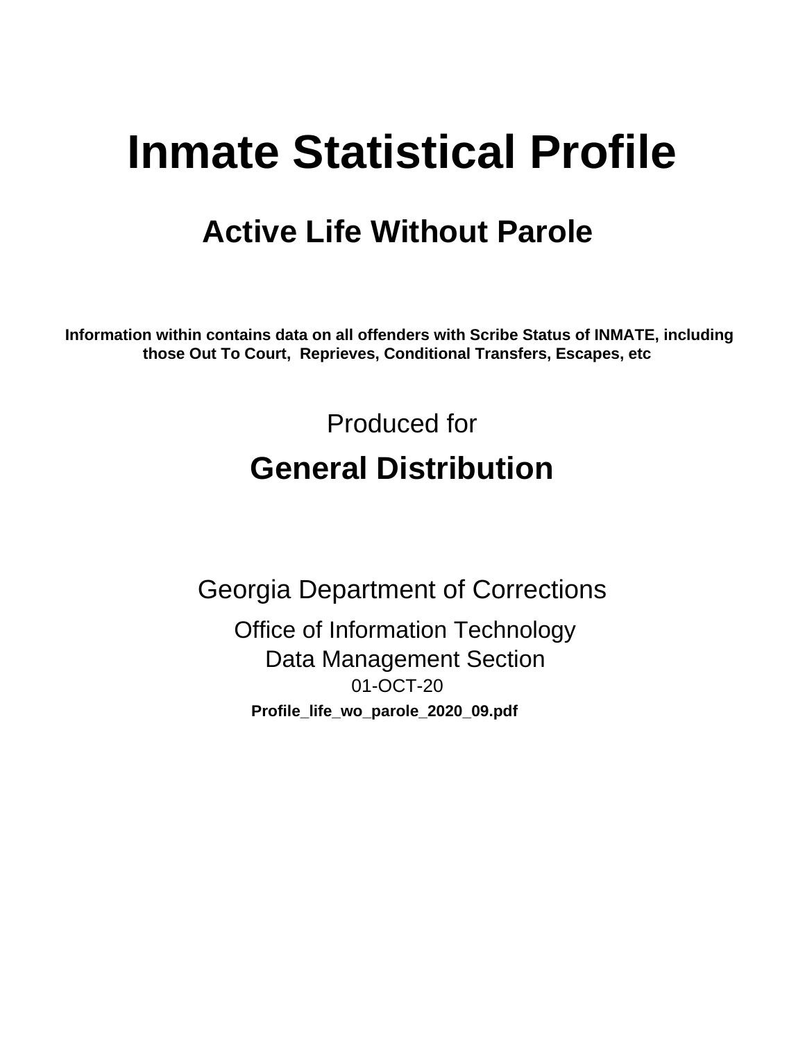# Inmate Statistical Profile

## Active Life Without Parole

**Information within contains data on all offenders with Scribe Status of INMATE, including those Out To Court, Reprieves, Conditional Transfers, Escapes, etc**

Produced for

## General Distribution

Georgia Department of Corrections

Office of Information Technology

Data Management Section

01-OCT-20

**Profile_life_wo_parole_2020_09.pdf**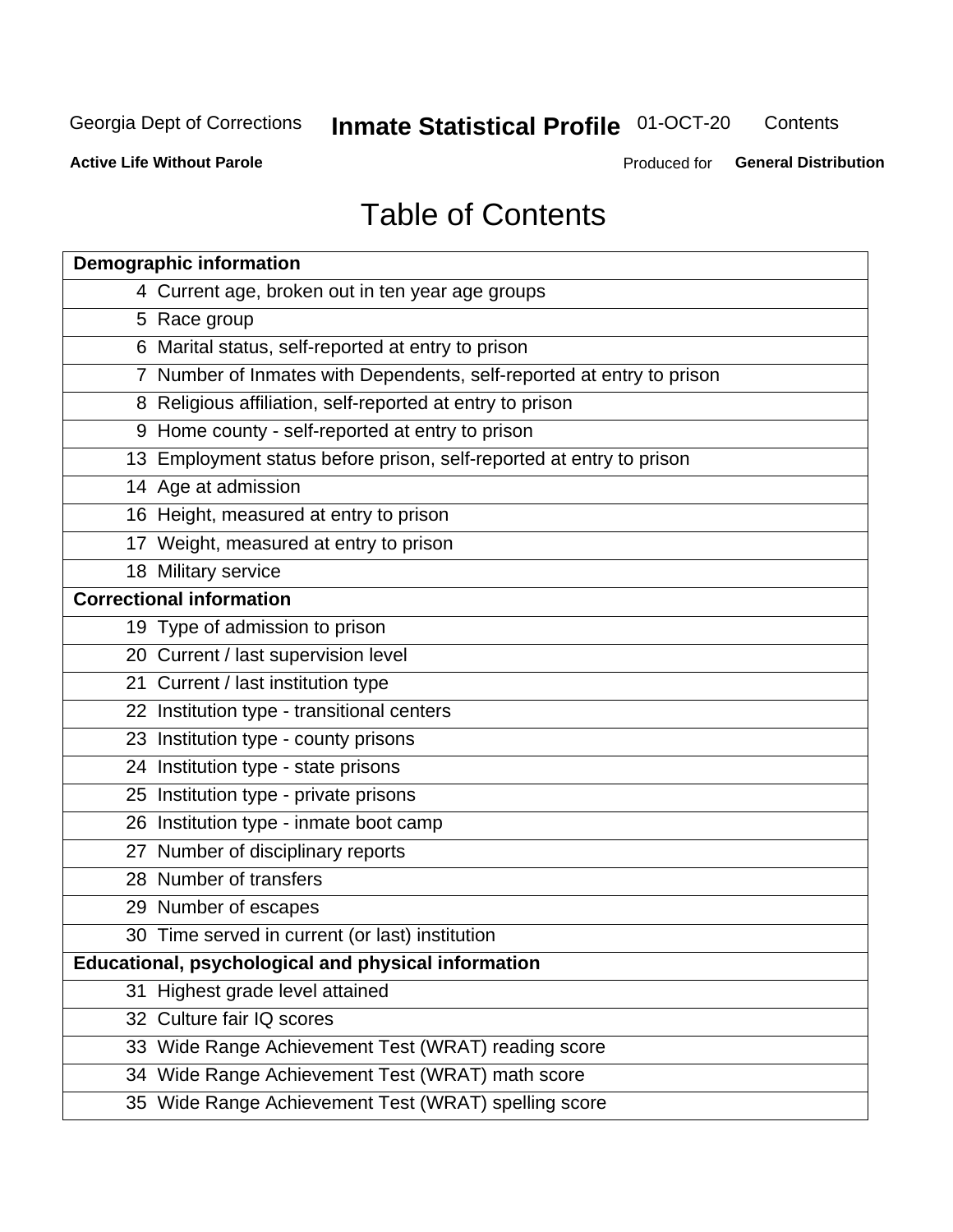# Table of Contents

| Page | Section |
|---|---|
| **Demographic information** | |
| 4 | Current age, broken out in ten year age groups |
| 5 | Race group |
| 6 | Marital status, self-reported at entry to prison |
| 7 | Number of Inmates with Dependents, self-reported at entry to prison |
| 8 | Religious affiliation, self-reported at entry to prison |
| 9 | Home county - self-reported at entry to prison |
| 13 | Employment status before prison, self-reported at entry to prison |
| 14 | Age at admission |
| 16 | Height, measured at entry to prison |
| 17 | Weight, measured at entry to prison |
| 18 | Military service |
| **Correctional information** | |
| 19 | Type of admission to prison |
| 20 | Current / last supervision level |
| 21 | Current / last institution type |
| 22 | Institution type - transitional centers |
| 23 | Institution type - county prisons |
| 24 | Institution type - state prisons |
| 25 | Institution type - private prisons |
| 26 | Institution type - inmate boot camp |
| 27 | Number of disciplinary reports |
| 28 | Number of transfers |
| 29 | Number of escapes |
| 30 | Time served in current (or last) institution |
| **Educational, psychological and physical information** | |
| 31 | Highest grade level attained |
| 32 | Culture fair IQ scores |
| 33 | Wide Range Achievement Test (WRAT) reading score |
| 34 | Wide Range Achievement Test (WRAT) math score |
| 35 | Wide Range Achievement Test (WRAT) spelling score |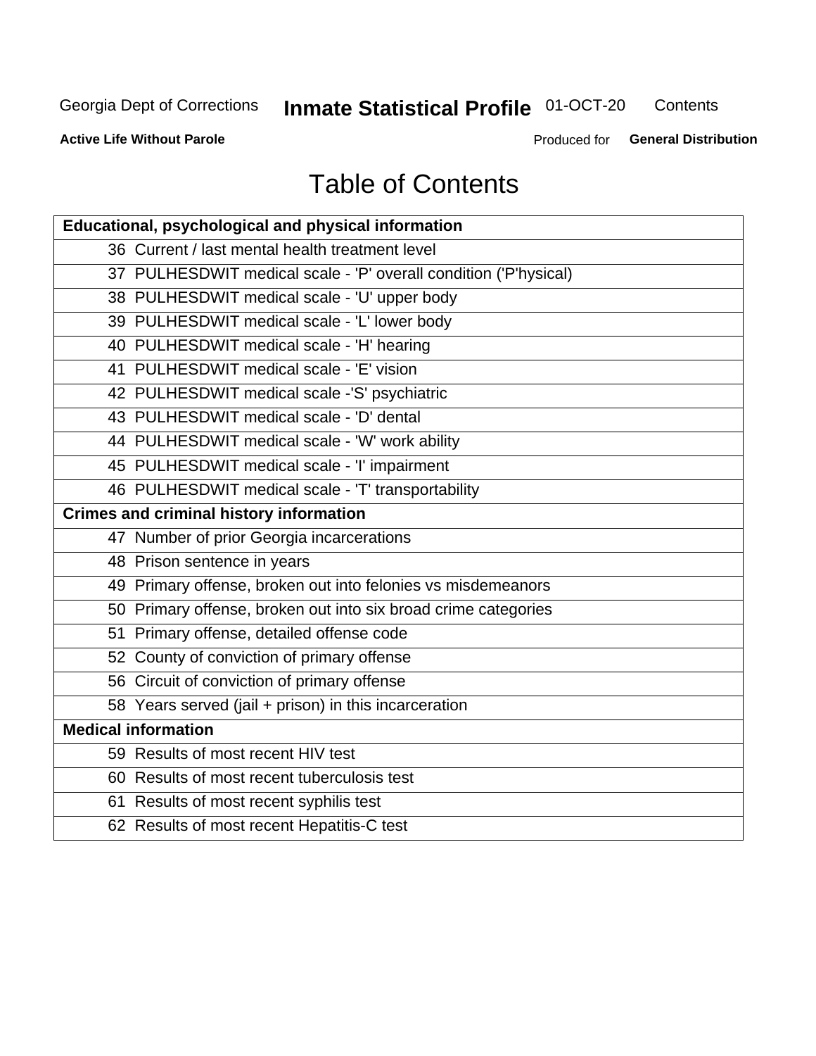# Table of Contents

| Educational, psychological and physical information |
|---|
| 36 Current / last mental health treatment level |
| 37 PULHESDWIT medical scale - 'P' overall condition ('P'hysical) |
| 38 PULHESDWIT medical scale - 'U' upper body |
| 39 PULHESDWIT medical scale - 'L' lower body |
| 40 PULHESDWIT medical scale - 'H' hearing |
| 41 PULHESDWIT medical scale - 'E' vision |
| 42 PULHESDWIT medical scale -'S' psychiatric |
| 43 PULHESDWIT medical scale - 'D' dental |
| 44 PULHESDWIT medical scale - 'W' work ability |
| 45 PULHESDWIT medical scale - 'I' impairment |
| 46 PULHESDWIT medical scale - 'T' transportability |
| **Crimes and criminal history information** |
| 47 Number of prior Georgia incarcerations |
| 48 Prison sentence in years |
| 49 Primary offense, broken out into felonies vs misdemeanors |
| 50 Primary offense, broken out into six broad crime categories |
| 51 Primary offense, detailed offense code |
| 52 County of conviction of primary offense |
| 56 Circuit of conviction of primary offense |
| 58 Years served (jail + prison) in this incarceration |
| **Medical information** |
| 59 Results of most recent HIV test |
| 60 Results of most recent tuberculosis test |
| 61 Results of most recent syphilis test |
| 62 Results of most recent Hepatitis-C test |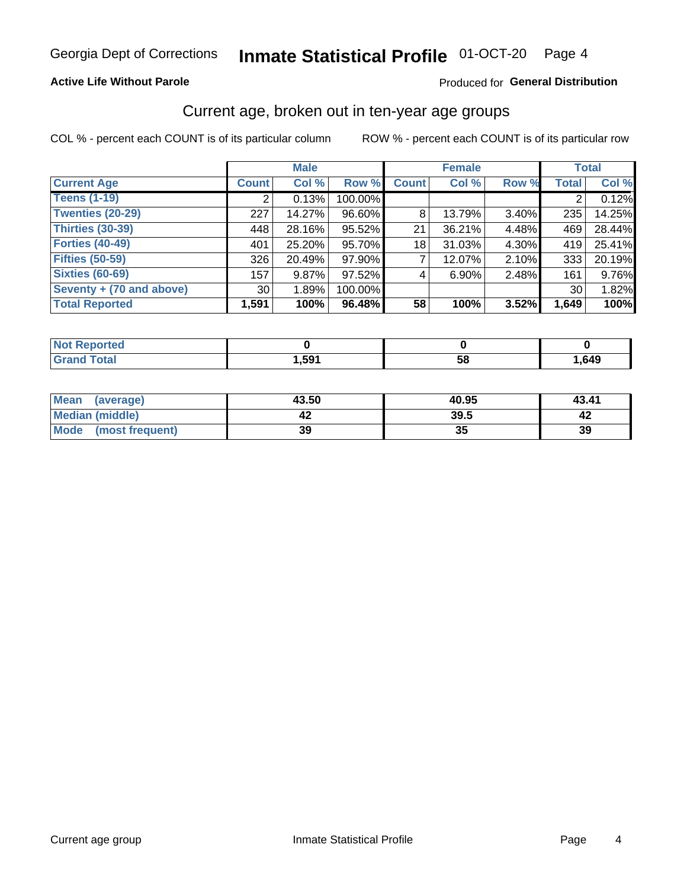Georgia Dept of Corrections **Inmate Statistical Profile** 01-OCT-20

**Active Life Without Parole**

Produced for **General Distribution**

## Current age, broken out in ten-year age groups

COL % - percent each COUNT is of its particular column    ROW % - percent each COUNT is of its particular row

| | Male | | | Female | | | Total | |
|---|---|---|---|---|---|---|---|---|
| **Current Age** | **Count** | **Col %** | **Row %** | **Count** | **Col %** | **Row %** | **Total** | **Col %** |
| **Teens (1-19)** | 2 | 0.13% | 100.00% | | | | 2 | 0.12% |
| **Twenties (20-29)** | 227 | 14.27% | 96.60% | 8 | 13.79% | 3.40% | 235 | 14.25% |
| **Thirties (30-39)** | 448 | 28.16% | 95.52% | 21 | 36.21% | 4.48% | 469 | 28.44% |
| **Forties (40-49)** | 401 | 25.20% | 95.70% | 18 | 31.03% | 4.30% | 419 | 25.41% |
| **Fifties (50-59)** | 326 | 20.49% | 97.90% | 7 | 12.07% | 2.10% | 333 | 20.19% |
| **Sixties (60-69)** | 157 | 9.87% | 97.52% | 4 | 6.90% | 2.48% | 161 | 9.76% |
| **Seventy + (70 and above)** | 30 | 1.89% | 100.00% | | | | 30 | 1.82% |
| **Total Reported** | **1,591** | **100%** | **96.48%** | **58** | **100%** | **3.52%** | **1,649** | **100%** |

| | Male | Female | Total |
|---|---|---|---|
| **Not Reported** | **0** | **0** | **0** |
| **Grand Total** | **1,591** | **58** | **1,649** |

| | Male | Female | Total |
|---|---|---|---|
| **Mean (average)** | **43.50** | **40.95** | **43.41** |
| **Median (middle)** | **42** | **39.5** | **42** |
| **Mode (most frequent)** | **39** | **35** | **39** |

Current age group    Inmate Statistical Profile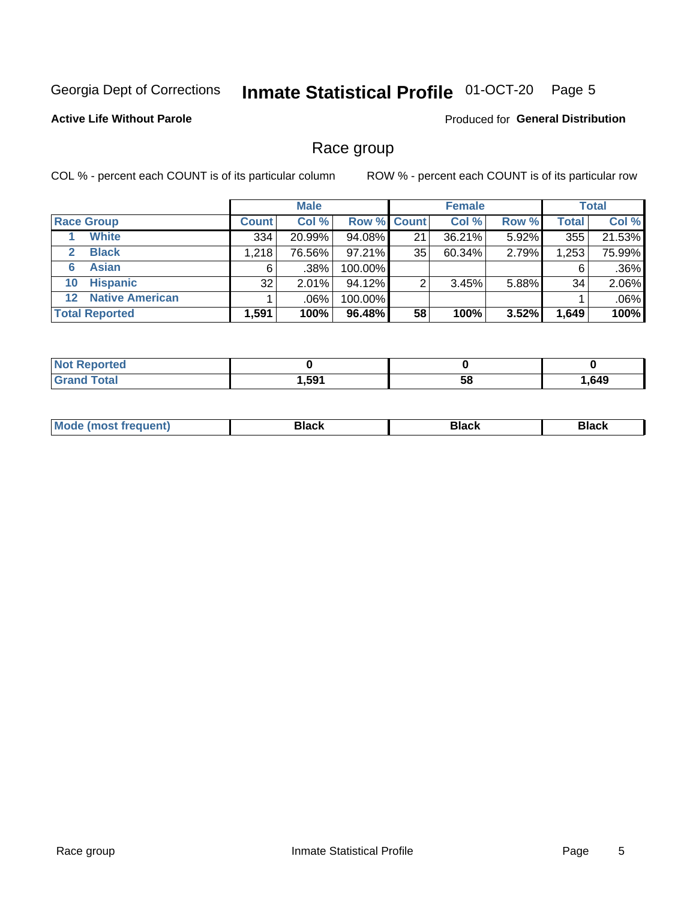Georgia Dept of Corrections **Inmate Statistical Profile** 01-OCT-20 Page 5

**Active Life Without Parole**

Produced for **General Distribution**

## Race group

COL % - percent each COUNT is of its particular column

ROW % - percent each COUNT is of its particular row

| | Male | | | Female | | | Total | |
|---|---|---|---|---|---|---|---|---|
| Race Group | Count | Col % | Row % | Count | Col % | Row % | Total | Col % |
| 1 White | 334 | 20.99% | 94.08% | 21 | 36.21% | 5.92% | 355 | 21.53% |
| 2 Black | 1,218 | 76.56% | 97.21% | 35 | 60.34% | 2.79% | 1,253 | 75.99% |
| 6 Asian | 6 | .38% | 100.00% | | | | 6 | .36% |
| 10 Hispanic | 32 | 2.01% | 94.12% | 2 | 3.45% | 5.88% | 34 | 2.06% |
| 12 Native American | 1 | .06% | 100.00% | | | | 1 | .06% |
| **Total Reported** | **1,591** | **100%** | **96.48%** | **58** | **100%** | **3.52%** | **1,649** | **100%** |

| | Male | Female | Total |
|---|---|---|---|
| Not Reported | **0** | **0** | **0** |
| Grand Total | **1,591** | **58** | **1,649** |

| | Male | Female | Total |
|---|---|---|---|
| Mode (most frequent) | **Black** | **Black** | **Black** |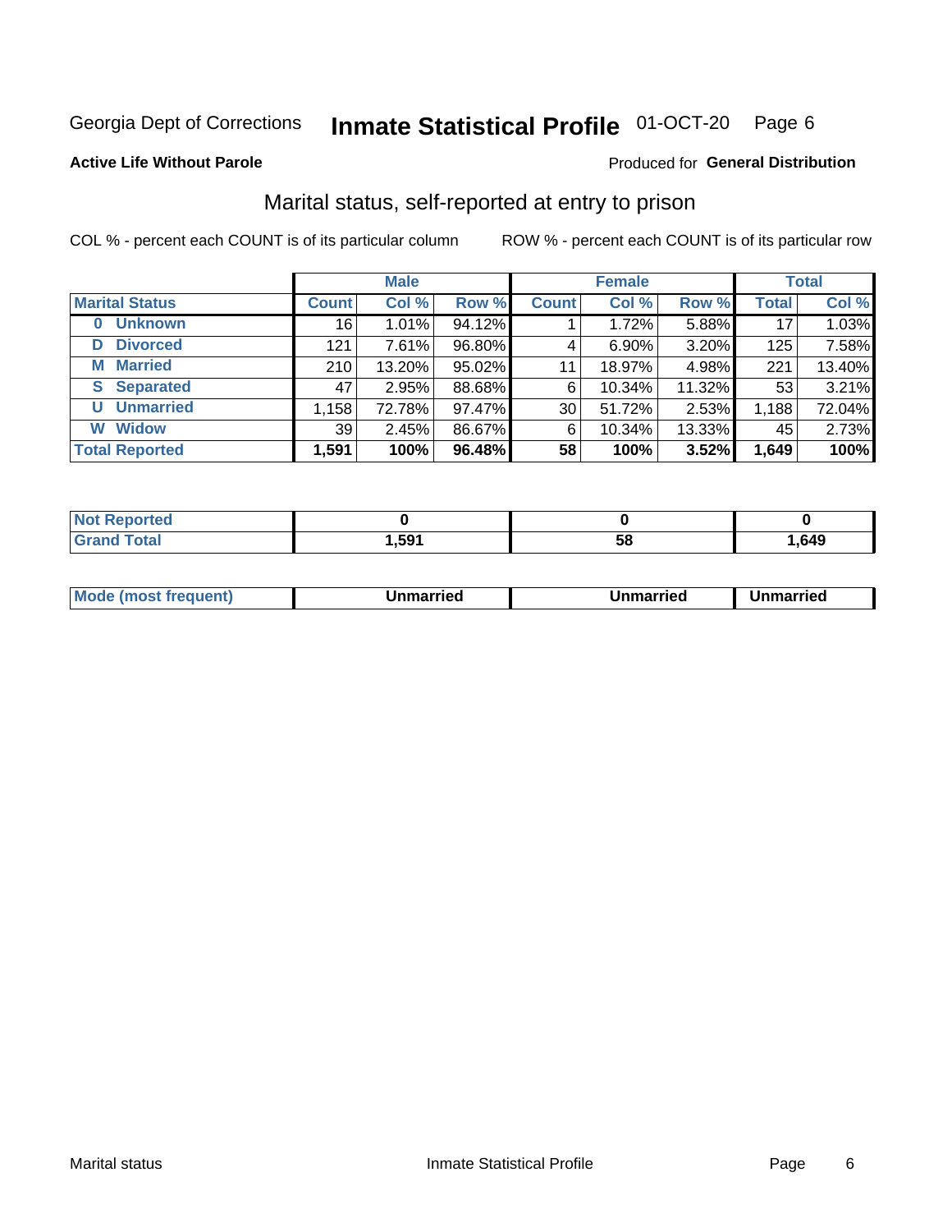Georgia Dept of Corrections **Inmate Statistical Profile** 01-OCT-20

**Active Life Without Parole** Produced for **General Distribution**

## Marital status, self-reported at entry to prison

COL % - percent each COUNT is of its particular column ROW % - percent each COUNT is of its particular row

| | Male | | | Female | | | Total | |
|---|---|---|---|---|---|---|---|---|
| **Marital Status** | **Count** | **Col %** | **Row %** | **Count** | **Col %** | **Row %** | **Total** | **Col %** |
| **0 Unknown** | 16 | 1.01% | 94.12% | 1 | 1.72% | 5.88% | 17 | 1.03% |
| **D Divorced** | 121 | 7.61% | 96.80% | 4 | 6.90% | 3.20% | 125 | 7.58% |
| **M Married** | 210 | 13.20% | 95.02% | 11 | 18.97% | 4.98% | 221 | 13.40% |
| **S Separated** | 47 | 2.95% | 88.68% | 6 | 10.34% | 11.32% | 53 | 3.21% |
| **U Unmarried** | 1,158 | 72.78% | 97.47% | 30 | 51.72% | 2.53% | 1,188 | 72.04% |
| **W Widow** | 39 | 2.45% | 86.67% | 6 | 10.34% | 13.33% | 45 | 2.73% |
| **Total Reported** | **1,591** | **100%** | **96.48%** | **58** | **100%** | **3.52%** | **1,649** | **100%** |

| | Male | Female | Total |
|---|---|---|---|
| **Not Reported** | **0** | **0** | **0** |
| **Grand Total** | **1,591** | **58** | **1,649** |

| | Male | Female | Total |
|---|---|---|---|
| **Mode (most frequent)** | **Unmarried** | **Unmarried** | **Unmarried** |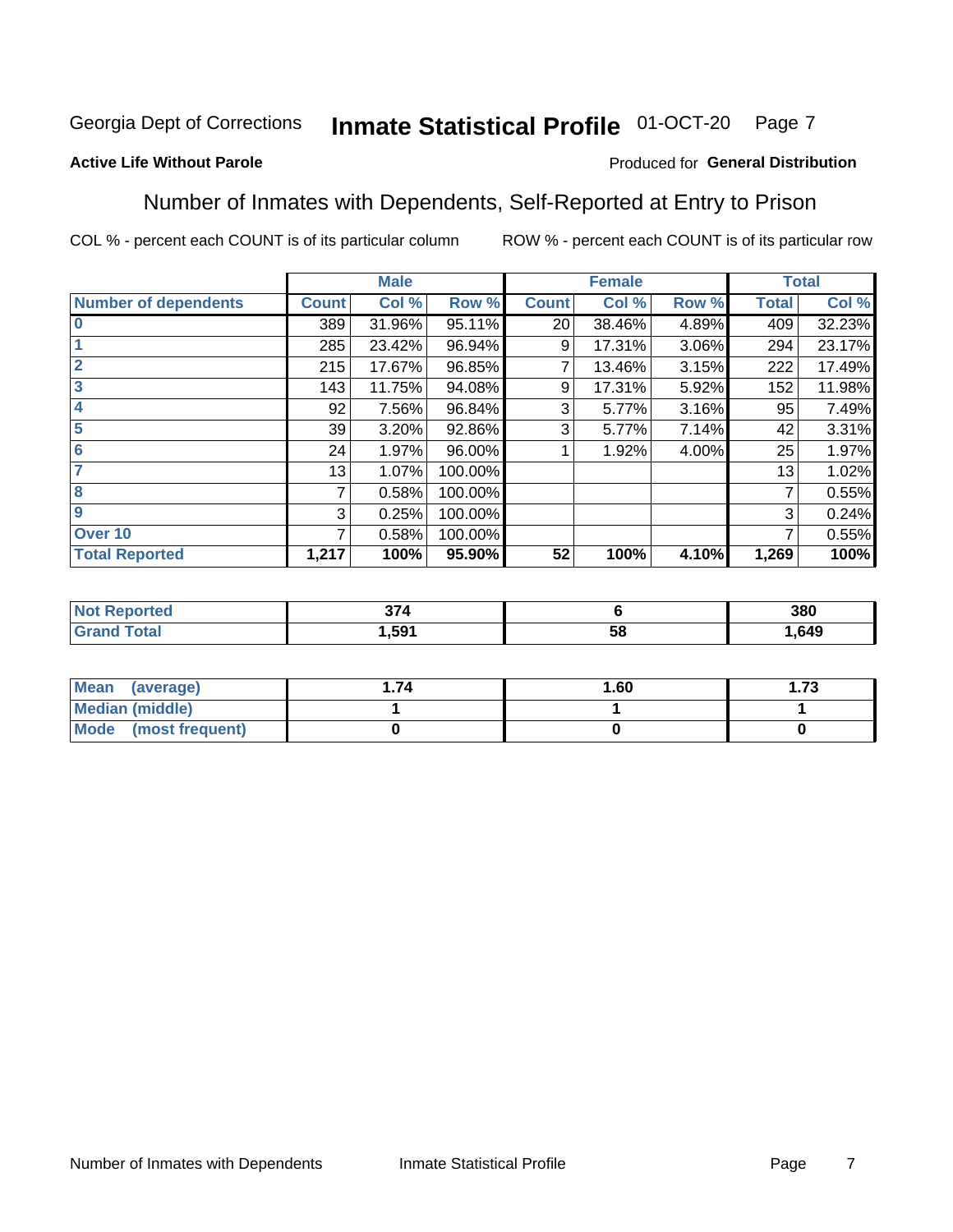Georgia Dept of Corrections **Inmate Statistical Profile** 01-OCT-20

**Active Life Without Parole**

Produced for **General Distribution**

## Number of Inmates with Dependents, Self-Reported at Entry to Prison

COL % - percent each COUNT is of its particular column

ROW % - percent each COUNT is of its particular row

| | Male | | | Female | | | Total | |
|---|---|---|---|---|---|---|---|---|
| **Number of dependents** | **Count** | **Col %** | **Row %** | **Count** | **Col %** | **Row %** | **Total** | **Col %** |
| 0 | 389 | 31.96% | 95.11% | 20 | 38.46% | 4.89% | 409 | 32.23% |
| 1 | 285 | 23.42% | 96.94% | 9 | 17.31% | 3.06% | 294 | 23.17% |
| 2 | 215 | 17.67% | 96.85% | 7 | 13.46% | 3.15% | 222 | 17.49% |
| 3 | 143 | 11.75% | 94.08% | 9 | 17.31% | 5.92% | 152 | 11.98% |
| 4 | 92 | 7.56% | 96.84% | 3 | 5.77% | 3.16% | 95 | 7.49% |
| 5 | 39 | 3.20% | 92.86% | 3 | 5.77% | 7.14% | 42 | 3.31% |
| 6 | 24 | 1.97% | 96.00% | 1 | 1.92% | 4.00% | 25 | 1.97% |
| 7 | 13 | 1.07% | 100.00% | | | | 13 | 1.02% |
| 8 | 7 | 0.58% | 100.00% | | | | 7 | 0.55% |
| 9 | 3 | 0.25% | 100.00% | | | | 3 | 0.24% |
| Over 10 | 7 | 0.58% | 100.00% | | | | 7 | 0.55% |
| **Total Reported** | **1,217** | **100%** | **95.90%** | **52** | **100%** | **4.10%** | **1,269** | **100%** |

| | Male | Female | Total |
|---|---|---|---|
| **Not Reported** | **374** | **6** | **380** |
| **Grand Total** | **1,591** | **58** | **1,649** |

| | Male | Female | Total |
|---|---|---|---|
| **Mean (average)** | **1.74** | **1.60** | **1.73** |
| **Median (middle)** | **1** | **1** | **1** |
| **Mode (most frequent)** | **0** | **0** | **0** |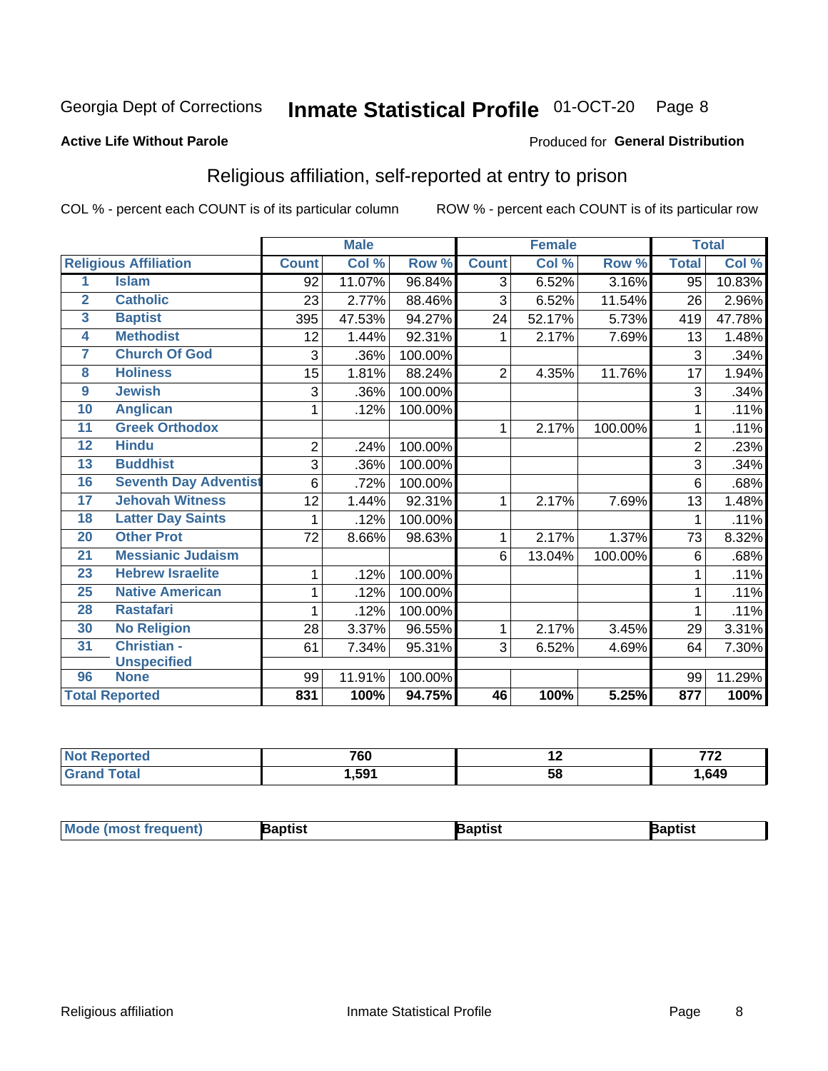Georgia Dept of Corrections **Inmate Statistical Profile** 01-OCT-20

**Active Life Without Parole**

Produced for **General Distribution**

## Religious affiliation, self-reported at entry to prison

COL % - percent each COUNT is of its particular column ROW % - percent each COUNT is of its particular row

| Religious Affiliation | | Male | | | Female | | | Total | |
|---|---|---|---|---|---|---|---|---|---|
| | | Count | Col % | Row % | Count | Col % | Row % | Total | Col % |
| 1 | Islam | 92 | 11.07% | 96.84% | 3 | 6.52% | 3.16% | 95 | 10.83% |
| 2 | Catholic | 23 | 2.77% | 88.46% | 3 | 6.52% | 11.54% | 26 | 2.96% |
| 3 | Baptist | 395 | 47.53% | 94.27% | 24 | 52.17% | 5.73% | 419 | 47.78% |
| 4 | Methodist | 12 | 1.44% | 92.31% | 1 | 2.17% | 7.69% | 13 | 1.48% |
| 7 | Church Of God | 3 | .36% | 100.00% | | | | 3 | .34% |
| 8 | Holiness | 15 | 1.81% | 88.24% | 2 | 4.35% | 11.76% | 17 | 1.94% |
| 9 | Jewish | 3 | .36% | 100.00% | | | | 3 | .34% |
| 10 | Anglican | 1 | .12% | 100.00% | | | | 1 | .11% |
| 11 | Greek Orthodox | | | | 1 | 2.17% | 100.00% | 1 | .11% |
| 12 | Hindu | 2 | .24% | 100.00% | | | | 2 | .23% |
| 13 | Buddhist | 3 | .36% | 100.00% | | | | 3 | .34% |
| 16 | Seventh Day Adventist | 6 | .72% | 100.00% | | | | 6 | .68% |
| 17 | Jehovah Witness | 12 | 1.44% | 92.31% | 1 | 2.17% | 7.69% | 13 | 1.48% |
| 18 | Latter Day Saints | 1 | .12% | 100.00% | | | | 1 | .11% |
| 20 | Other Prot | 72 | 8.66% | 98.63% | 1 | 2.17% | 1.37% | 73 | 8.32% |
| 21 | Messianic Judaism | | | | 6 | 13.04% | 100.00% | 6 | .68% |
| 23 | Hebrew Israelite | 1 | .12% | 100.00% | | | | 1 | .11% |
| 25 | Native American | 1 | .12% | 100.00% | | | | 1 | .11% |
| 28 | Rastafari | 1 | .12% | 100.00% | | | | 1 | .11% |
| 30 | No Religion | 28 | 3.37% | 96.55% | 1 | 2.17% | 3.45% | 29 | 3.31% |
| 31 | Christian - Unspecified | 61 | 7.34% | 95.31% | 3 | 6.52% | 4.69% | 64 | 7.30% |
| 96 | None | 99 | 11.91% | 100.00% | | | | 99 | 11.29% |
| Total Reported | | 831 | 100% | 94.75% | 46 | 100% | 5.25% | 877 | 100% |

| | Male | Female | Total |
|---|---|---|---|
| Not Reported | 760 | 12 | 772 |
| Grand Total | 1,591 | 58 | 1,649 |

| | Male | Female | Total |
|---|---|---|---|
| Mode (most frequent) | Baptist | Baptist | Baptist |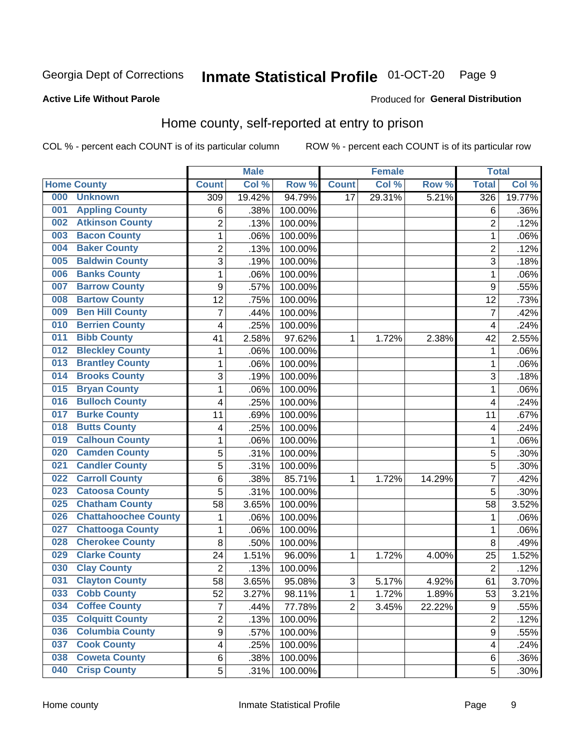Georgia Dept of Corrections **Inmate Statistical Profile** 01-OCT-20

**Active Life Without Parole**

Produced for **General Distribution**

## Home county, self-reported at entry to prison

COL % - percent each COUNT is of its particular column ROW % - percent each COUNT is of its particular row

| Home County | | Male | | | Female | | | Total | |
|---|---|---|---|---|---|---|---|---|---|
| | | Count | Col % | Row % | Count | Col % | Row % | Total | Col % |
| 000 | Unknown | 309 | 19.42% | 94.79% | 17 | 29.31% | 5.21% | 326 | 19.77% |
| 001 | Appling County | 6 | .38% | 100.00% | | | | 6 | .36% |
| 002 | Atkinson County | 2 | .13% | 100.00% | | | | 2 | .12% |
| 003 | Bacon County | 1 | .06% | 100.00% | | | | 1 | .06% |
| 004 | Baker County | 2 | .13% | 100.00% | | | | 2 | .12% |
| 005 | Baldwin County | 3 | .19% | 100.00% | | | | 3 | .18% |
| 006 | Banks County | 1 | .06% | 100.00% | | | | 1 | .06% |
| 007 | Barrow County | 9 | .57% | 100.00% | | | | 9 | .55% |
| 008 | Bartow County | 12 | .75% | 100.00% | | | | 12 | .73% |
| 009 | Ben Hill County | 7 | .44% | 100.00% | | | | 7 | .42% |
| 010 | Berrien County | 4 | .25% | 100.00% | | | | 4 | .24% |
| 011 | Bibb County | 41 | 2.58% | 97.62% | 1 | 1.72% | 2.38% | 42 | 2.55% |
| 012 | Bleckley County | 1 | .06% | 100.00% | | | | 1 | .06% |
| 013 | Brantley County | 1 | .06% | 100.00% | | | | 1 | .06% |
| 014 | Brooks County | 3 | .19% | 100.00% | | | | 3 | .18% |
| 015 | Bryan County | 1 | .06% | 100.00% | | | | 1 | .06% |
| 016 | Bulloch County | 4 | .25% | 100.00% | | | | 4 | .24% |
| 017 | Burke County | 11 | .69% | 100.00% | | | | 11 | .67% |
| 018 | Butts County | 4 | .25% | 100.00% | | | | 4 | .24% |
| 019 | Calhoun County | 1 | .06% | 100.00% | | | | 1 | .06% |
| 020 | Camden County | 5 | .31% | 100.00% | | | | 5 | .30% |
| 021 | Candler County | 5 | .31% | 100.00% | | | | 5 | .30% |
| 022 | Carroll County | 6 | .38% | 85.71% | 1 | 1.72% | 14.29% | 7 | .42% |
| 023 | Catoosa County | 5 | .31% | 100.00% | | | | 5 | .30% |
| 025 | Chatham County | 58 | 3.65% | 100.00% | | | | 58 | 3.52% |
| 026 | Chattahoochee County | 1 | .06% | 100.00% | | | | 1 | .06% |
| 027 | Chattooga County | 1 | .06% | 100.00% | | | | 1 | .06% |
| 028 | Cherokee County | 8 | .50% | 100.00% | | | | 8 | .49% |
| 029 | Clarke County | 24 | 1.51% | 96.00% | 1 | 1.72% | 4.00% | 25 | 1.52% |
| 030 | Clay County | 2 | .13% | 100.00% | | | | 2 | .12% |
| 031 | Clayton County | 58 | 3.65% | 95.08% | 3 | 5.17% | 4.92% | 61 | 3.70% |
| 033 | Cobb County | 52 | 3.27% | 98.11% | 1 | 1.72% | 1.89% | 53 | 3.21% |
| 034 | Coffee County | 7 | .44% | 77.78% | 2 | 3.45% | 22.22% | 9 | .55% |
| 035 | Colquitt County | 2 | .13% | 100.00% | | | | 2 | .12% |
| 036 | Columbia County | 9 | .57% | 100.00% | | | | 9 | .55% |
| 037 | Cook County | 4 | .25% | 100.00% | | | | 4 | .24% |
| 038 | Coweta County | 6 | .38% | 100.00% | | | | 6 | .36% |
| 040 | Crisp County | 5 | .31% | 100.00% | | | | 5 | .30% |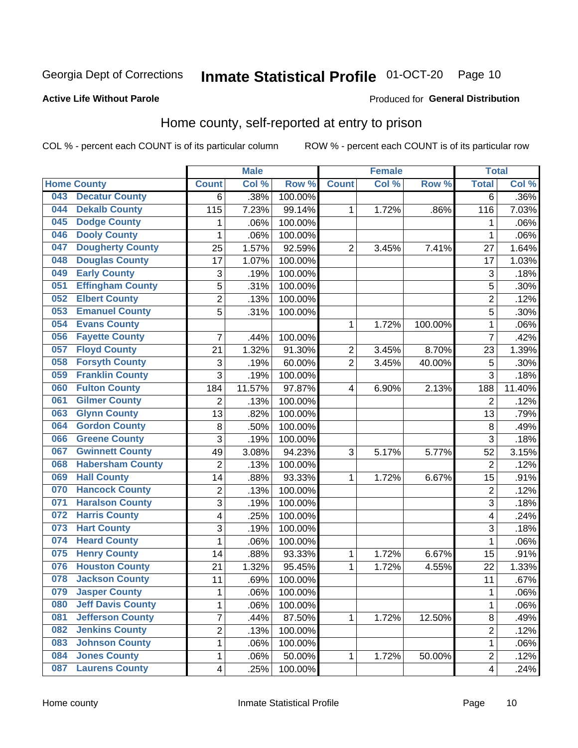Georgia Dept of Corrections **Inmate Statistical Profile** 01-OCT-20 Page 10

**Active Life Without Parole**

Produced for **General Distribution**

## Home county, self-reported at entry to prison

COL % - percent each COUNT is of its particular column ROW % - percent each COUNT is of its particular row

| Home County | | Male | | | Female | | | Total | |
|---|---|---|---|---|---|---|---|---|---|
| | | Count | Col % | Row % | Count | Col % | Row % | Total | Col % |
| 043 | Decatur County | 6 | .38% | 100.00% | | | | 6 | .36% |
| 044 | Dekalb County | 115 | 7.23% | 99.14% | 1 | 1.72% | .86% | 116 | 7.03% |
| 045 | Dodge County | 1 | .06% | 100.00% | | | | 1 | .06% |
| 046 | Dooly County | 1 | .06% | 100.00% | | | | 1 | .06% |
| 047 | Dougherty County | 25 | 1.57% | 92.59% | 2 | 3.45% | 7.41% | 27 | 1.64% |
| 048 | Douglas County | 17 | 1.07% | 100.00% | | | | 17 | 1.03% |
| 049 | Early County | 3 | .19% | 100.00% | | | | 3 | .18% |
| 051 | Effingham County | 5 | .31% | 100.00% | | | | 5 | .30% |
| 052 | Elbert County | 2 | .13% | 100.00% | | | | 2 | .12% |
| 053 | Emanuel County | 5 | .31% | 100.00% | | | | 5 | .30% |
| 054 | Evans County | | | | 1 | 1.72% | 100.00% | 1 | .06% |
| 056 | Fayette County | 7 | .44% | 100.00% | | | | 7 | .42% |
| 057 | Floyd County | 21 | 1.32% | 91.30% | 2 | 3.45% | 8.70% | 23 | 1.39% |
| 058 | Forsyth County | 3 | .19% | 60.00% | 2 | 3.45% | 40.00% | 5 | .30% |
| 059 | Franklin County | 3 | .19% | 100.00% | | | | 3 | .18% |
| 060 | Fulton County | 184 | 11.57% | 97.87% | 4 | 6.90% | 2.13% | 188 | 11.40% |
| 061 | Gilmer County | 2 | .13% | 100.00% | | | | 2 | .12% |
| 063 | Glynn County | 13 | .82% | 100.00% | | | | 13 | .79% |
| 064 | Gordon County | 8 | .50% | 100.00% | | | | 8 | .49% |
| 066 | Greene County | 3 | .19% | 100.00% | | | | 3 | .18% |
| 067 | Gwinnett County | 49 | 3.08% | 94.23% | 3 | 5.17% | 5.77% | 52 | 3.15% |
| 068 | Habersham County | 2 | .13% | 100.00% | | | | 2 | .12% |
| 069 | Hall County | 14 | .88% | 93.33% | 1 | 1.72% | 6.67% | 15 | .91% |
| 070 | Hancock County | 2 | .13% | 100.00% | | | | 2 | .12% |
| 071 | Haralson County | 3 | .19% | 100.00% | | | | 3 | .18% |
| 072 | Harris County | 4 | .25% | 100.00% | | | | 4 | .24% |
| 073 | Hart County | 3 | .19% | 100.00% | | | | 3 | .18% |
| 074 | Heard County | 1 | .06% | 100.00% | | | | 1 | .06% |
| 075 | Henry County | 14 | .88% | 93.33% | 1 | 1.72% | 6.67% | 15 | .91% |
| 076 | Houston County | 21 | 1.32% | 95.45% | 1 | 1.72% | 4.55% | 22 | 1.33% |
| 078 | Jackson County | 11 | .69% | 100.00% | | | | 11 | .67% |
| 079 | Jasper County | 1 | .06% | 100.00% | | | | 1 | .06% |
| 080 | Jeff Davis County | 1 | .06% | 100.00% | | | | 1 | .06% |
| 081 | Jefferson County | 7 | .44% | 87.50% | 1 | 1.72% | 12.50% | 8 | .49% |
| 082 | Jenkins County | 2 | .13% | 100.00% | | | | 2 | .12% |
| 083 | Johnson County | 1 | .06% | 100.00% | | | | 1 | .06% |
| 084 | Jones County | 1 | .06% | 50.00% | 1 | 1.72% | 50.00% | 2 | .12% |
| 087 | Laurens County | 4 | .25% | 100.00% | | | | 4 | .24% |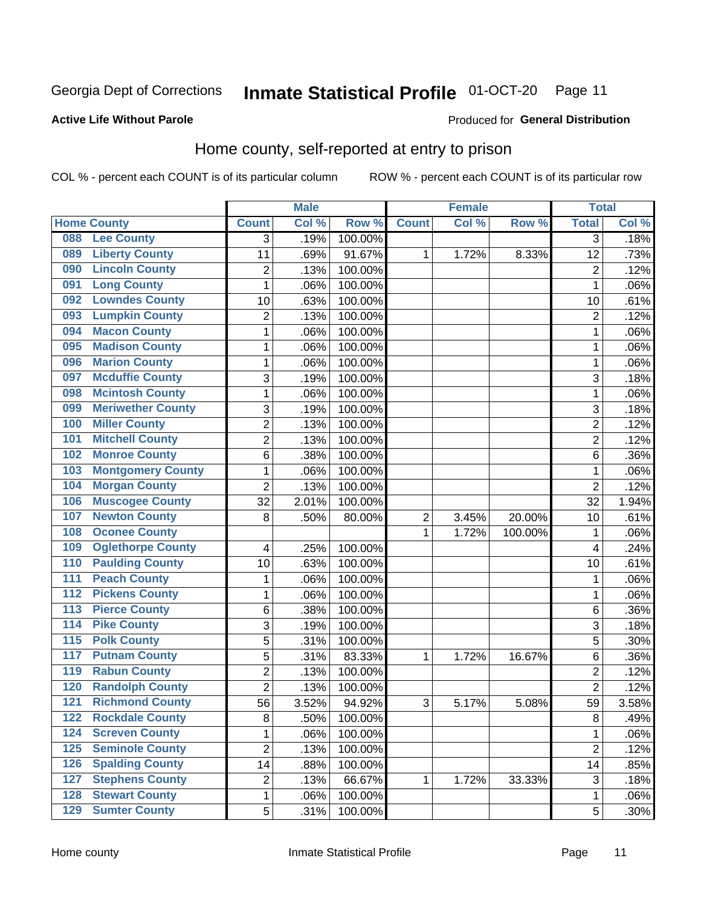Georgia Dept of Corrections **Inmate Statistical Profile** 01-OCT-20

**Active Life Without Parole**

Produced for **General Distribution**

## Home county, self-reported at entry to prison

COL % - percent each COUNT is of its particular column ROW % - percent each COUNT is of its particular row

| Home County | | Male | | | Female | | | Total | |
|---|---|---|---|---|---|---|---|---|---|
| | | Count | Col % | Row % | Count | Col % | Row % | Total | Col % |
| 088 | Lee County | 3 | .19% | 100.00% | | | | 3 | .18% |
| 089 | Liberty County | 11 | .69% | 91.67% | 1 | 1.72% | 8.33% | 12 | .73% |
| 090 | Lincoln County | 2 | .13% | 100.00% | | | | 2 | .12% |
| 091 | Long County | 1 | .06% | 100.00% | | | | 1 | .06% |
| 092 | Lowndes County | 10 | .63% | 100.00% | | | | 10 | .61% |
| 093 | Lumpkin County | 2 | .13% | 100.00% | | | | 2 | .12% |
| 094 | Macon County | 1 | .06% | 100.00% | | | | 1 | .06% |
| 095 | Madison County | 1 | .06% | 100.00% | | | | 1 | .06% |
| 096 | Marion County | 1 | .06% | 100.00% | | | | 1 | .06% |
| 097 | Mcduffie County | 3 | .19% | 100.00% | | | | 3 | .18% |
| 098 | Mcintosh County | 1 | .06% | 100.00% | | | | 1 | .06% |
| 099 | Meriwether County | 3 | .19% | 100.00% | | | | 3 | .18% |
| 100 | Miller County | 2 | .13% | 100.00% | | | | 2 | .12% |
| 101 | Mitchell County | 2 | .13% | 100.00% | | | | 2 | .12% |
| 102 | Monroe County | 6 | .38% | 100.00% | | | | 6 | .36% |
| 103 | Montgomery County | 1 | .06% | 100.00% | | | | 1 | .06% |
| 104 | Morgan County | 2 | .13% | 100.00% | | | | 2 | .12% |
| 106 | Muscogee County | 32 | 2.01% | 100.00% | | | | 32 | 1.94% |
| 107 | Newton County | 8 | .50% | 80.00% | 2 | 3.45% | 20.00% | 10 | .61% |
| 108 | Oconee County | | | | 1 | 1.72% | 100.00% | 1 | .06% |
| 109 | Oglethorpe County | 4 | .25% | 100.00% | | | | 4 | .24% |
| 110 | Paulding County | 10 | .63% | 100.00% | | | | 10 | .61% |
| 111 | Peach County | 1 | .06% | 100.00% | | | | 1 | .06% |
| 112 | Pickens County | 1 | .06% | 100.00% | | | | 1 | .06% |
| 113 | Pierce County | 6 | .38% | 100.00% | | | | 6 | .36% |
| 114 | Pike County | 3 | .19% | 100.00% | | | | 3 | .18% |
| 115 | Polk County | 5 | .31% | 100.00% | | | | 5 | .30% |
| 117 | Putnam County | 5 | .31% | 83.33% | 1 | 1.72% | 16.67% | 6 | .36% |
| 119 | Rabun County | 2 | .13% | 100.00% | | | | 2 | .12% |
| 120 | Randolph County | 2 | .13% | 100.00% | | | | 2 | .12% |
| 121 | Richmond County | 56 | 3.52% | 94.92% | 3 | 5.17% | 5.08% | 59 | 3.58% |
| 122 | Rockdale County | 8 | .50% | 100.00% | | | | 8 | .49% |
| 124 | Screven County | 1 | .06% | 100.00% | | | | 1 | .06% |
| 125 | Seminole County | 2 | .13% | 100.00% | | | | 2 | .12% |
| 126 | Spalding County | 14 | .88% | 100.00% | | | | 14 | .85% |
| 127 | Stephens County | 2 | .13% | 66.67% | 1 | 1.72% | 33.33% | 3 | .18% |
| 128 | Stewart County | 1 | .06% | 100.00% | | | | 1 | .06% |
| 129 | Sumter County | 5 | .31% | 100.00% | | | | 5 | .30% |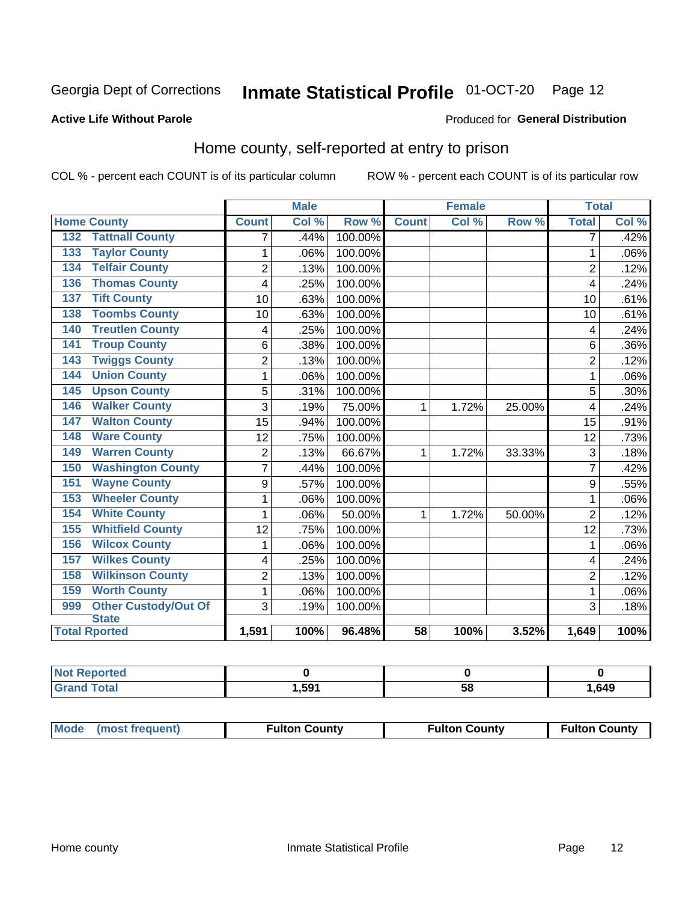Georgia Dept of Corrections **Inmate Statistical Profile** 01-OCT-20

**Active Life Without Parole**

Produced for **General Distribution**

## Home county, self-reported at entry to prison

COL % - percent each COUNT is of its particular column ROW % - percent each COUNT is of its particular row

| Home County | | Male | | | Female | | | Total | |
|---|---|---|---|---|---|---|---|---|---|
| | | Count | Col % | Row % | Count | Col % | Row % | Total | Col % |
| 132 | Tattnall County | 7 | .44% | 100.00% | | | | 7 | .42% |
| 133 | Taylor County | 1 | .06% | 100.00% | | | | 1 | .06% |
| 134 | Telfair County | 2 | .13% | 100.00% | | | | 2 | .12% |
| 136 | Thomas County | 4 | .25% | 100.00% | | | | 4 | .24% |
| 137 | Tift County | 10 | .63% | 100.00% | | | | 10 | .61% |
| 138 | Toombs County | 10 | .63% | 100.00% | | | | 10 | .61% |
| 140 | Treutlen County | 4 | .25% | 100.00% | | | | 4 | .24% |
| 141 | Troup County | 6 | .38% | 100.00% | | | | 6 | .36% |
| 143 | Twiggs County | 2 | .13% | 100.00% | | | | 2 | .12% |
| 144 | Union County | 1 | .06% | 100.00% | | | | 1 | .06% |
| 145 | Upson County | 5 | .31% | 100.00% | | | | 5 | .30% |
| 146 | Walker County | 3 | .19% | 75.00% | 1 | 1.72% | 25.00% | 4 | .24% |
| 147 | Walton County | 15 | .94% | 100.00% | | | | 15 | .91% |
| 148 | Ware County | 12 | .75% | 100.00% | | | | 12 | .73% |
| 149 | Warren County | 2 | .13% | 66.67% | 1 | 1.72% | 33.33% | 3 | .18% |
| 150 | Washington County | 7 | .44% | 100.00% | | | | 7 | .42% |
| 151 | Wayne County | 9 | .57% | 100.00% | | | | 9 | .55% |
| 153 | Wheeler County | 1 | .06% | 100.00% | | | | 1 | .06% |
| 154 | White County | 1 | .06% | 50.00% | 1 | 1.72% | 50.00% | 2 | .12% |
| 155 | Whitfield County | 12 | .75% | 100.00% | | | | 12 | .73% |
| 156 | Wilcox County | 1 | .06% | 100.00% | | | | 1 | .06% |
| 157 | Wilkes County | 4 | .25% | 100.00% | | | | 4 | .24% |
| 158 | Wilkinson County | 2 | .13% | 100.00% | | | | 2 | .12% |
| 159 | Worth County | 1 | .06% | 100.00% | | | | 1 | .06% |
| 999 | Other Custody/Out Of State | 3 | .19% | 100.00% | | | | 3 | .18% |
| **Total Rported** | | **1,591** | **100%** | **96.48%** | **58** | **100%** | **3.52%** | **1,649** | **100%** |

| | Male | Female | Total |
|---|---|---|---|
| Not Reported | **0** | **0** | **0** |
| Grand Total | **1,591** | **58** | **1,649** |

| | Male | Female | Total |
|---|---|---|---|
| Mode (most frequent) | **Fulton County** | **Fulton County** | **Fulton County** |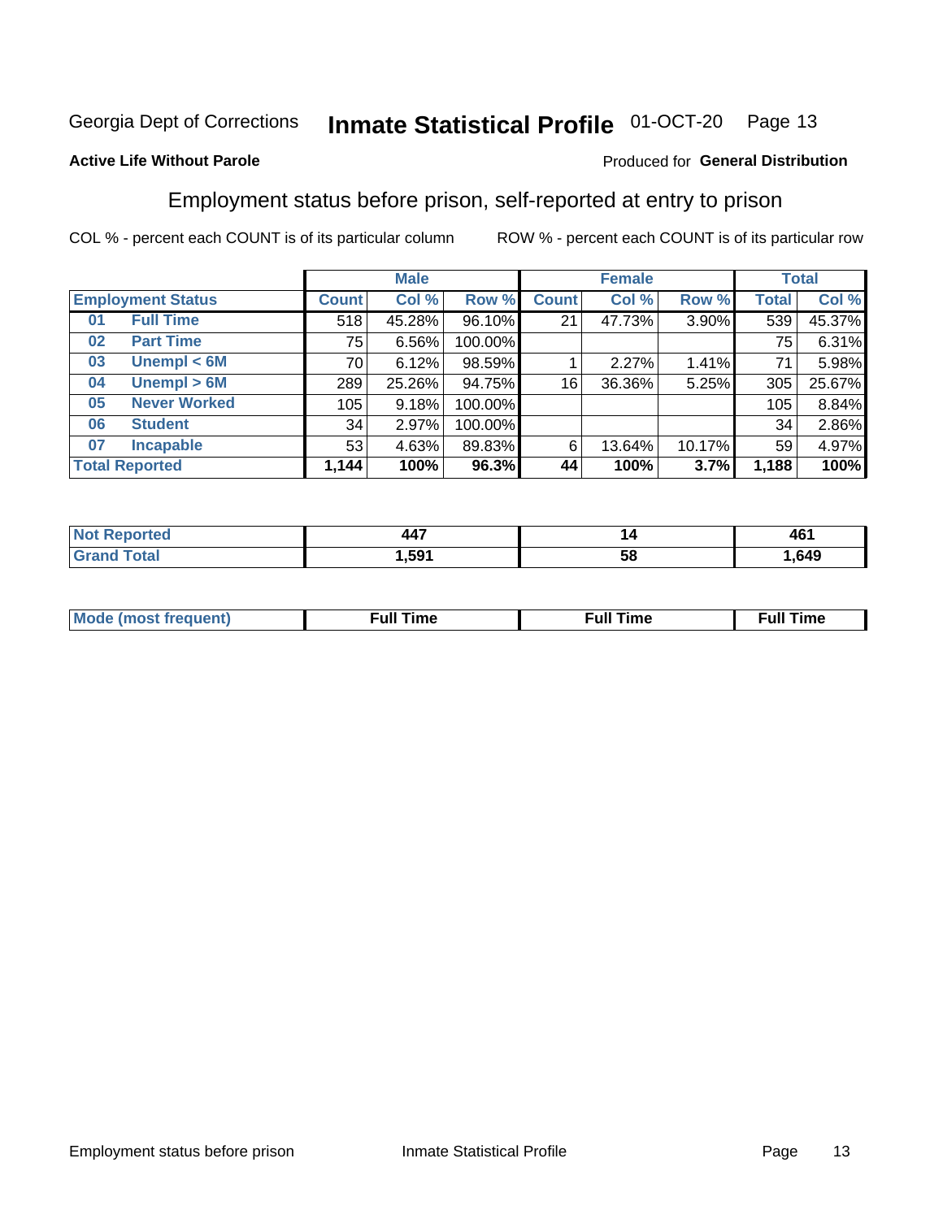Georgia Dept of Corrections **Inmate Statistical Profile** 01-OCT-20

**Active Life Without Parole**

Produced for **General Distribution**

## Employment status before prison, self-reported at entry to prison

COL % - percent each COUNT is of its particular column ROW % - percent each COUNT is of its particular row

| Employment Status | | Male | | | Female | | | Total | |
|---|---|---|---|---|---|---|---|---|---|
| | | Count | Col % | Row % | Count | Col % | Row % | Total | Col % |
| 01 | Full Time | 518 | 45.28% | 96.10% | 21 | 47.73% | 3.90% | 539 | 45.37% |
| 02 | Part Time | 75 | 6.56% | 100.00% | | | | 75 | 6.31% |
| 03 | Unempl < 6M | 70 | 6.12% | 98.59% | 1 | 2.27% | 1.41% | 71 | 5.98% |
| 04 | Unempl > 6M | 289 | 25.26% | 94.75% | 16 | 36.36% | 5.25% | 305 | 25.67% |
| 05 | Never Worked | 105 | 9.18% | 100.00% | | | | 105 | 8.84% |
| 06 | Student | 34 | 2.97% | 100.00% | | | | 34 | 2.86% |
| 07 | Incapable | 53 | 4.63% | 89.83% | 6 | 13.64% | 10.17% | 59 | 4.97% |
| Total Reported | | **1,144** | **100%** | **96.3%** | **44** | **100%** | **3.7%** | **1,188** | **100%** |

| | Male | Female | Total |
|---|---|---|---|
| Not Reported | 447 | 14 | 461 |
| Grand Total | 1,591 | 58 | 1,649 |

| | Male | Female | Total |
|---|---|---|---|
| Mode (most frequent) | Full Time | Full Time | Full Time |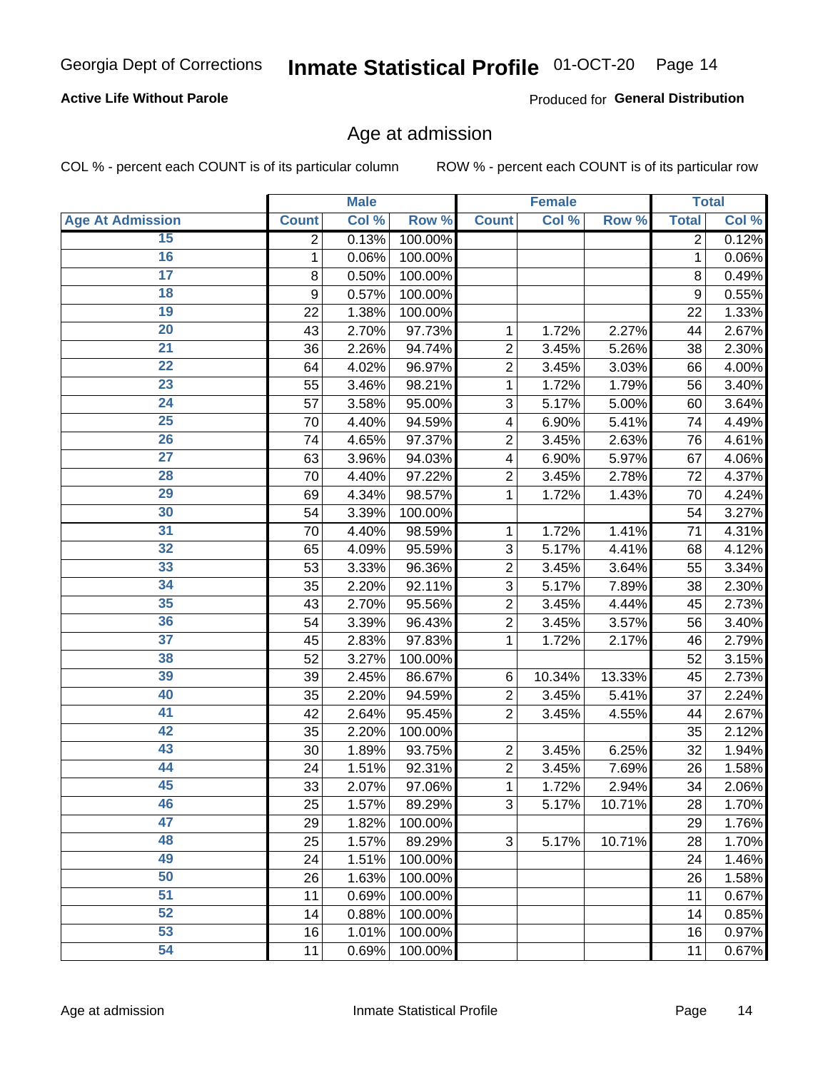**Active Life Without Parole**

Produced for **General Distribution**

## Age at admission

COL % - percent each COUNT is of its particular column

ROW % - percent each COUNT is of its particular row

| | Male | | | Female | | | Total | |
|---|---|---|---|---|---|---|---|---|
| **Age At Admission** | **Count** | **Col %** | **Row %** | **Count** | **Col %** | **Row %** | **Total** | **Col %** |
| 15 | 2 | 0.13% | 100.00% | | | | 2 | 0.12% |
| 16 | 1 | 0.06% | 100.00% | | | | 1 | 0.06% |
| 17 | 8 | 0.50% | 100.00% | | | | 8 | 0.49% |
| 18 | 9 | 0.57% | 100.00% | | | | 9 | 0.55% |
| 19 | 22 | 1.38% | 100.00% | | | | 22 | 1.33% |
| 20 | 43 | 2.70% | 97.73% | 1 | 1.72% | 2.27% | 44 | 2.67% |
| 21 | 36 | 2.26% | 94.74% | 2 | 3.45% | 5.26% | 38 | 2.30% |
| 22 | 64 | 4.02% | 96.97% | 2 | 3.45% | 3.03% | 66 | 4.00% |
| 23 | 55 | 3.46% | 98.21% | 1 | 1.72% | 1.79% | 56 | 3.40% |
| 24 | 57 | 3.58% | 95.00% | 3 | 5.17% | 5.00% | 60 | 3.64% |
| 25 | 70 | 4.40% | 94.59% | 4 | 6.90% | 5.41% | 74 | 4.49% |
| 26 | 74 | 4.65% | 97.37% | 2 | 3.45% | 2.63% | 76 | 4.61% |
| 27 | 63 | 3.96% | 94.03% | 4 | 6.90% | 5.97% | 67 | 4.06% |
| 28 | 70 | 4.40% | 97.22% | 2 | 3.45% | 2.78% | 72 | 4.37% |
| 29 | 69 | 4.34% | 98.57% | 1 | 1.72% | 1.43% | 70 | 4.24% |
| 30 | 54 | 3.39% | 100.00% | | | | 54 | 3.27% |
| 31 | 70 | 4.40% | 98.59% | 1 | 1.72% | 1.41% | 71 | 4.31% |
| 32 | 65 | 4.09% | 95.59% | 3 | 5.17% | 4.41% | 68 | 4.12% |
| 33 | 53 | 3.33% | 96.36% | 2 | 3.45% | 3.64% | 55 | 3.34% |
| 34 | 35 | 2.20% | 92.11% | 3 | 5.17% | 7.89% | 38 | 2.30% |
| 35 | 43 | 2.70% | 95.56% | 2 | 3.45% | 4.44% | 45 | 2.73% |
| 36 | 54 | 3.39% | 96.43% | 2 | 3.45% | 3.57% | 56 | 3.40% |
| 37 | 45 | 2.83% | 97.83% | 1 | 1.72% | 2.17% | 46 | 2.79% |
| 38 | 52 | 3.27% | 100.00% | | | | 52 | 3.15% |
| 39 | 39 | 2.45% | 86.67% | 6 | 10.34% | 13.33% | 45 | 2.73% |
| 40 | 35 | 2.20% | 94.59% | 2 | 3.45% | 5.41% | 37 | 2.24% |
| 41 | 42 | 2.64% | 95.45% | 2 | 3.45% | 4.55% | 44 | 2.67% |
| 42 | 35 | 2.20% | 100.00% | | | | 35 | 2.12% |
| 43 | 30 | 1.89% | 93.75% | 2 | 3.45% | 6.25% | 32 | 1.94% |
| 44 | 24 | 1.51% | 92.31% | 2 | 3.45% | 7.69% | 26 | 1.58% |
| 45 | 33 | 2.07% | 97.06% | 1 | 1.72% | 2.94% | 34 | 2.06% |
| 46 | 25 | 1.57% | 89.29% | 3 | 5.17% | 10.71% | 28 | 1.70% |
| 47 | 29 | 1.82% | 100.00% | | | | 29 | 1.76% |
| 48 | 25 | 1.57% | 89.29% | 3 | 5.17% | 10.71% | 28 | 1.70% |
| 49 | 24 | 1.51% | 100.00% | | | | 24 | 1.46% |
| 50 | 26 | 1.63% | 100.00% | | | | 26 | 1.58% |
| 51 | 11 | 0.69% | 100.00% | | | | 11 | 0.67% |
| 52 | 14 | 0.88% | 100.00% | | | | 14 | 0.85% |
| 53 | 16 | 1.01% | 100.00% | | | | 16 | 0.97% |
| 54 | 11 | 0.69% | 100.00% | | | | 11 | 0.67% |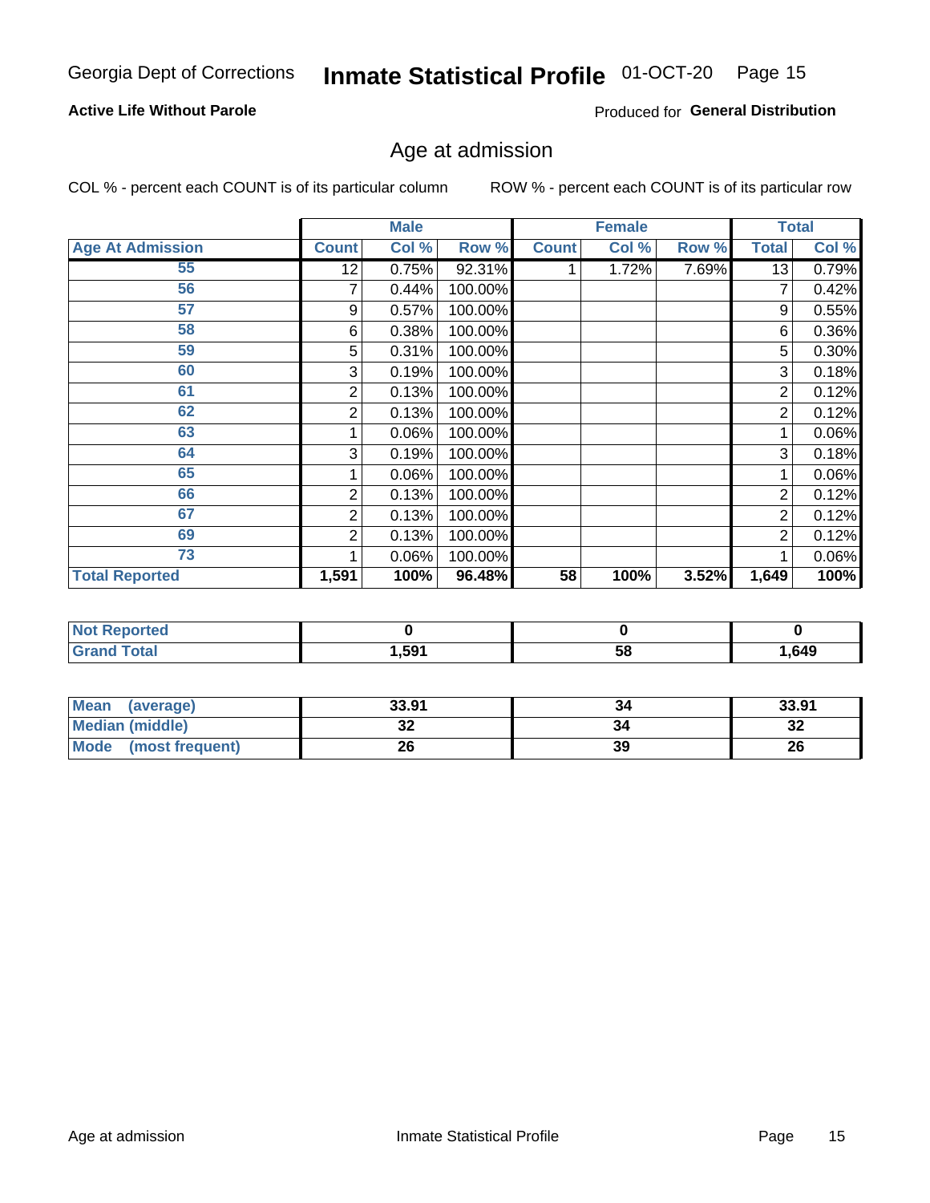Georgia Dept of Corrections **Inmate Statistical Profile** 01-OCT-20

**Active Life Without Parole**

Produced for **General Distribution**

## Age at admission

COL % - percent each COUNT is of its particular column ROW % - percent each COUNT is of its particular row

| | Male | | | Female | | | Total | |
|---|---|---|---|---|---|---|---|---|
| **Age At Admission** | **Count** | **Col %** | **Row %** | **Count** | **Col %** | **Row %** | **Total** | **Col %** |
| 55 | 12 | 0.75% | 92.31% | 1 | 1.72% | 7.69% | 13 | 0.79% |
| 56 | 7 | 0.44% | 100.00% | | | | 7 | 0.42% |
| 57 | 9 | 0.57% | 100.00% | | | | 9 | 0.55% |
| 58 | 6 | 0.38% | 100.00% | | | | 6 | 0.36% |
| 59 | 5 | 0.31% | 100.00% | | | | 5 | 0.30% |
| 60 | 3 | 0.19% | 100.00% | | | | 3 | 0.18% |
| 61 | 2 | 0.13% | 100.00% | | | | 2 | 0.12% |
| 62 | 2 | 0.13% | 100.00% | | | | 2 | 0.12% |
| 63 | 1 | 0.06% | 100.00% | | | | 1 | 0.06% |
| 64 | 3 | 0.19% | 100.00% | | | | 3 | 0.18% |
| 65 | 1 | 0.06% | 100.00% | | | | 1 | 0.06% |
| 66 | 2 | 0.13% | 100.00% | | | | 2 | 0.12% |
| 67 | 2 | 0.13% | 100.00% | | | | 2 | 0.12% |
| 69 | 2 | 0.13% | 100.00% | | | | 2 | 0.12% |
| 73 | 1 | 0.06% | 100.00% | | | | 1 | 0.06% |
| **Total Reported** | **1,591** | **100%** | **96.48%** | **58** | **100%** | **3.52%** | **1,649** | **100%** |

| | Male | Female | Total |
|---|---|---|---|
| **Not Reported** | **0** | **0** | **0** |
| **Grand Total** | **1,591** | **58** | **1,649** |

| | Male | Female | Total |
|---|---|---|---|
| **Mean (average)** | **33.91** | **34** | **33.91** |
| **Median (middle)** | **32** | **34** | **32** |
| **Mode (most frequent)** | **26** | **39** | **26** |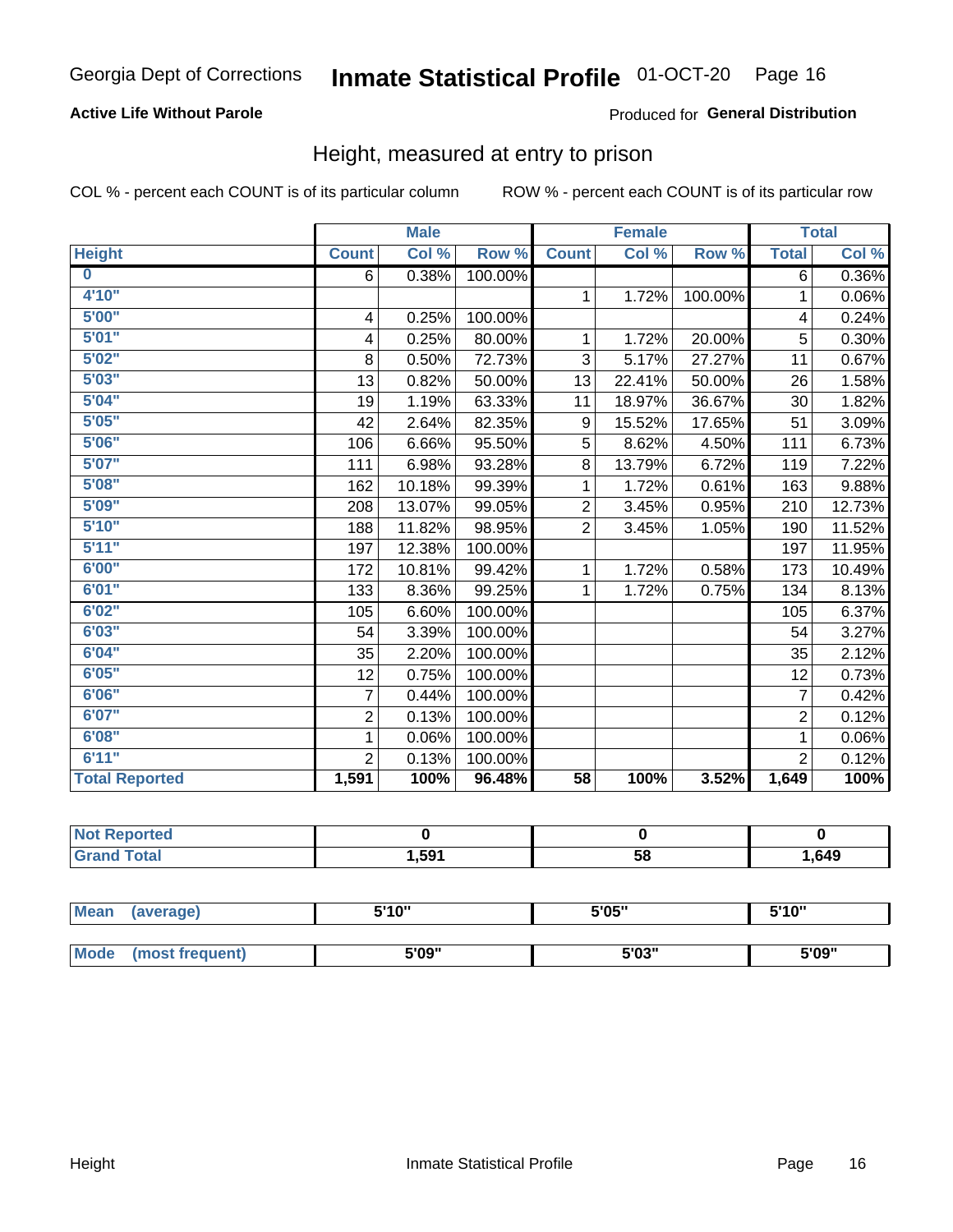Georgia Dept of Corrections **Inmate Statistical Profile** 01-OCT-20

**Active Life Without Parole**

Produced for **General Distribution**

## Height, measured at entry to prison

COL % - percent each COUNT is of its particular column ROW % - percent each COUNT is of its particular row

| | Male | | | Female | | | Total | |
|---|---|---|---|---|---|---|---|---|
| **Height** | **Count** | **Col %** | **Row %** | **Count** | **Col %** | **Row %** | **Total** | **Col %** |
| **0** | 6 | 0.38% | 100.00% | | | | 6 | 0.36% |
| **4'10"** | | | | 1 | 1.72% | 100.00% | 1 | 0.06% |
| **5'00"** | 4 | 0.25% | 100.00% | | | | 4 | 0.24% |
| **5'01"** | 4 | 0.25% | 80.00% | 1 | 1.72% | 20.00% | 5 | 0.30% |
| **5'02"** | 8 | 0.50% | 72.73% | 3 | 5.17% | 27.27% | 11 | 0.67% |
| **5'03"** | 13 | 0.82% | 50.00% | 13 | 22.41% | 50.00% | 26 | 1.58% |
| **5'04"** | 19 | 1.19% | 63.33% | 11 | 18.97% | 36.67% | 30 | 1.82% |
| **5'05"** | 42 | 2.64% | 82.35% | 9 | 15.52% | 17.65% | 51 | 3.09% |
| **5'06"** | 106 | 6.66% | 95.50% | 5 | 8.62% | 4.50% | 111 | 6.73% |
| **5'07"** | 111 | 6.98% | 93.28% | 8 | 13.79% | 6.72% | 119 | 7.22% |
| **5'08"** | 162 | 10.18% | 99.39% | 1 | 1.72% | 0.61% | 163 | 9.88% |
| **5'09"** | 208 | 13.07% | 99.05% | 2 | 3.45% | 0.95% | 210 | 12.73% |
| **5'10"** | 188 | 11.82% | 98.95% | 2 | 3.45% | 1.05% | 190 | 11.52% |
| **5'11"** | 197 | 12.38% | 100.00% | | | | 197 | 11.95% |
| **6'00"** | 172 | 10.81% | 99.42% | 1 | 1.72% | 0.58% | 173 | 10.49% |
| **6'01"** | 133 | 8.36% | 99.25% | 1 | 1.72% | 0.75% | 134 | 8.13% |
| **6'02"** | 105 | 6.60% | 100.00% | | | | 105 | 6.37% |
| **6'03"** | 54 | 3.39% | 100.00% | | | | 54 | 3.27% |
| **6'04"** | 35 | 2.20% | 100.00% | | | | 35 | 2.12% |
| **6'05"** | 12 | 0.75% | 100.00% | | | | 12 | 0.73% |
| **6'06"** | 7 | 0.44% | 100.00% | | | | 7 | 0.42% |
| **6'07"** | 2 | 0.13% | 100.00% | | | | 2 | 0.12% |
| **6'08"** | 1 | 0.06% | 100.00% | | | | 1 | 0.06% |
| **6'11"** | 2 | 0.13% | 100.00% | | | | 2 | 0.12% |
| **Total Reported** | **1,591** | **100%** | **96.48%** | **58** | **100%** | **3.52%** | **1,649** | **100%** |

| | Male | Female | Total |
|---|---|---|---|
| **Not Reported** | **0** | **0** | **0** |
| **Grand Total** | **1,591** | **58** | **1,649** |

| | Male | Female | Total |
|---|---|---|---|
| **Mean (average)** | **5'10"** | **5'05"** | **5'10"** |
| **Mode (most frequent)** | **5'09"** | **5'03"** | **5'09"** |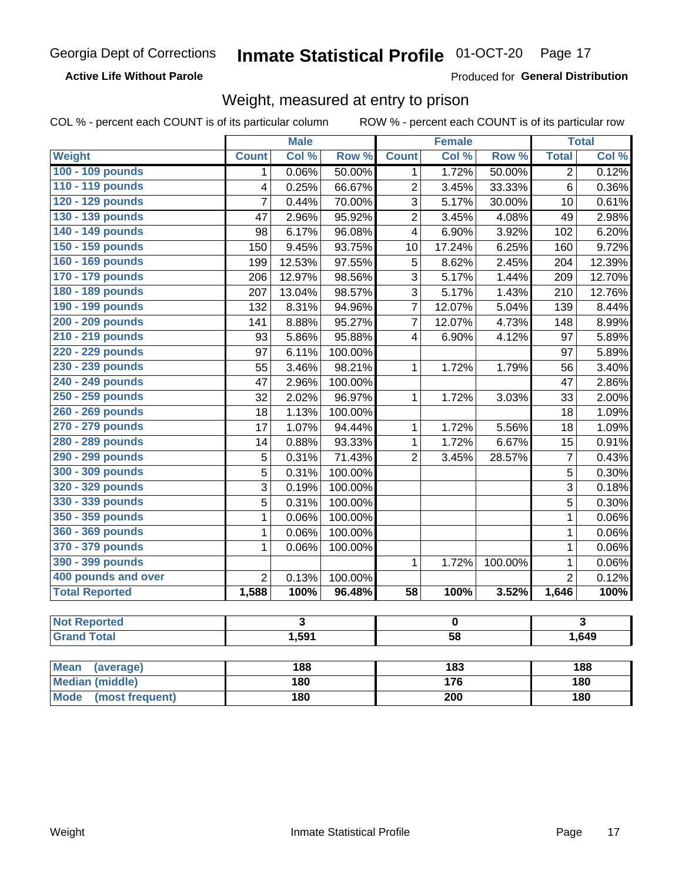Georgia Dept of Corrections **Inmate Statistical Profile** 01-OCT-20

**Active Life Without Parole**

Produced for **General Distribution**

## Weight, measured at entry to prison

COL % - percent each COUNT is of its particular column    ROW % - percent each COUNT is of its particular row

| | Male | | | Female | | | Total | |
|---|---|---|---|---|---|---|---|---|
| **Weight** | **Count** | **Col %** | **Row %** | **Count** | **Col %** | **Row %** | **Total** | **Col %** |
| 100 - 109 pounds | 1 | 0.06% | 50.00% | 1 | 1.72% | 50.00% | 2 | 0.12% |
| 110 - 119 pounds | 4 | 0.25% | 66.67% | 2 | 3.45% | 33.33% | 6 | 0.36% |
| 120 - 129 pounds | 7 | 0.44% | 70.00% | 3 | 5.17% | 30.00% | 10 | 0.61% |
| 130 - 139 pounds | 47 | 2.96% | 95.92% | 2 | 3.45% | 4.08% | 49 | 2.98% |
| 140 - 149 pounds | 98 | 6.17% | 96.08% | 4 | 6.90% | 3.92% | 102 | 6.20% |
| 150 - 159 pounds | 150 | 9.45% | 93.75% | 10 | 17.24% | 6.25% | 160 | 9.72% |
| 160 - 169 pounds | 199 | 12.53% | 97.55% | 5 | 8.62% | 2.45% | 204 | 12.39% |
| 170 - 179 pounds | 206 | 12.97% | 98.56% | 3 | 5.17% | 1.44% | 209 | 12.70% |
| 180 - 189 pounds | 207 | 13.04% | 98.57% | 3 | 5.17% | 1.43% | 210 | 12.76% |
| 190 - 199 pounds | 132 | 8.31% | 94.96% | 7 | 12.07% | 5.04% | 139 | 8.44% |
| 200 - 209 pounds | 141 | 8.88% | 95.27% | 7 | 12.07% | 4.73% | 148 | 8.99% |
| 210 - 219 pounds | 93 | 5.86% | 95.88% | 4 | 6.90% | 4.12% | 97 | 5.89% |
| 220 - 229 pounds | 97 | 6.11% | 100.00% | | | | 97 | 5.89% |
| 230 - 239 pounds | 55 | 3.46% | 98.21% | 1 | 1.72% | 1.79% | 56 | 3.40% |
| 240 - 249 pounds | 47 | 2.96% | 100.00% | | | | 47 | 2.86% |
| 250 - 259 pounds | 32 | 2.02% | 96.97% | 1 | 1.72% | 3.03% | 33 | 2.00% |
| 260 - 269 pounds | 18 | 1.13% | 100.00% | | | | 18 | 1.09% |
| 270 - 279 pounds | 17 | 1.07% | 94.44% | 1 | 1.72% | 5.56% | 18 | 1.09% |
| 280 - 289 pounds | 14 | 0.88% | 93.33% | 1 | 1.72% | 6.67% | 15 | 0.91% |
| 290 - 299 pounds | 5 | 0.31% | 71.43% | 2 | 3.45% | 28.57% | 7 | 0.43% |
| 300 - 309 pounds | 5 | 0.31% | 100.00% | | | | 5 | 0.30% |
| 320 - 329 pounds | 3 | 0.19% | 100.00% | | | | 3 | 0.18% |
| 330 - 339 pounds | 5 | 0.31% | 100.00% | | | | 5 | 0.30% |
| 350 - 359 pounds | 1 | 0.06% | 100.00% | | | | 1 | 0.06% |
| 360 - 369 pounds | 1 | 0.06% | 100.00% | | | | 1 | 0.06% |
| 370 - 379 pounds | 1 | 0.06% | 100.00% | | | | 1 | 0.06% |
| 390 - 399 pounds | | | | 1 | 1.72% | 100.00% | 1 | 0.06% |
| 400 pounds and over | 2 | 0.13% | 100.00% | | | | 2 | 0.12% |
| **Total Reported** | **1,588** | **100%** | **96.48%** | **58** | **100%** | **3.52%** | **1,646** | **100%** |

| | Male | Female | Total |
|---|---|---|---|
| Not Reported | 3 | 0 | 3 |
| Grand Total | 1,591 | 58 | 1,649 |

| | Male | Female | Total |
|---|---|---|---|
| Mean (average) | 188 | 183 | 188 |
| Median (middle) | 180 | 176 | 180 |
| Mode (most frequent) | 180 | 200 | 180 |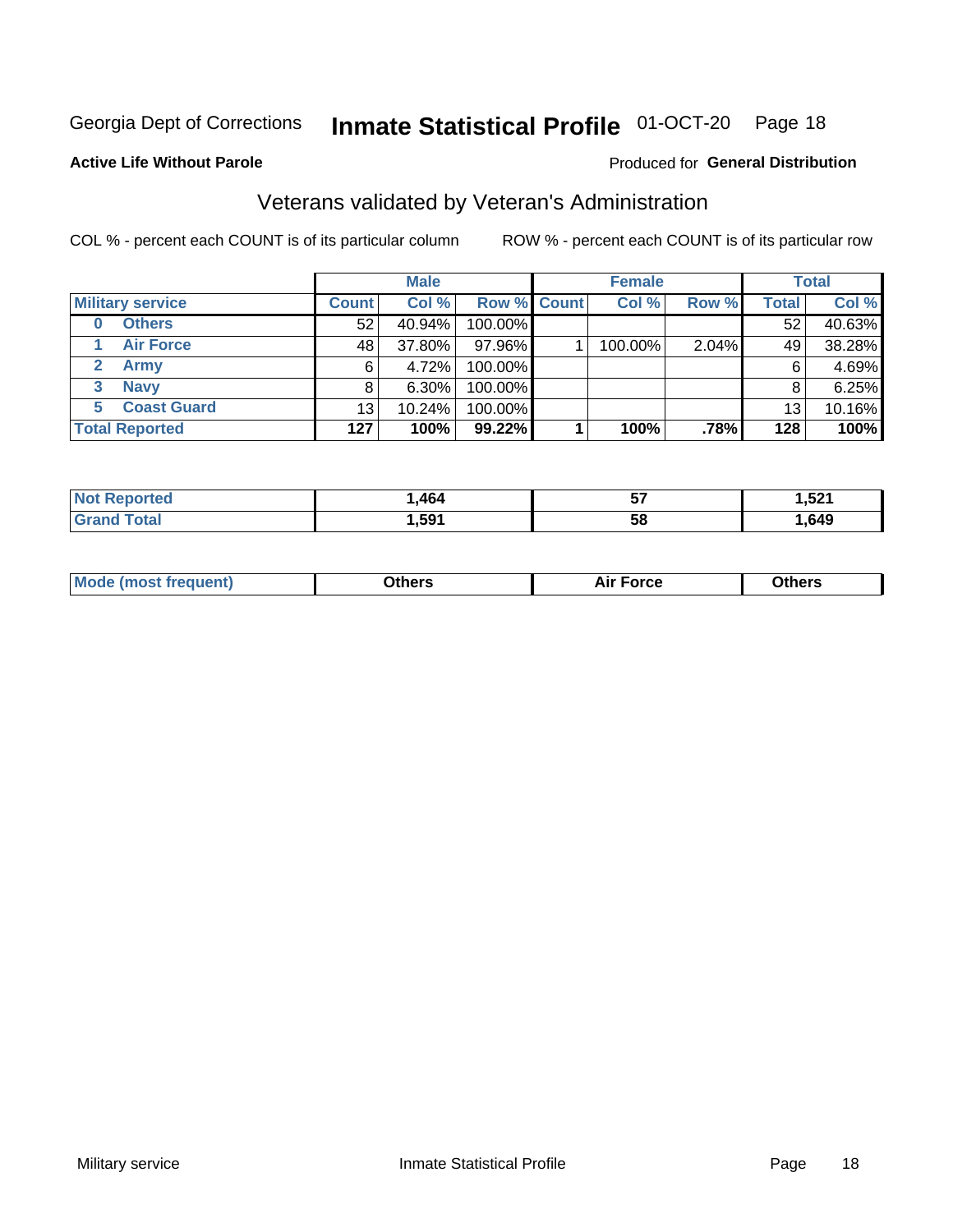Georgia Dept of Corrections **Inmate Statistical Profile** 01-OCT-20 Page 18

**Active Life Without Parole**

Produced for **General Distribution**

## Veterans validated by Veteran's Administration

COL % - percent each COUNT is of its particular column ROW % - percent each COUNT is of its particular row

| | Male | | | Female | | | Total | |
|---|---|---|---|---|---|---|---|---|
| **Military service** | **Count** | **Col %** | **Row %** | **Count** | **Col %** | **Row %** | **Total** | **Col %** |
| **0 Others** | 52 | 40.94% | 100.00% | | | | 52 | 40.63% |
| **1 Air Force** | 48 | 37.80% | 97.96% | 1 | 100.00% | 2.04% | 49 | 38.28% |
| **2 Army** | 6 | 4.72% | 100.00% | | | | 6 | 4.69% |
| **3 Navy** | 8 | 6.30% | 100.00% | | | | 8 | 6.25% |
| **5 Coast Guard** | 13 | 10.24% | 100.00% | | | | 13 | 10.16% |
| **Total Reported** | **127** | **100%** | **99.22%** | **1** | **100%** | **.78%** | **128** | **100%** |

| | Male | Female | Total |
|---|---|---|---|
| **Not Reported** | **1,464** | **57** | **1,521** |
| **Grand Total** | **1,591** | **58** | **1,649** |

| | Male | Female | Total |
|---|---|---|---|
| **Mode (most frequent)** | **Others** | **Air Force** | **Others** |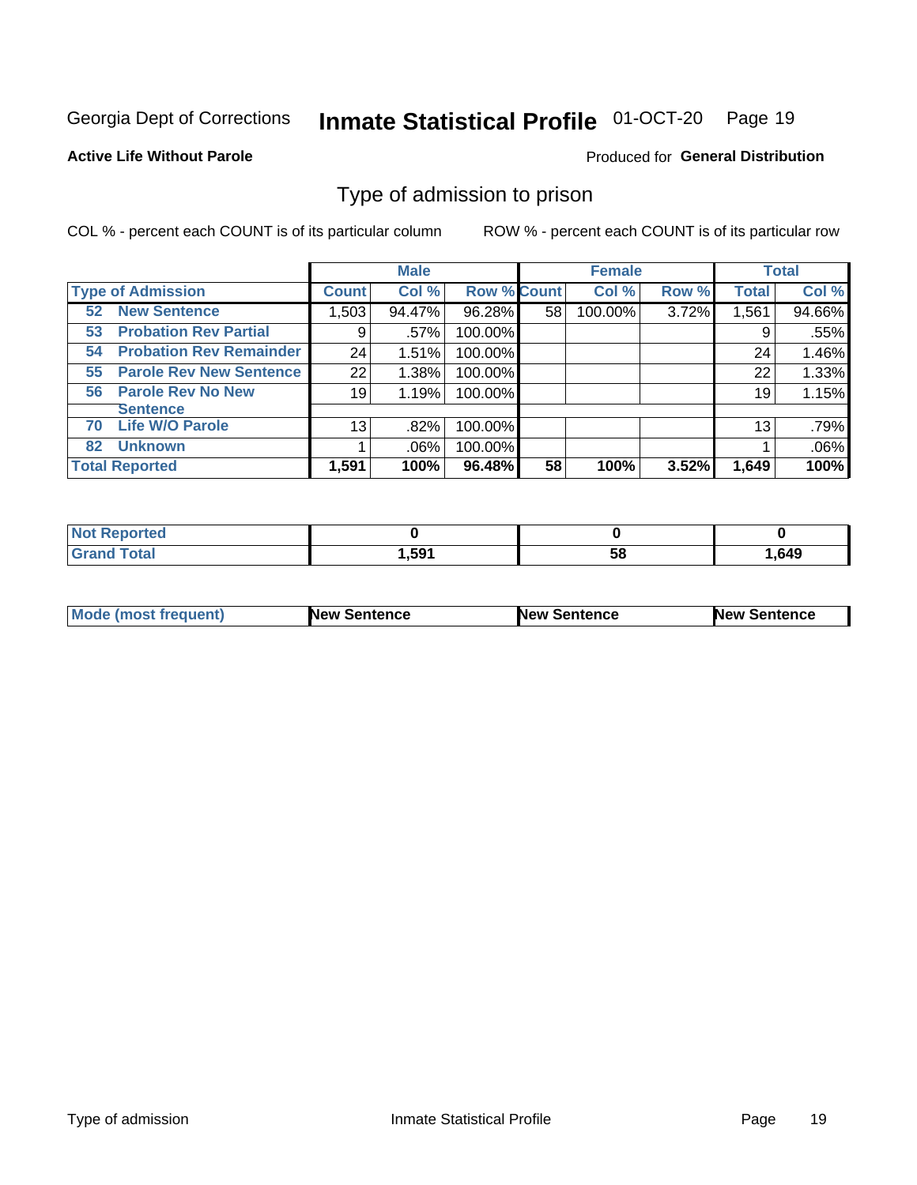Georgia Dept of Corrections **Inmate Statistical Profile** 01-OCT-20

**Active Life Without Parole**

Produced for **General Distribution**

## Type of admission to prison

COL % - percent each COUNT is of its particular column ROW % - percent each COUNT is of its particular row

| | Male | | | Female | | | Total | |
|---|---|---|---|---|---|---|---|---|
| **Type of Admission** | **Count** | **Col %** | **Row %** | **Count** | **Col %** | **Row %** | **Total** | **Col %** |
| **52 New Sentence** | 1,503 | 94.47% | 96.28% | 58 | 100.00% | 3.72% | 1,561 | 94.66% |
| **53 Probation Rev Partial** | 9 | .57% | 100.00% | | | | 9 | .55% |
| **54 Probation Rev Remainder** | 24 | 1.51% | 100.00% | | | | 24 | 1.46% |
| **55 Parole Rev New Sentence** | 22 | 1.38% | 100.00% | | | | 22 | 1.33% |
| **56 Parole Rev No New Sentence** | 19 | 1.19% | 100.00% | | | | 19 | 1.15% |
| **70 Life W/O Parole** | 13 | .82% | 100.00% | | | | 13 | .79% |
| **82 Unknown** | 1 | .06% | 100.00% | | | | 1 | .06% |
| **Total Reported** | **1,591** | **100%** | **96.48%** | **58** | **100%** | **3.52%** | **1,649** | **100%** |

| | Male | Female | Total |
|---|---|---|---|
| **Not Reported** | **0** | **0** | **0** |
| **Grand Total** | **1,591** | **58** | **1,649** |

| | Male | Female | Total |
|---|---|---|---|
| **Mode (most frequent)** | **New Sentence** | **New Sentence** | **New Sentence** |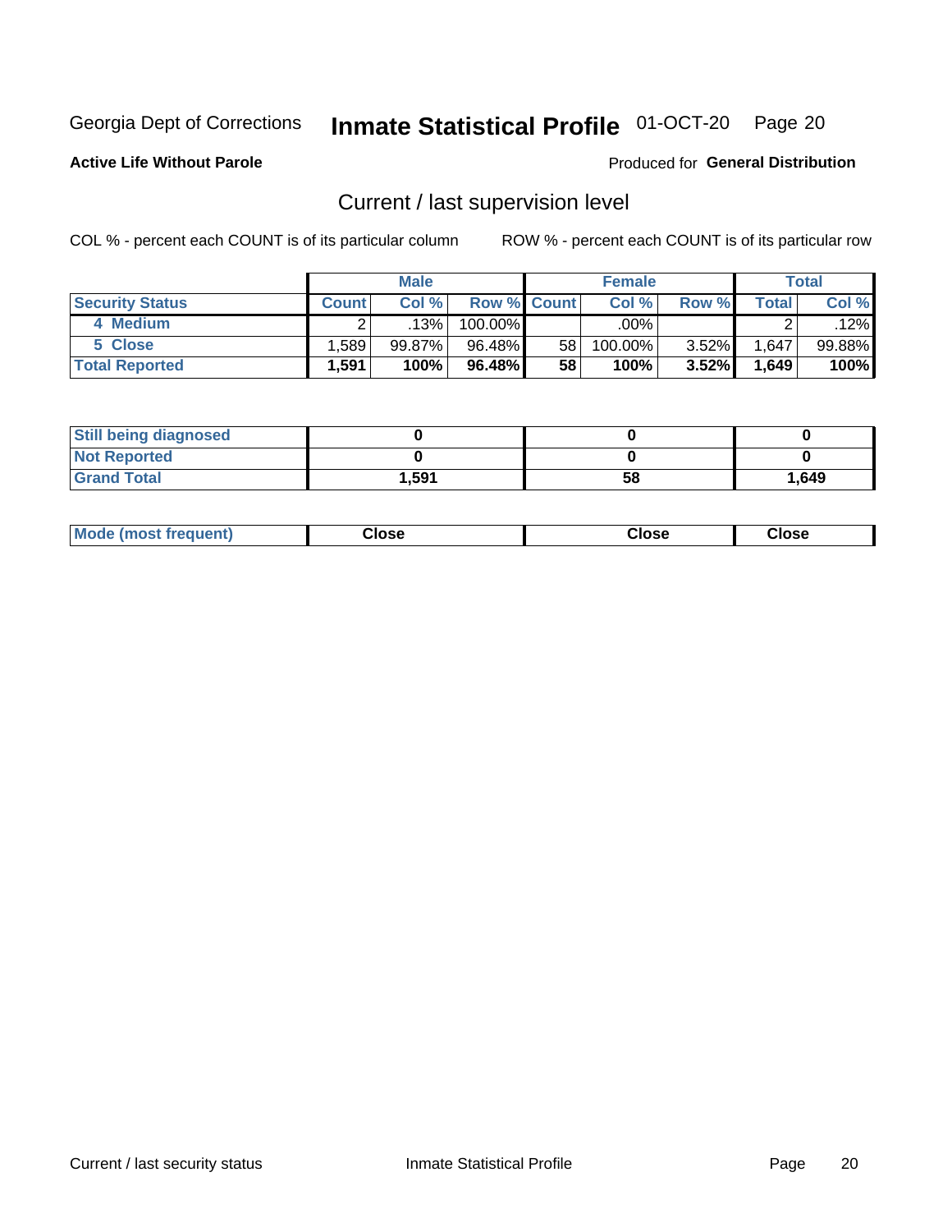Georgia Dept of Corrections **Inmate Statistical Profile** 01-OCT-20

**Active Life Without Parole**

Produced for **General Distribution**

## Current / last supervision level

COL % - percent each COUNT is of its particular column ROW % - percent each COUNT is of its particular row

| | Male | | | Female | | | Total | |
|---|---|---|---|---|---|---|---|---|
| **Security Status** | **Count** | **Col %** | **Row %** | **Count** | **Col %** | **Row %** | **Total** | **Col %** |
| 4 Medium | 2 | .13% | 100.00% | | .00% | | 2 | .12% |
| 5 Close | 1,589 | 99.87% | 96.48% | 58 | 100.00% | 3.52% | 1,647 | 99.88% |
| **Total Reported** | **1,591** | **100%** | **96.48%** | **58** | **100%** | **3.52%** | **1,649** | **100%** |

| | | | |
|---|---|---|---|
| **Still being diagnosed** | **0** | **0** | **0** |
| **Not Reported** | **0** | **0** | **0** |
| **Grand Total** | **1,591** | **58** | **1,649** |

| | | | |
|---|---|---|---|
| **Mode (most frequent)** | **Close** | **Close** | **Close** |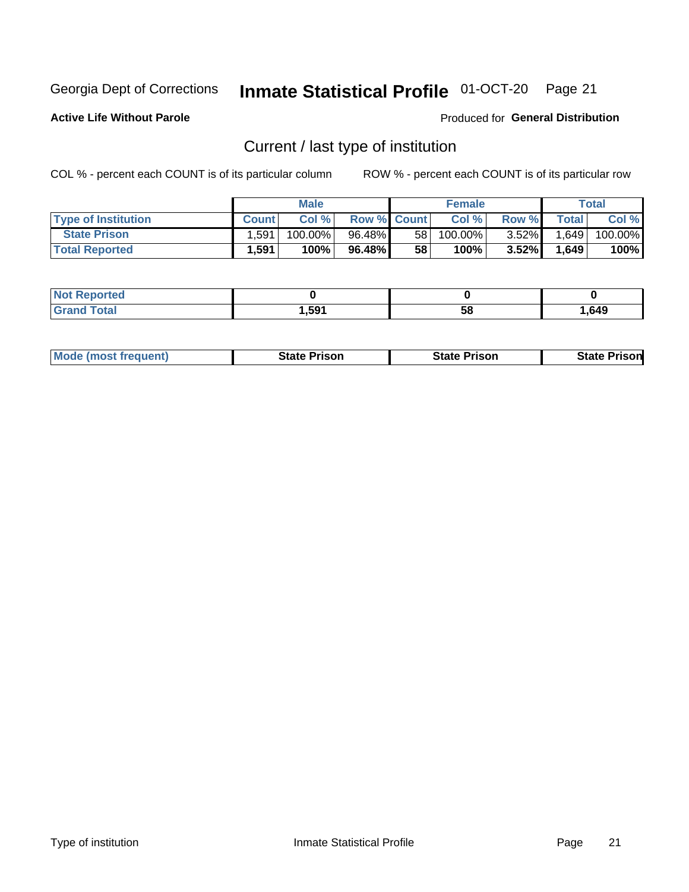Georgia Dept of Corrections **Inmate Statistical Profile** 01-OCT-20

**Active Life Without Parole**

Produced for **General Distribution**

## Current / last type of institution

COL % - percent each COUNT is of its particular column ROW % - percent each COUNT is of its particular row

| | Male | | | Female | | | Total | |
|---|---|---|---|---|---|---|---|---|
| **Type of Institution** | **Count** | **Col %** | **Row %** | **Count** | **Col %** | **Row %** | **Total** | **Col %** |
| **State Prison** | 1,591 | 100.00% | 96.48% | 58 | 100.00% | 3.52% | 1,649 | 100.00% |
| **Total Reported** | **1,591** | **100%** | **96.48%** | **58** | **100%** | **3.52%** | **1,649** | **100%** |

| | Male | Female | Total |
|---|---|---|---|
| **Not Reported** | **0** | **0** | **0** |
| **Grand Total** | **1,591** | **58** | **1,649** |

| | Male | Female | Total |
|---|---|---|---|
| **Mode (most frequent)** | **State Prison** | **State Prison** | **State Prison** |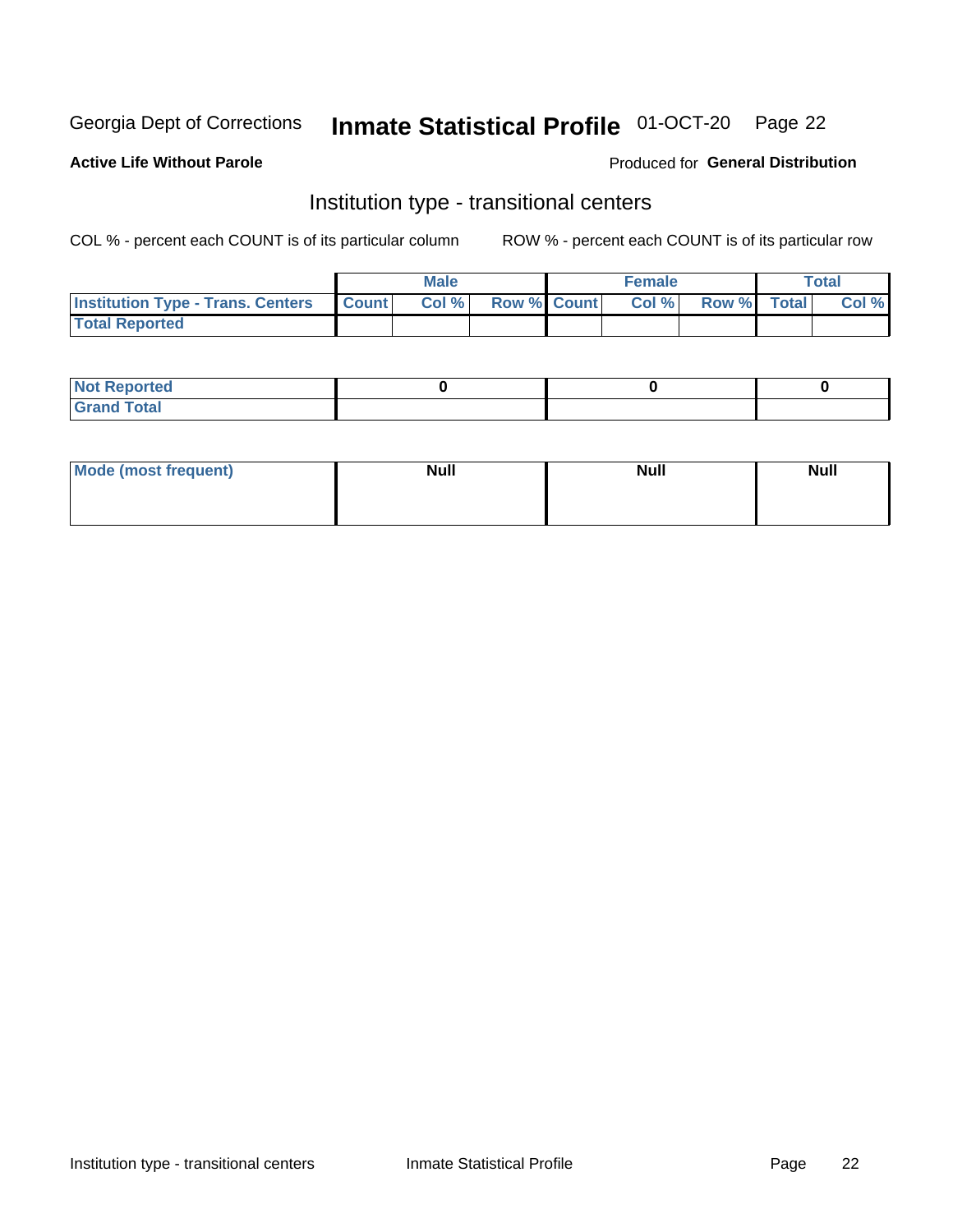Georgia Dept of Corrections **Inmate Statistical Profile** 01-OCT-20

**Active Life Without Parole**

Produced for **General Distribution**

## Institution type - transitional centers

COL % - percent each COUNT is of its particular column ROW % - percent each COUNT is of its particular row

| | Male | | | Female | | | Total | |
|---|---|---|---|---|---|---|---|---|
| Institution Type - Trans. Centers | Count | Col % | Row % | Count | Col % | Row % | Total | Col % |
| Total Reported | | | | | | | | |

| | Male | Female | Total |
|---|---|---|---|
| Not Reported | 0 | 0 | 0 |
| Grand Total | | | |

| | Male | Female | Total |
|---|---|---|---|
| Mode (most frequent) | Null | Null | Null |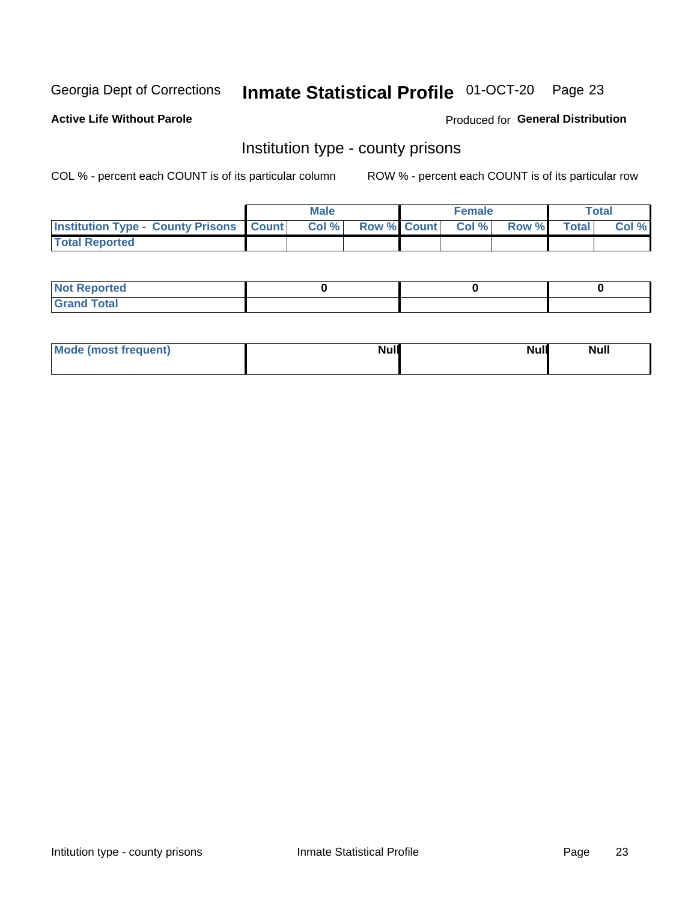Georgia Dept of Corrections **Inmate Statistical Profile** 01-OCT-20

**Active Life Without Parole**

Produced for **General Distribution**

## Institution type - county prisons

COL % - percent each COUNT is of its particular column

ROW % - percent each COUNT is of its particular row

| | Male | | | Female | | | Total | |
|---|---|---|---|---|---|---|---|---|
| **Institution Type - County Prisons** | **Count** | **Col %** | **Row %** | **Count** | **Col %** | **Row %** | **Total** | **Col %** |
| **Total Reported** | | | | | | | | |

| | Male | Female | Total |
|---|---|---|---|
| **Not Reported** | **0** | **0** | **0** |
| **Grand Total** | | | |

| | Male | Female | Total |
|---|---|---|---|
| **Mode (most frequent)** | **Null** | **Null** | **Null** |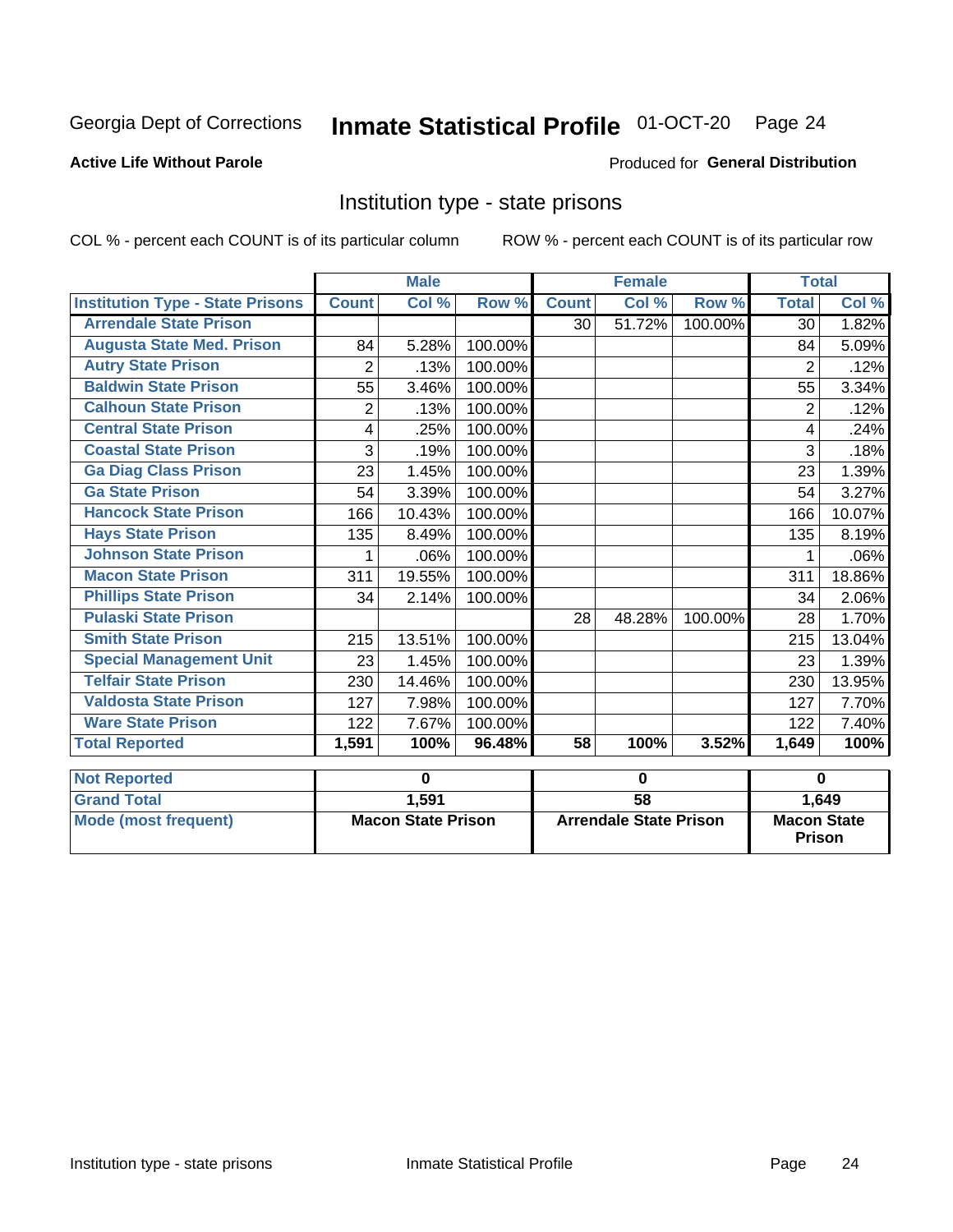Georgia Dept of Corrections **Inmate Statistical Profile** 01-OCT-20

**Active Life Without Parole**

Produced for **General Distribution**

## Institution type - state prisons

COL % - percent each COUNT is of its particular column ROW % - percent each COUNT is of its particular row

| | Male | | | Female | | | Total | |
|---|---|---|---|---|---|---|---|---|
| Institution Type - State Prisons | Count | Col % | Row % | Count | Col % | Row % | Total | Col % |
| Arrendale State Prison | | | | 30 | 51.72% | 100.00% | 30 | 1.82% |
| Augusta State Med. Prison | 84 | 5.28% | 100.00% | | | | 84 | 5.09% |
| Autry State Prison | 2 | .13% | 100.00% | | | | 2 | .12% |
| Baldwin State Prison | 55 | 3.46% | 100.00% | | | | 55 | 3.34% |
| Calhoun State Prison | 2 | .13% | 100.00% | | | | 2 | .12% |
| Central State Prison | 4 | .25% | 100.00% | | | | 4 | .24% |
| Coastal State Prison | 3 | .19% | 100.00% | | | | 3 | .18% |
| Ga Diag Class Prison | 23 | 1.45% | 100.00% | | | | 23 | 1.39% |
| Ga State Prison | 54 | 3.39% | 100.00% | | | | 54 | 3.27% |
| Hancock State Prison | 166 | 10.43% | 100.00% | | | | 166 | 10.07% |
| Hays State Prison | 135 | 8.49% | 100.00% | | | | 135 | 8.19% |
| Johnson State Prison | 1 | .06% | 100.00% | | | | 1 | .06% |
| Macon State Prison | 311 | 19.55% | 100.00% | | | | 311 | 18.86% |
| Phillips State Prison | 34 | 2.14% | 100.00% | | | | 34 | 2.06% |
| Pulaski State Prison | | | | 28 | 48.28% | 100.00% | 28 | 1.70% |
| Smith State Prison | 215 | 13.51% | 100.00% | | | | 215 | 13.04% |
| Special Management Unit | 23 | 1.45% | 100.00% | | | | 23 | 1.39% |
| Telfair State Prison | 230 | 14.46% | 100.00% | | | | 230 | 13.95% |
| Valdosta State Prison | 127 | 7.98% | 100.00% | | | | 127 | 7.70% |
| Ware State Prison | 122 | 7.67% | 100.00% | | | | 122 | 7.40% |
| **Total Reported** | **1,591** | **100%** | **96.48%** | **58** | **100%** | **3.52%** | **1,649** | **100%** |

| | Male | Female | Total |
|---|---|---|---|
| Not Reported | 0 | 0 | 0 |
| Grand Total | 1,591 | 58 | 1,649 |
| Mode (most frequent) | Macon State Prison | Arrendale State Prison | Macon State Prison |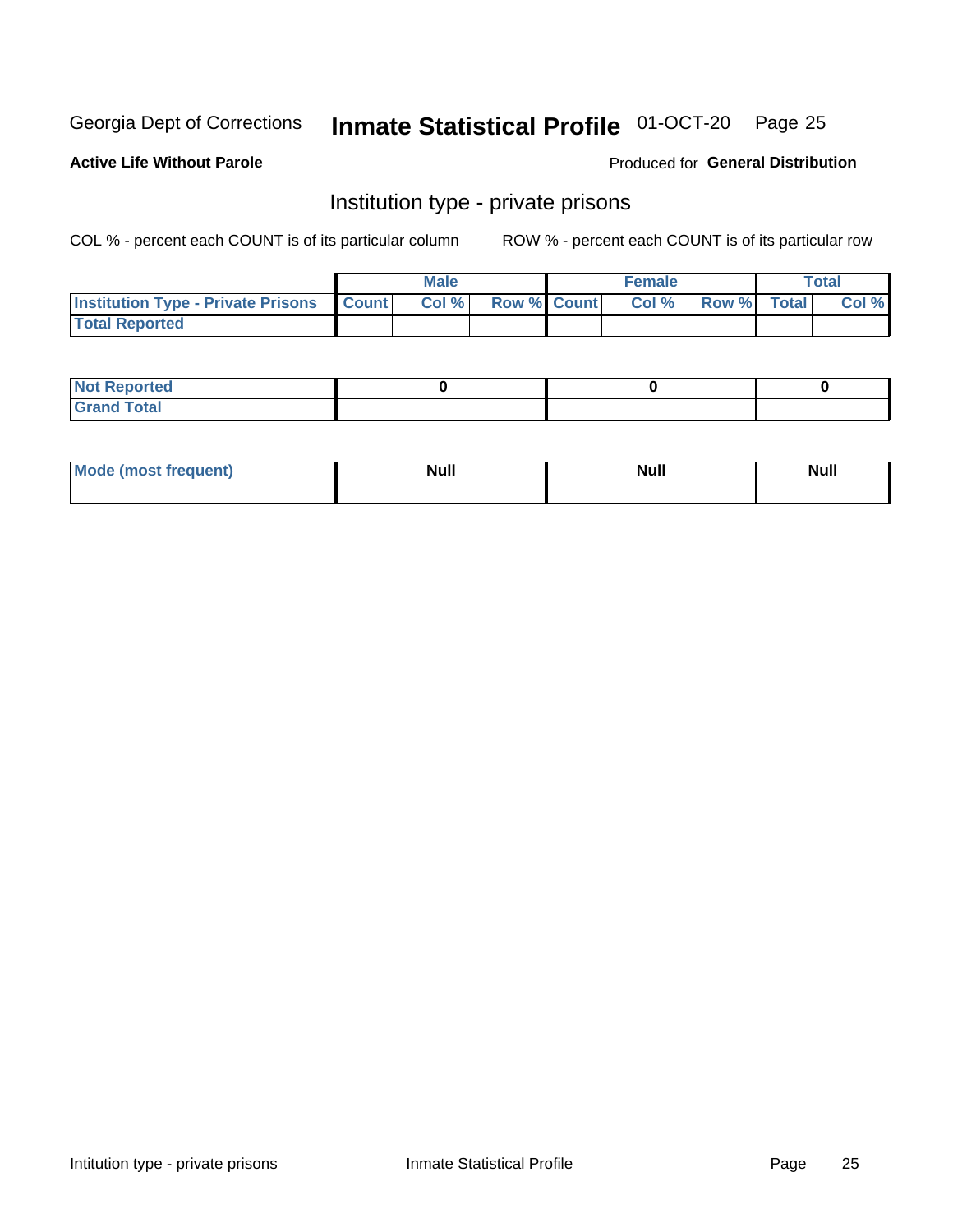Georgia Dept of Corrections **Inmate Statistical Profile** 01-OCT-20

**Active Life Without Parole**

Produced for **General Distribution**

## Institution type - private prisons

COL % - percent each COUNT is of its particular column

ROW % - percent each COUNT is of its particular row

| | Male | | | Female | | | Total | |
|---|---|---|---|---|---|---|---|---|
| Institution Type - Private Prisons | Count | Col % | Row % | Count | Col % | Row % | Total | Col % |
| Total Reported | | | | | | | | |

| | Male | Female | Total |
|---|---|---|---|
| Not Reported | 0 | 0 | 0 |
| Grand Total | | | |

| | Male | Female | Total |
|---|---|---|---|
| Mode (most frequent) | Null | Null | Null |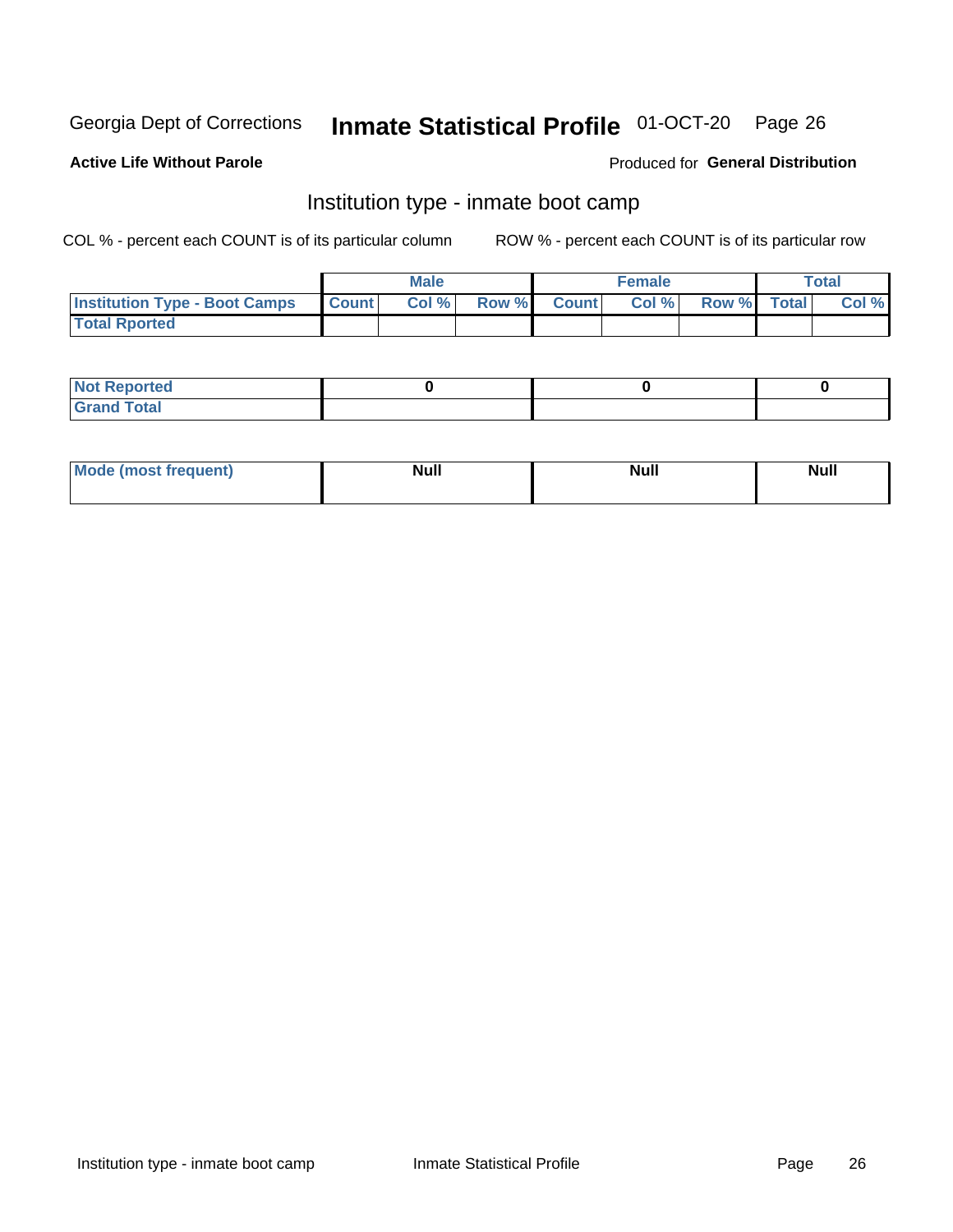Georgia Dept of Corrections **Inmate Statistical Profile** 01-OCT-20

**Active Life Without Parole**

Produced for **General Distribution**

## Institution type - inmate boot camp

COL % - percent each COUNT is of its particular column

ROW % - percent each COUNT is of its particular row

| | Male | | | Female | | | Total | |
|---|---|---|---|---|---|---|---|---|
| **Institution Type - Boot Camps** | **Count** | **Col %** | **Row %** | **Count** | **Col %** | **Row %** | **Total** | **Col %** |
| **Total Rported** | | | | | | | | |

| | Male | Female | Total |
|---|---|---|---|
| **Not Reported** | **0** | **0** | **0** |
| **Grand Total** | | | |

| | Male | Female | Total |
|---|---|---|---|
| **Mode (most frequent)** | **Null** | **Null** | **Null** |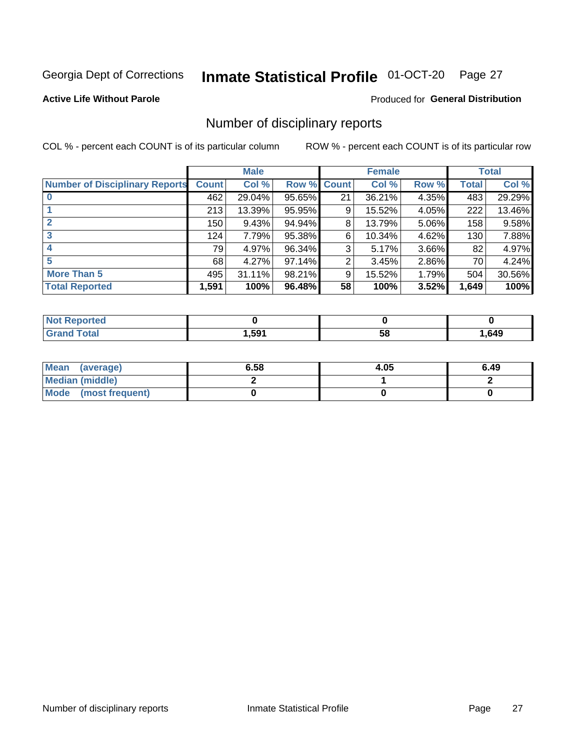Georgia Dept of Corrections **Inmate Statistical Profile** 01-OCT-20

**Active Life Without Parole**

Produced for **General Distribution**

## Number of disciplinary reports

COL % - percent each COUNT is of its particular column

ROW % - percent each COUNT is of its particular row

| | Male | | | Female | | | Total | |
|---|---|---|---|---|---|---|---|---|
| **Number of Disciplinary Reports** | **Count** | **Col %** | **Row %** | **Count** | **Col %** | **Row %** | **Total** | **Col %** |
| **0** | 462 | 29.04% | 95.65% | 21 | 36.21% | 4.35% | 483 | 29.29% |
| **1** | 213 | 13.39% | 95.95% | 9 | 15.52% | 4.05% | 222 | 13.46% |
| **2** | 150 | 9.43% | 94.94% | 8 | 13.79% | 5.06% | 158 | 9.58% |
| **3** | 124 | 7.79% | 95.38% | 6 | 10.34% | 4.62% | 130 | 7.88% |
| **4** | 79 | 4.97% | 96.34% | 3 | 5.17% | 3.66% | 82 | 4.97% |
| **5** | 68 | 4.27% | 97.14% | 2 | 3.45% | 2.86% | 70 | 4.24% |
| **More Than 5** | 495 | 31.11% | 98.21% | 9 | 15.52% | 1.79% | 504 | 30.56% |
| **Total Reported** | **1,591** | **100%** | **96.48%** | **58** | **100%** | **3.52%** | **1,649** | **100%** |

| | Male | Female | Total |
|---|---|---|---|
| **Not Reported** | **0** | **0** | **0** |
| **Grand Total** | **1,591** | **58** | **1,649** |

| | Male | Female | Total |
|---|---|---|---|
| **Mean (average)** | **6.58** | **4.05** | **6.49** |
| **Median (middle)** | **2** | **1** | **2** |
| **Mode (most frequent)** | **0** | **0** | **0** |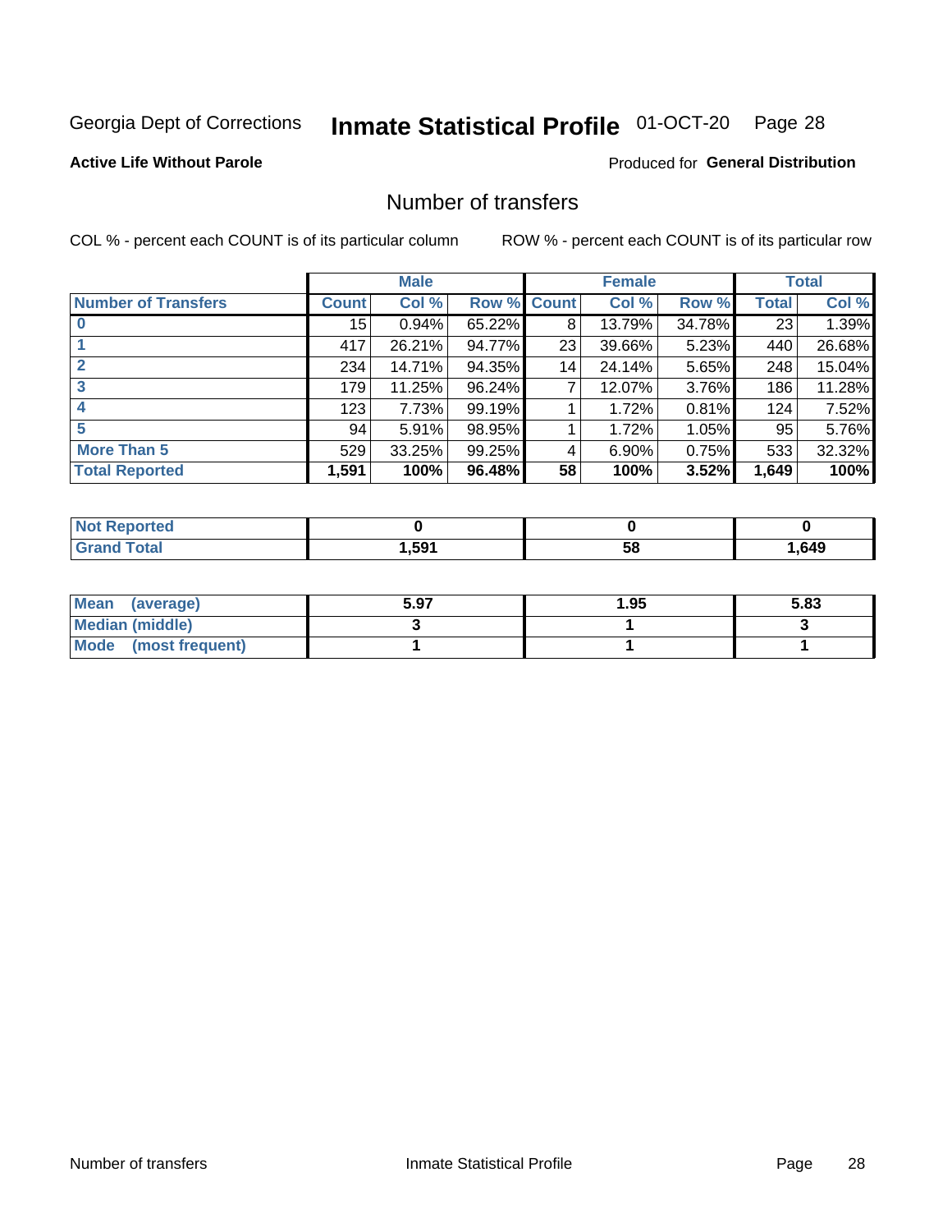Georgia Dept of Corrections **Inmate Statistical Profile** 01-OCT-20 Page 28

**Active Life Without Parole**

Produced for **General Distribution**

## Number of transfers

COL % - percent each COUNT is of its particular column ROW % - percent each COUNT is of its particular row

| | Male | | | Female | | | Total | |
|---|---|---|---|---|---|---|---|---|
| **Number of Transfers** | **Count** | **Col %** | **Row %** | **Count** | **Col %** | **Row %** | **Total** | **Col %** |
| **0** | 15 | 0.94% | 65.22% | 8 | 13.79% | 34.78% | 23 | 1.39% |
| **1** | 417 | 26.21% | 94.77% | 23 | 39.66% | 5.23% | 440 | 26.68% |
| **2** | 234 | 14.71% | 94.35% | 14 | 24.14% | 5.65% | 248 | 15.04% |
| **3** | 179 | 11.25% | 96.24% | 7 | 12.07% | 3.76% | 186 | 11.28% |
| **4** | 123 | 7.73% | 99.19% | 1 | 1.72% | 0.81% | 124 | 7.52% |
| **5** | 94 | 5.91% | 98.95% | 1 | 1.72% | 1.05% | 95 | 5.76% |
| **More Than 5** | 529 | 33.25% | 99.25% | 4 | 6.90% | 0.75% | 533 | 32.32% |
| **Total Reported** | **1,591** | **100%** | **96.48%** | **58** | **100%** | **3.52%** | **1,649** | **100%** |

| | Male | Female | Total |
|---|---|---|---|
| **Not Reported** | **0** | **0** | **0** |
| **Grand Total** | **1,591** | **58** | **1,649** |

| | Male | Female | Total |
|---|---|---|---|
| **Mean (average)** | **5.97** | **1.95** | **5.83** |
| **Median (middle)** | **3** | **1** | **3** |
| **Mode (most frequent)** | **1** | **1** | **1** |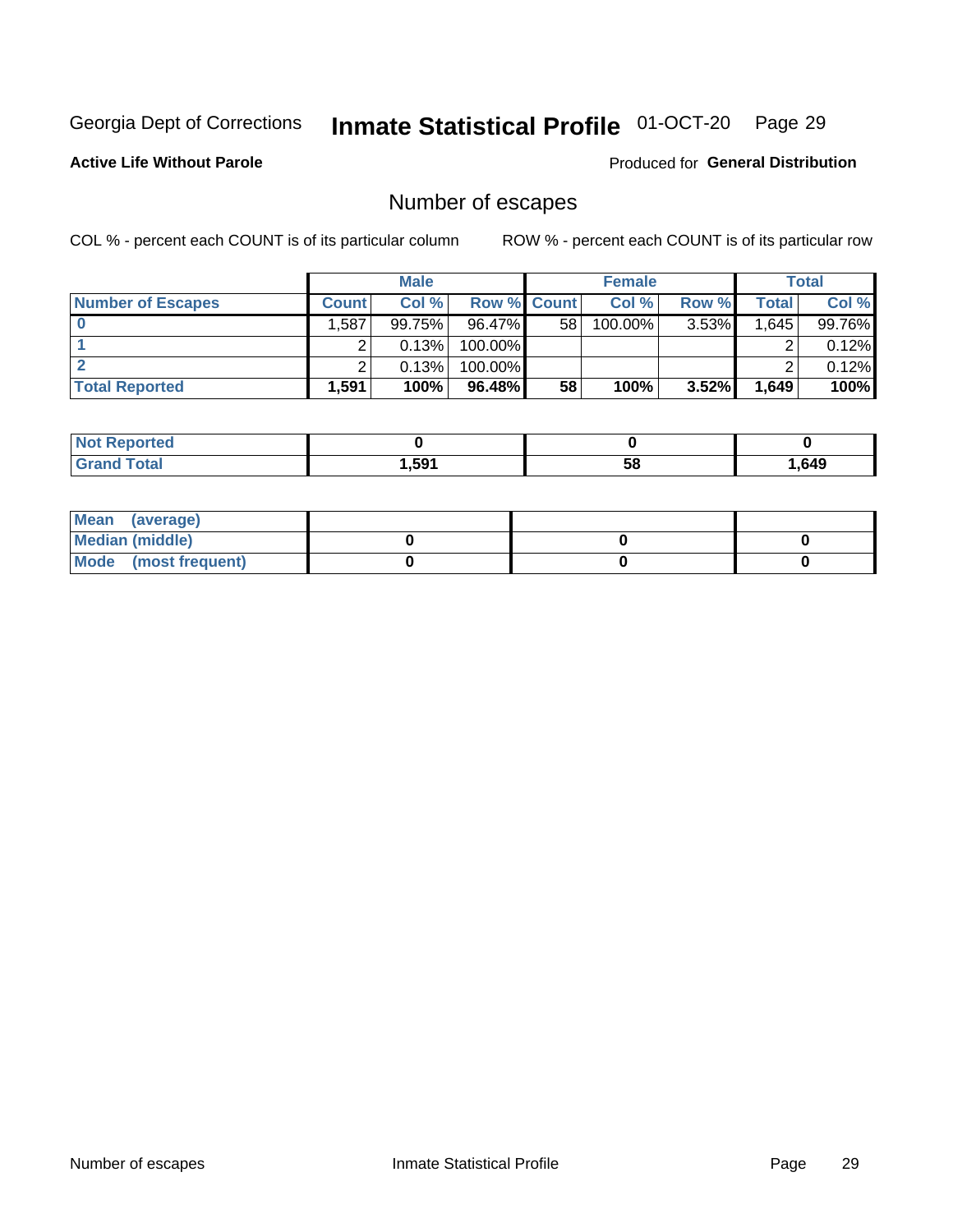Georgia Dept of Corrections **Inmate Statistical Profile** 01-OCT-20

**Active Life Without Parole**

Produced for **General Distribution**

## Number of escapes

COL % - percent each COUNT is of its particular column    ROW % - percent each COUNT is of its particular row

| | Male | | | Female | | | Total | |
|---|---|---|---|---|---|---|---|---|
| **Number of Escapes** | **Count** | **Col %** | **Row %** | **Count** | **Col %** | **Row %** | **Total** | **Col %** |
| **0** | 1,587 | 99.75% | 96.47% | 58 | 100.00% | 3.53% | 1,645 | 99.76% |
| **1** | 2 | 0.13% | 100.00% | | | | 2 | 0.12% |
| **2** | 2 | 0.13% | 100.00% | | | | 2 | 0.12% |
| **Total Reported** | **1,591** | **100%** | **96.48%** | **58** | **100%** | **3.52%** | **1,649** | **100%** |

| | Male | Female | Total |
|---|---|---|---|
| **Not Reported** | **0** | **0** | **0** |
| **Grand Total** | **1,591** | **58** | **1,649** |

| | Male | Female | Total |
|---|---|---|---|
| **Mean (average)** | | | |
| **Median (middle)** | **0** | **0** | **0** |
| **Mode (most frequent)** | **0** | **0** | **0** |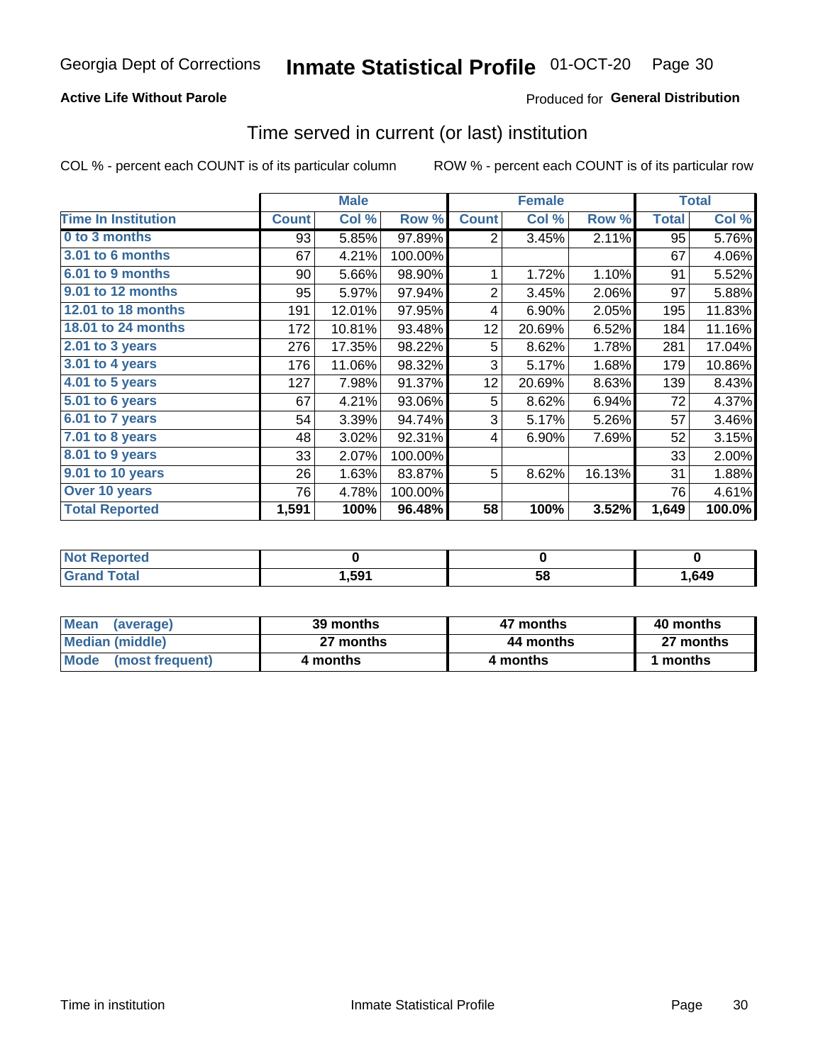Georgia Dept of Corrections **Inmate Statistical Profile** 01-OCT-20

**Active Life Without Parole**

Produced for **General Distribution**

## Time served in current (or last) institution

COL % - percent each COUNT is of its particular column

ROW % - percent each COUNT is of its particular row

| | Male | | | Female | | | Total | |
|---|---|---|---|---|---|---|---|---|
| **Time In Institution** | **Count** | **Col %** | **Row %** | **Count** | **Col %** | **Row %** | **Total** | **Col %** |
| 0 to 3 months | 93 | 5.85% | 97.89% | 2 | 3.45% | 2.11% | 95 | 5.76% |
| 3.01 to 6 months | 67 | 4.21% | 100.00% | | | | 67 | 4.06% |
| 6.01 to 9 months | 90 | 5.66% | 98.90% | 1 | 1.72% | 1.10% | 91 | 5.52% |
| 9.01 to 12 months | 95 | 5.97% | 97.94% | 2 | 3.45% | 2.06% | 97 | 5.88% |
| 12.01 to 18 months | 191 | 12.01% | 97.95% | 4 | 6.90% | 2.05% | 195 | 11.83% |
| 18.01 to 24 months | 172 | 10.81% | 93.48% | 12 | 20.69% | 6.52% | 184 | 11.16% |
| 2.01 to 3 years | 276 | 17.35% | 98.22% | 5 | 8.62% | 1.78% | 281 | 17.04% |
| 3.01 to 4 years | 176 | 11.06% | 98.32% | 3 | 5.17% | 1.68% | 179 | 10.86% |
| 4.01 to 5 years | 127 | 7.98% | 91.37% | 12 | 20.69% | 8.63% | 139 | 8.43% |
| 5.01 to 6 years | 67 | 4.21% | 93.06% | 5 | 8.62% | 6.94% | 72 | 4.37% |
| 6.01 to 7 years | 54 | 3.39% | 94.74% | 3 | 5.17% | 5.26% | 57 | 3.46% |
| 7.01 to 8 years | 48 | 3.02% | 92.31% | 4 | 6.90% | 7.69% | 52 | 3.15% |
| 8.01 to 9 years | 33 | 2.07% | 100.00% | | | | 33 | 2.00% |
| 9.01 to 10 years | 26 | 1.63% | 83.87% | 5 | 8.62% | 16.13% | 31 | 1.88% |
| Over 10 years | 76 | 4.78% | 100.00% | | | | 76 | 4.61% |
| **Total Reported** | **1,591** | **100%** | **96.48%** | **58** | **100%** | **3.52%** | **1,649** | **100.0%** |

| | Male | Female | Total |
|---|---|---|---|
| Not Reported | **0** | **0** | **0** |
| Grand Total | **1,591** | **58** | **1,649** |

| | Male | Female | Total |
|---|---|---|---|
| Mean (average) | **39 months** | **47 months** | **40 months** |
| Median (middle) | **27 months** | **44 months** | **27 months** |
| Mode (most frequent) | **4 months** | **4 months** | **1 months** |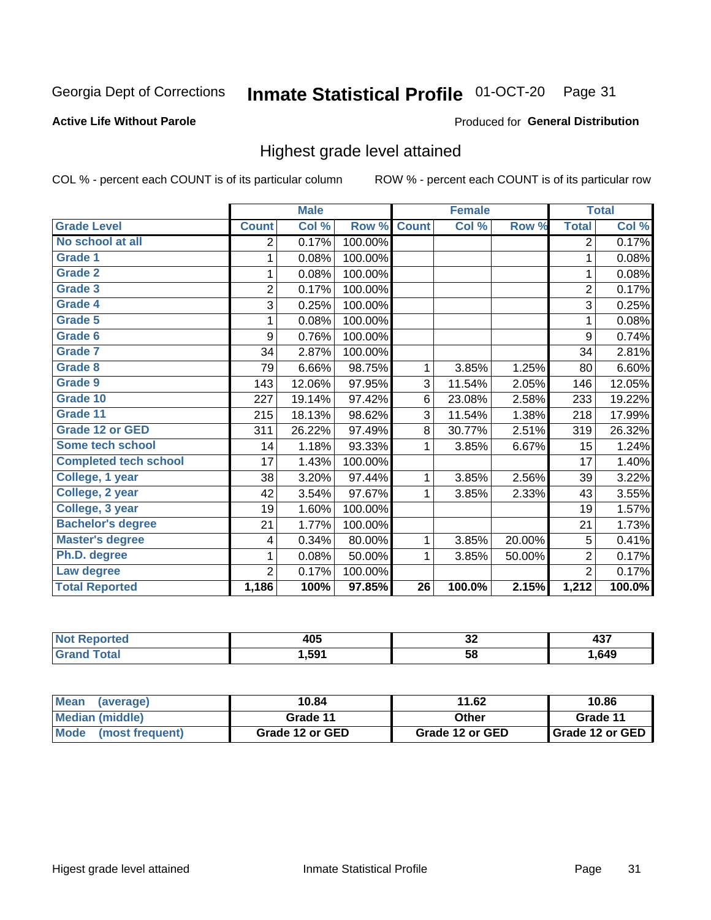Georgia Dept of Corrections **Inmate Statistical Profile** 01-OCT-20

**Active Life Without Parole**

Produced for **General Distribution**

## Highest grade level attained

COL % - percent each COUNT is of its particular column

ROW % - percent each COUNT is of its particular row

| | Male | | | Female | | | Total | |
|---|---|---|---|---|---|---|---|---|
| **Grade Level** | **Count** | **Col %** | **Row %** | **Count** | **Col %** | **Row %** | **Total** | **Col %** |
| No school at all | 2 | 0.17% | 100.00% | | | | 2 | 0.17% |
| Grade 1 | 1 | 0.08% | 100.00% | | | | 1 | 0.08% |
| Grade 2 | 1 | 0.08% | 100.00% | | | | 1 | 0.08% |
| Grade 3 | 2 | 0.17% | 100.00% | | | | 2 | 0.17% |
| Grade 4 | 3 | 0.25% | 100.00% | | | | 3 | 0.25% |
| Grade 5 | 1 | 0.08% | 100.00% | | | | 1 | 0.08% |
| Grade 6 | 9 | 0.76% | 100.00% | | | | 9 | 0.74% |
| Grade 7 | 34 | 2.87% | 100.00% | | | | 34 | 2.81% |
| Grade 8 | 79 | 6.66% | 98.75% | 1 | 3.85% | 1.25% | 80 | 6.60% |
| Grade 9 | 143 | 12.06% | 97.95% | 3 | 11.54% | 2.05% | 146 | 12.05% |
| Grade 10 | 227 | 19.14% | 97.42% | 6 | 23.08% | 2.58% | 233 | 19.22% |
| Grade 11 | 215 | 18.13% | 98.62% | 3 | 11.54% | 1.38% | 218 | 17.99% |
| Grade 12 or GED | 311 | 26.22% | 97.49% | 8 | 30.77% | 2.51% | 319 | 26.32% |
| Some tech school | 14 | 1.18% | 93.33% | 1 | 3.85% | 6.67% | 15 | 1.24% |
| Completed tech school | 17 | 1.43% | 100.00% | | | | 17 | 1.40% |
| College, 1 year | 38 | 3.20% | 97.44% | 1 | 3.85% | 2.56% | 39 | 3.22% |
| College, 2 year | 42 | 3.54% | 97.67% | 1 | 3.85% | 2.33% | 43 | 3.55% |
| College, 3 year | 19 | 1.60% | 100.00% | | | | 19 | 1.57% |
| Bachelor's degree | 21 | 1.77% | 100.00% | | | | 21 | 1.73% |
| Master's degree | 4 | 0.34% | 80.00% | 1 | 3.85% | 20.00% | 5 | 0.41% |
| Ph.D. degree | 1 | 0.08% | 50.00% | 1 | 3.85% | 50.00% | 2 | 0.17% |
| Law degree | 2 | 0.17% | 100.00% | | | | 2 | 0.17% |
| **Total Reported** | **1,186** | **100%** | **97.85%** | **26** | **100.0%** | **2.15%** | **1,212** | **100.0%** |

| | Male | Female | Total |
|---|---|---|---|
| Not Reported | 405 | 32 | 437 |
| Grand Total | 1,591 | 58 | 1,649 |

| | Male | Female | Total |
|---|---|---|---|
| Mean (average) | 10.84 | 11.62 | 10.86 |
| Median (middle) | Grade 11 | Other | Grade 11 |
| Mode (most frequent) | Grade 12 or GED | Grade 12 or GED | Grade 12 or GED |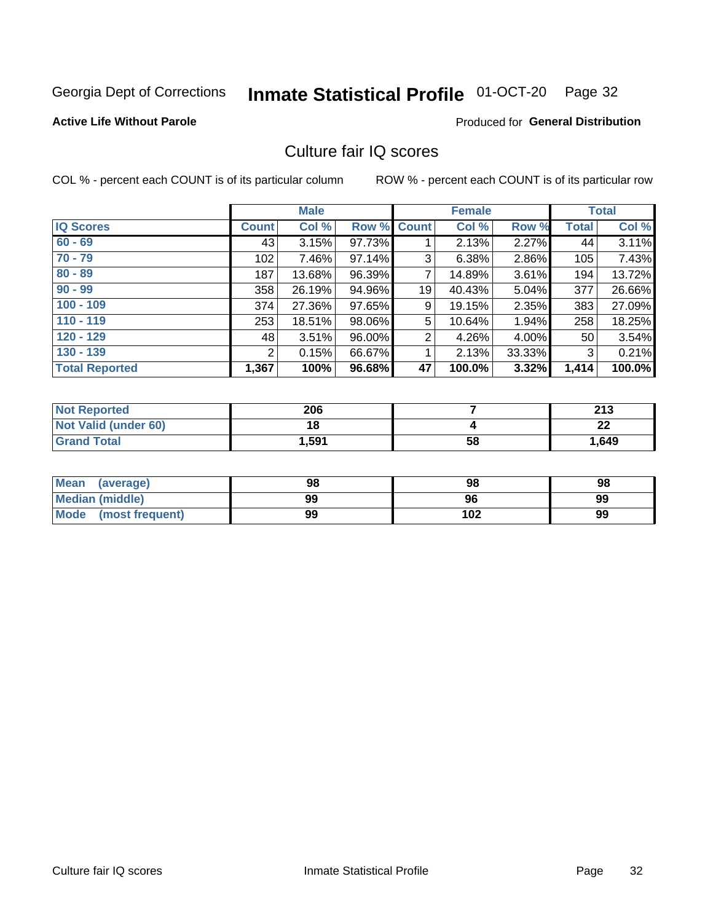Georgia Dept of Corrections **Inmate Statistical Profile** 01-OCT-20 Page 32

**Active Life Without Parole**

Produced for **General Distribution**

## Culture fair IQ scores

COL % - percent each COUNT is of its particular column ROW % - percent each COUNT is of its particular row

| | Male | | | Female | | | Total | |
|---|---|---|---|---|---|---|---|---|
| IQ Scores | Count | Col % | Row % | Count | Col % | Row % | Total | Col % |
| 60 - 69 | 43 | 3.15% | 97.73% | 1 | 2.13% | 2.27% | 44 | 3.11% |
| 70 - 79 | 102 | 7.46% | 97.14% | 3 | 6.38% | 2.86% | 105 | 7.43% |
| 80 - 89 | 187 | 13.68% | 96.39% | 7 | 14.89% | 3.61% | 194 | 13.72% |
| 90 - 99 | 358 | 26.19% | 94.96% | 19 | 40.43% | 5.04% | 377 | 26.66% |
| 100 - 109 | 374 | 27.36% | 97.65% | 9 | 19.15% | 2.35% | 383 | 27.09% |
| 110 - 119 | 253 | 18.51% | 98.06% | 5 | 10.64% | 1.94% | 258 | 18.25% |
| 120 - 129 | 48 | 3.51% | 96.00% | 2 | 4.26% | 4.00% | 50 | 3.54% |
| 130 - 139 | 2 | 0.15% | 66.67% | 1 | 2.13% | 33.33% | 3 | 0.21% |
| **Total Reported** | **1,367** | **100%** | **96.68%** | **47** | **100.0%** | **3.32%** | **1,414** | **100.0%** |

| | Male | Female | Total |
|---|---|---|---|
| Not Reported | 206 | 7 | 213 |
| Not Valid (under 60) | 18 | 4 | 22 |
| Grand Total | 1,591 | 58 | 1,649 |

| | Male | Female | Total |
|---|---|---|---|
| Mean (average) | 98 | 98 | 98 |
| Median (middle) | 99 | 96 | 99 |
| Mode (most frequent) | 99 | 102 | 99 |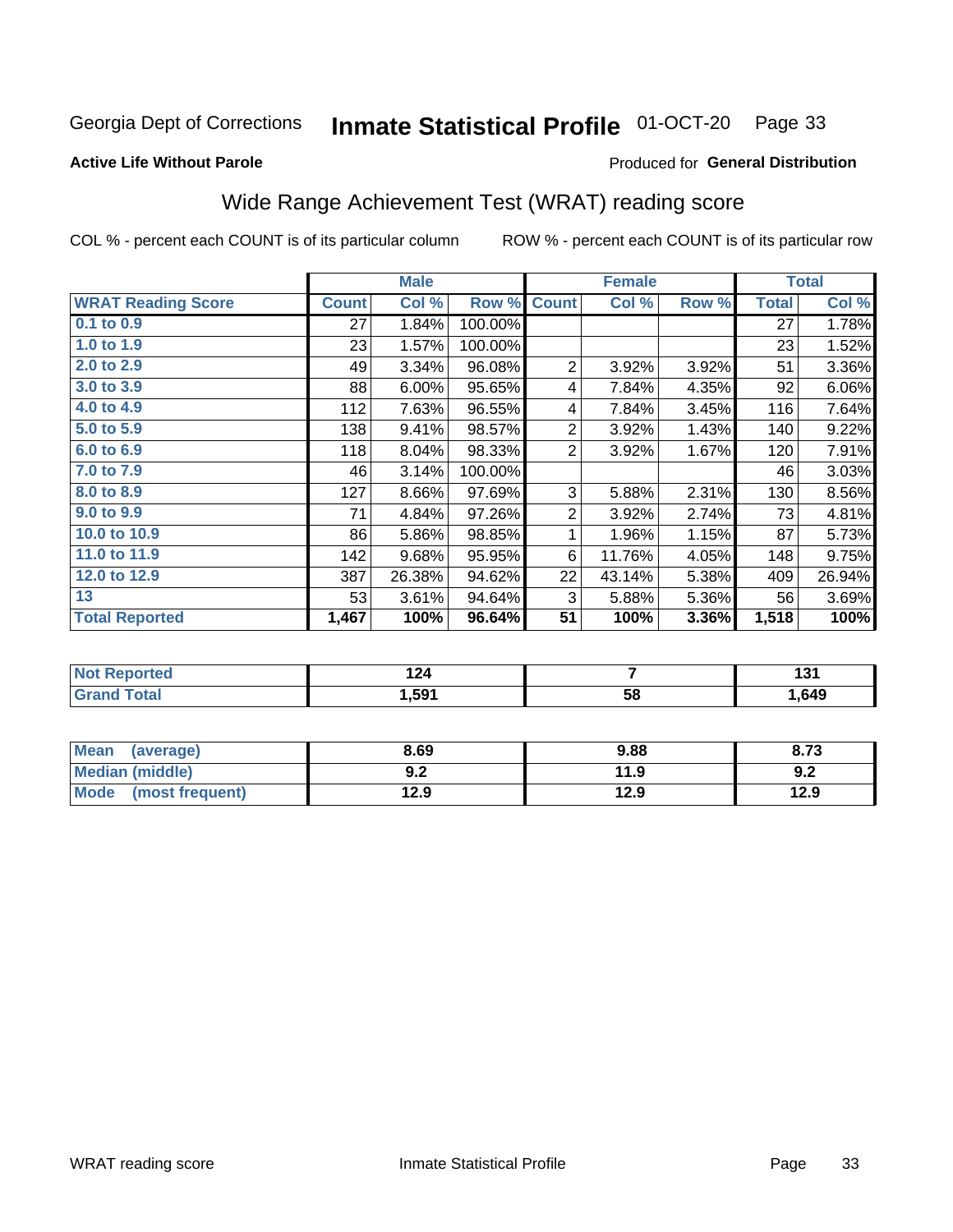Georgia Dept of Corrections **Inmate Statistical Profile** 01-OCT-20 Page 33

**Active Life Without Parole**

Produced for **General Distribution**

## Wide Range Achievement Test (WRAT) reading score

COL % - percent each COUNT is of its particular column

ROW % - percent each COUNT is of its particular row

| | Male | | | Female | | | Total | |
|---|---|---|---|---|---|---|---|---|
| **WRAT Reading Score** | **Count** | **Col %** | **Row %** | **Count** | **Col %** | **Row %** | **Total** | **Col %** |
| **0.1 to 0.9** | 27 | 1.84% | 100.00% | | | | 27 | 1.78% |
| **1.0 to 1.9** | 23 | 1.57% | 100.00% | | | | 23 | 1.52% |
| **2.0 to 2.9** | 49 | 3.34% | 96.08% | 2 | 3.92% | 3.92% | 51 | 3.36% |
| **3.0 to 3.9** | 88 | 6.00% | 95.65% | 4 | 7.84% | 4.35% | 92 | 6.06% |
| **4.0 to 4.9** | 112 | 7.63% | 96.55% | 4 | 7.84% | 3.45% | 116 | 7.64% |
| **5.0 to 5.9** | 138 | 9.41% | 98.57% | 2 | 3.92% | 1.43% | 140 | 9.22% |
| **6.0 to 6.9** | 118 | 8.04% | 98.33% | 2 | 3.92% | 1.67% | 120 | 7.91% |
| **7.0 to 7.9** | 46 | 3.14% | 100.00% | | | | 46 | 3.03% |
| **8.0 to 8.9** | 127 | 8.66% | 97.69% | 3 | 5.88% | 2.31% | 130 | 8.56% |
| **9.0 to 9.9** | 71 | 4.84% | 97.26% | 2 | 3.92% | 2.74% | 73 | 4.81% |
| **10.0 to 10.9** | 86 | 5.86% | 98.85% | 1 | 1.96% | 1.15% | 87 | 5.73% |
| **11.0 to 11.9** | 142 | 9.68% | 95.95% | 6 | 11.76% | 4.05% | 148 | 9.75% |
| **12.0 to 12.9** | 387 | 26.38% | 94.62% | 22 | 43.14% | 5.38% | 409 | 26.94% |
| **13** | 53 | 3.61% | 94.64% | 3 | 5.88% | 5.36% | 56 | 3.69% |
| **Total Reported** | **1,467** | **100%** | **96.64%** | **51** | **100%** | **3.36%** | **1,518** | **100%** |

| | Male | Female | Total |
|---|---|---|---|
| **Not Reported** | **124** | **7** | **131** |
| **Grand Total** | **1,591** | **58** | **1,649** |

| | Male | Female | Total |
|---|---|---|---|
| **Mean (average)** | **8.69** | **9.88** | **8.73** |
| **Median (middle)** | **9.2** | **11.9** | **9.2** |
| **Mode (most frequent)** | **12.9** | **12.9** | **12.9** |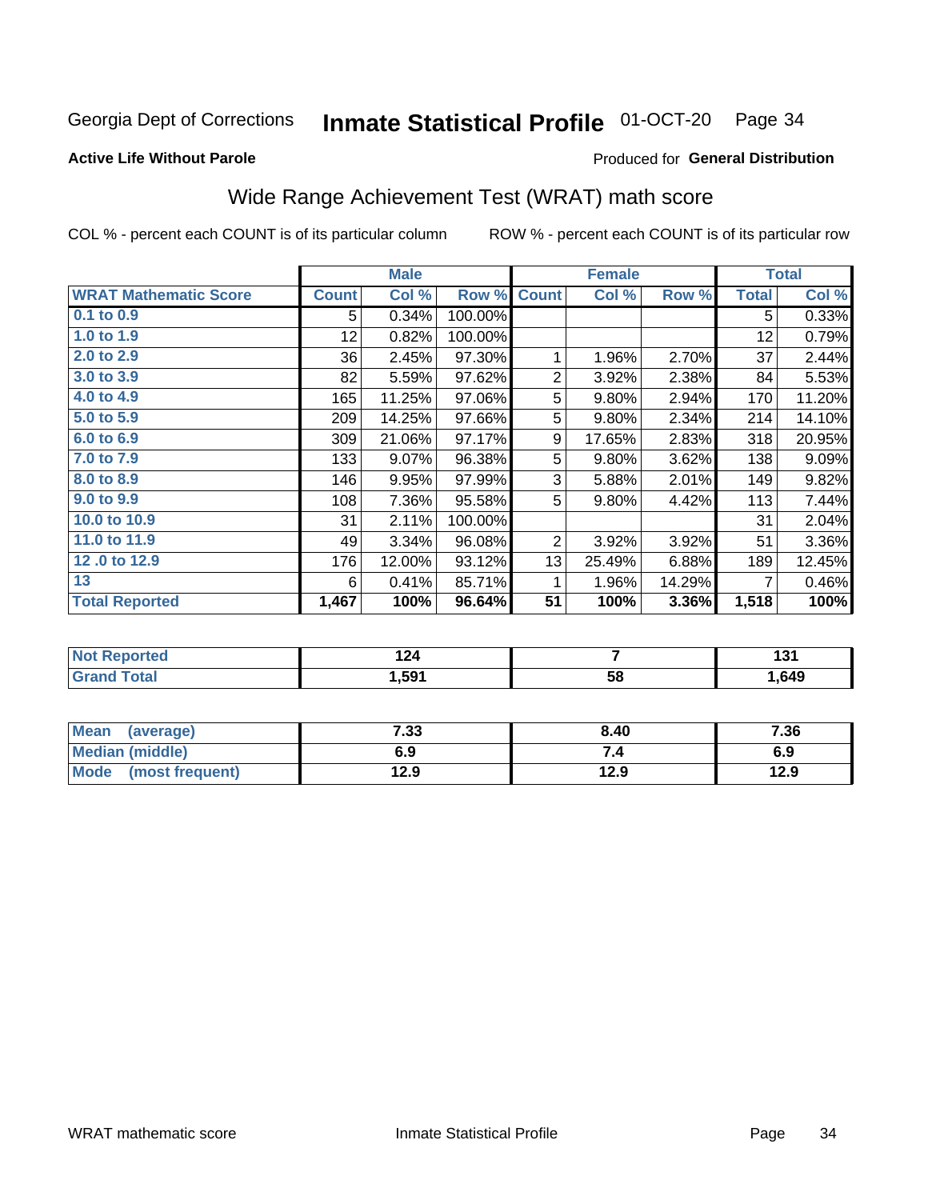Georgia Dept of Corrections **Inmate Statistical Profile** 01-OCT-20

**Active Life Without Parole**

Produced for **General Distribution**

## Wide Range Achievement Test (WRAT) math score

COL % - percent each COUNT is of its particular column ROW % - percent each COUNT is of its particular row

| | Male | | | Female | | | Total | |
|---|---|---|---|---|---|---|---|---|
| **WRAT Mathematic Score** | **Count** | **Col %** | **Row %** | **Count** | **Col %** | **Row %** | **Total** | **Col %** |
| 0.1 to 0.9 | 5 | 0.34% | 100.00% | | | | 5 | 0.33% |
| 1.0 to 1.9 | 12 | 0.82% | 100.00% | | | | 12 | 0.79% |
| 2.0 to 2.9 | 36 | 2.45% | 97.30% | 1 | 1.96% | 2.70% | 37 | 2.44% |
| 3.0 to 3.9 | 82 | 5.59% | 97.62% | 2 | 3.92% | 2.38% | 84 | 5.53% |
| 4.0 to 4.9 | 165 | 11.25% | 97.06% | 5 | 9.80% | 2.94% | 170 | 11.20% |
| 5.0 to 5.9 | 209 | 14.25% | 97.66% | 5 | 9.80% | 2.34% | 214 | 14.10% |
| 6.0 to 6.9 | 309 | 21.06% | 97.17% | 9 | 17.65% | 2.83% | 318 | 20.95% |
| 7.0 to 7.9 | 133 | 9.07% | 96.38% | 5 | 9.80% | 3.62% | 138 | 9.09% |
| 8.0 to 8.9 | 146 | 9.95% | 97.99% | 3 | 5.88% | 2.01% | 149 | 9.82% |
| 9.0 to 9.9 | 108 | 7.36% | 95.58% | 5 | 9.80% | 4.42% | 113 | 7.44% |
| 10.0 to 10.9 | 31 | 2.11% | 100.00% | | | | 31 | 2.04% |
| 11.0 to 11.9 | 49 | 3.34% | 96.08% | 2 | 3.92% | 3.92% | 51 | 3.36% |
| 12 .0 to 12.9 | 176 | 12.00% | 93.12% | 13 | 25.49% | 6.88% | 189 | 12.45% |
| 13 | 6 | 0.41% | 85.71% | 1 | 1.96% | 14.29% | 7 | 0.46% |
| **Total Reported** | **1,467** | **100%** | **96.64%** | **51** | **100%** | **3.36%** | **1,518** | **100%** |

| | Male | Female | Total |
|---|---|---|---|
| **Not Reported** | **124** | **7** | **131** |
| **Grand Total** | **1,591** | **58** | **1,649** |

| | Male | Female | Total |
|---|---|---|---|
| **Mean (average)** | **7.33** | **8.40** | **7.36** |
| **Median (middle)** | **6.9** | **7.4** | **6.9** |
| **Mode (most frequent)** | **12.9** | **12.9** | **12.9** |

WRAT mathematic score Inmate Statistical Profile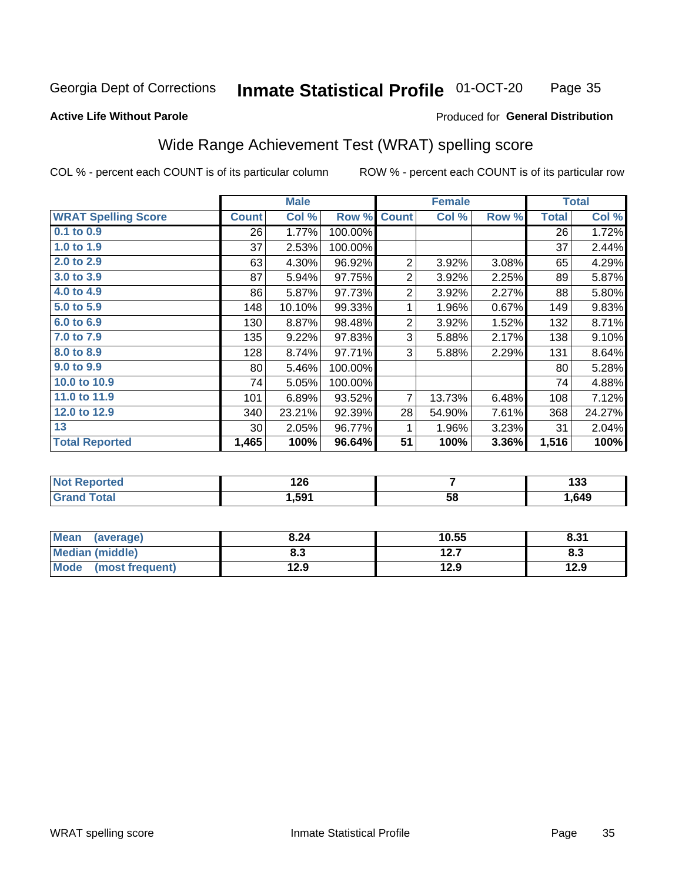Georgia Dept of Corrections **Inmate Statistical Profile** 01-OCT-20

**Active Life Without Parole**

Produced for **General Distribution**

## Wide Range Achievement Test (WRAT) spelling score

COL % - percent each COUNT is of its particular column    ROW % - percent each COUNT is of its particular row

| | Male | | | Female | | | Total | |
|---|---|---|---|---|---|---|---|---|
| **WRAT Spelling Score** | **Count** | **Col %** | **Row %** | **Count** | **Col %** | **Row %** | **Total** | **Col %** |
| 0.1 to 0.9 | 26 | 1.77% | 100.00% | | | | 26 | 1.72% |
| 1.0 to 1.9 | 37 | 2.53% | 100.00% | | | | 37 | 2.44% |
| 2.0 to 2.9 | 63 | 4.30% | 96.92% | 2 | 3.92% | 3.08% | 65 | 4.29% |
| 3.0 to 3.9 | 87 | 5.94% | 97.75% | 2 | 3.92% | 2.25% | 89 | 5.87% |
| 4.0 to 4.9 | 86 | 5.87% | 97.73% | 2 | 3.92% | 2.27% | 88 | 5.80% |
| 5.0 to 5.9 | 148 | 10.10% | 99.33% | 1 | 1.96% | 0.67% | 149 | 9.83% |
| 6.0 to 6.9 | 130 | 8.87% | 98.48% | 2 | 3.92% | 1.52% | 132 | 8.71% |
| 7.0 to 7.9 | 135 | 9.22% | 97.83% | 3 | 5.88% | 2.17% | 138 | 9.10% |
| 8.0 to 8.9 | 128 | 8.74% | 97.71% | 3 | 5.88% | 2.29% | 131 | 8.64% |
| 9.0 to 9.9 | 80 | 5.46% | 100.00% | | | | 80 | 5.28% |
| 10.0 to 10.9 | 74 | 5.05% | 100.00% | | | | 74 | 4.88% |
| 11.0 to 11.9 | 101 | 6.89% | 93.52% | 7 | 13.73% | 6.48% | 108 | 7.12% |
| 12.0 to 12.9 | 340 | 23.21% | 92.39% | 28 | 54.90% | 7.61% | 368 | 24.27% |
| 13 | 30 | 2.05% | 96.77% | 1 | 1.96% | 3.23% | 31 | 2.04% |
| **Total Reported** | **1,465** | **100%** | **96.64%** | **51** | **100%** | **3.36%** | **1,516** | **100%** |

| | Male | Female | Total |
|---|---|---|---|
| **Not Reported** | **126** | **7** | **133** |
| **Grand Total** | **1,591** | **58** | **1,649** |

| | Male | Female | Total |
|---|---|---|---|
| **Mean (average)** | **8.24** | **10.55** | **8.31** |
| **Median (middle)** | **8.3** | **12.7** | **8.3** |
| **Mode (most frequent)** | **12.9** | **12.9** | **12.9** |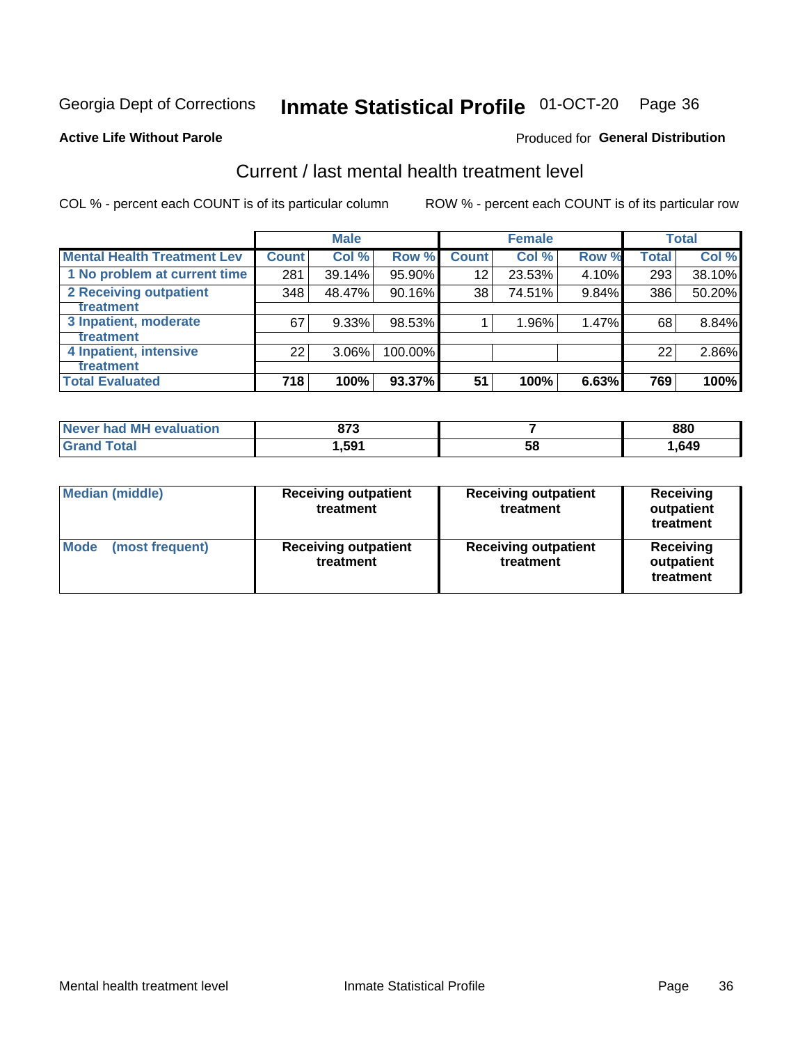Georgia Dept of Corrections **Inmate Statistical Profile** 01-OCT-20

**Active Life Without Parole**

Produced for **General Distribution**

## Current / last mental health treatment level

COL % - percent each COUNT is of its particular column

ROW % - percent each COUNT is of its particular row

| | Male | | | Female | | | Total | |
|---|---|---|---|---|---|---|---|---|
| **Mental Health Treatment Lev** | **Count** | **Col %** | **Row %** | **Count** | **Col %** | **Row %** | **Total** | **Col %** |
| 1 No problem at current time | 281 | 39.14% | 95.90% | 12 | 23.53% | 4.10% | 293 | 38.10% |
| 2 Receiving outpatient treatment | 348 | 48.47% | 90.16% | 38 | 74.51% | 9.84% | 386 | 50.20% |
| 3 Inpatient, moderate treatment | 67 | 9.33% | 98.53% | 1 | 1.96% | 1.47% | 68 | 8.84% |
| 4 Inpatient, intensive treatment | 22 | 3.06% | 100.00% | | | | 22 | 2.86% |
| **Total Evaluated** | **718** | **100%** | **93.37%** | **51** | **100%** | **6.63%** | **769** | **100%** |

| | Male | Female | Total |
|---|---|---|---|
| Never had MH evaluation | 873 | 7 | 880 |
| Grand Total | 1,591 | 58 | 1,649 |

| | Male | Female | Total |
|---|---|---|---|
| Median (middle) | Receiving outpatient treatment | Receiving outpatient treatment | Receiving outpatient treatment |
| Mode (most frequent) | Receiving outpatient treatment | Receiving outpatient treatment | Receiving outpatient treatment |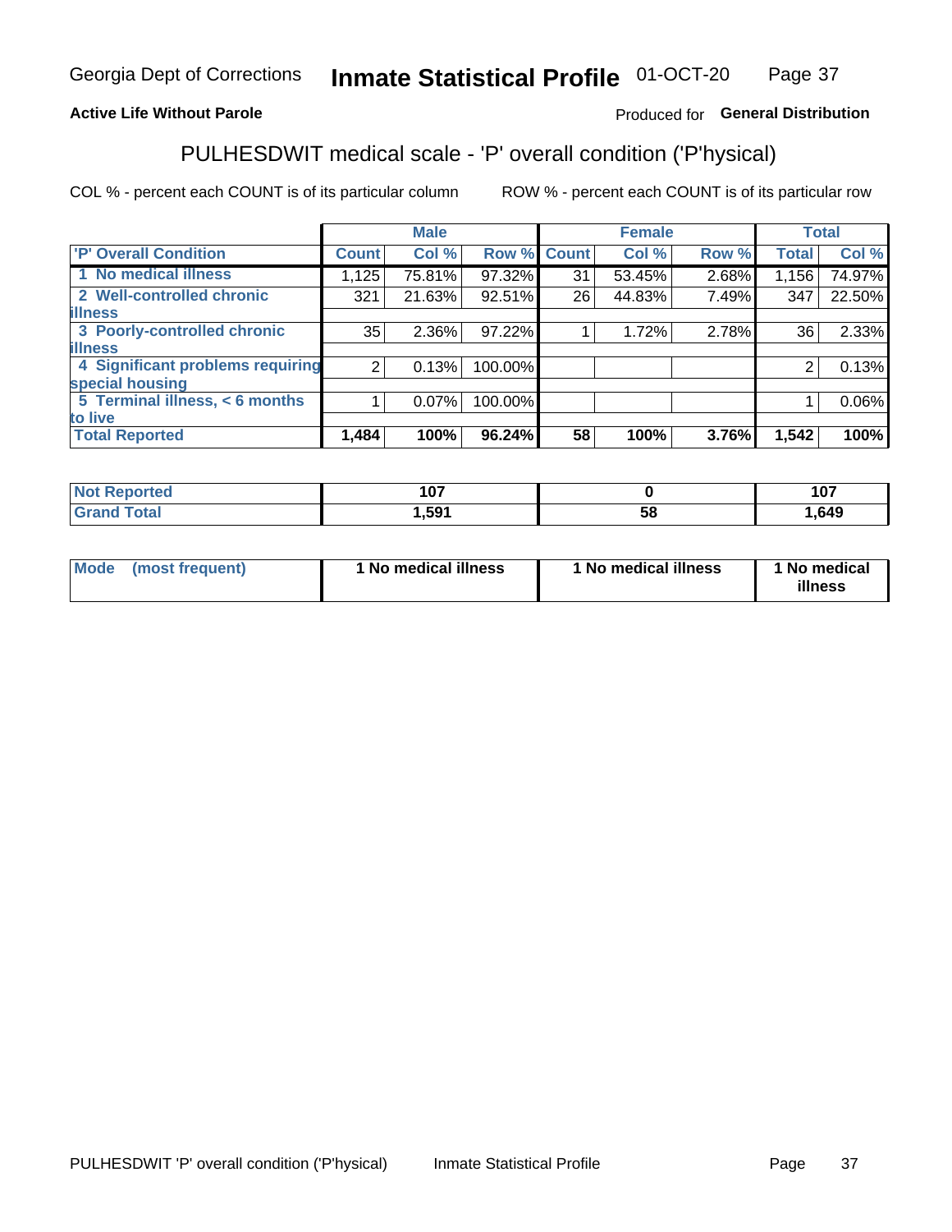Georgia Dept of Corrections **Inmate Statistical Profile** 01-OCT-20

**Active Life Without Parole**

Produced for **General Distribution**

## PULHESDWIT medical scale - 'P' overall condition ('P'hysical)

COL % - percent each COUNT is of its particular column

ROW % - percent each COUNT is of its particular row

| | Male | | | Female | | | Total | |
|---|---|---|---|---|---|---|---|---|
| 'P' Overall Condition | Count | Col % | Row % | Count | Col % | Row % | Total | Col % |
| 1 No medical illness | 1,125 | 75.81% | 97.32% | 31 | 53.45% | 2.68% | 1,156 | 74.97% |
| 2 Well-controlled chronic illness | 321 | 21.63% | 92.51% | 26 | 44.83% | 7.49% | 347 | 22.50% |
| 3 Poorly-controlled chronic illness | 35 | 2.36% | 97.22% | 1 | 1.72% | 2.78% | 36 | 2.33% |
| 4 Significant problems requiring special housing | 2 | 0.13% | 100.00% | | | | 2 | 0.13% |
| 5 Terminal illness, < 6 months to live | 1 | 0.07% | 100.00% | | | | 1 | 0.06% |
| **Total Reported** | **1,484** | **100%** | **96.24%** | **58** | **100%** | **3.76%** | **1,542** | **100%** |

| | Male | Female | Total |
|---|---|---|---|
| Not Reported | 107 | 0 | 107 |
| Grand Total | 1,591 | 58 | 1,649 |

| | Male | Female | Total |
|---|---|---|---|
| Mode (most frequent) | 1 No medical illness | 1 No medical illness | 1 No medical illness |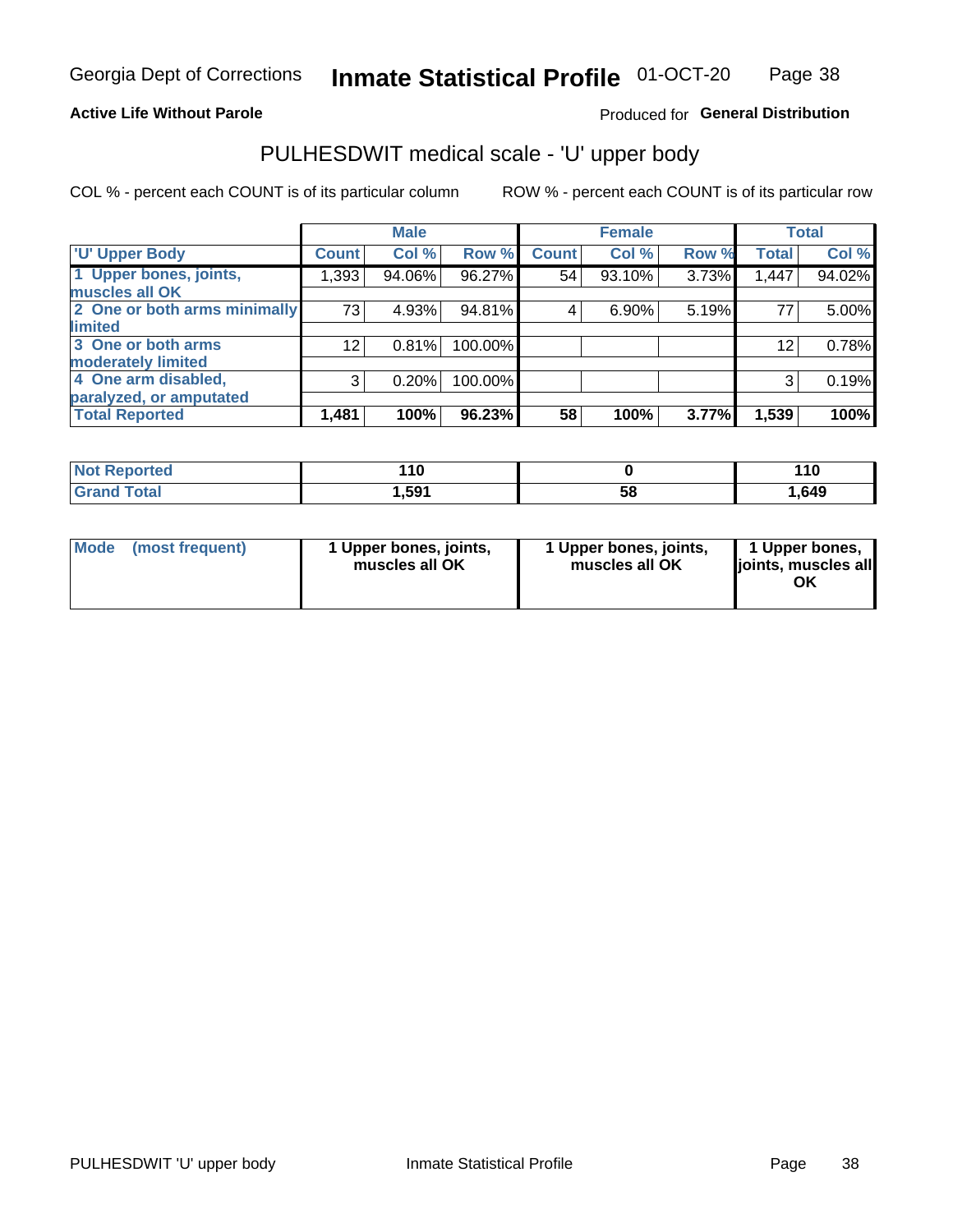Georgia Dept of Corrections **Inmate Statistical Profile** 01-OCT-20

**Active Life Without Parole**

Produced for **General Distribution**

## PULHESDWIT medical scale - 'U' upper body

COL % - percent each COUNT is of its particular column ROW % - percent each COUNT is of its particular row

| | Male | | | Female | | | Total | |
|---|---|---|---|---|---|---|---|---|
| **'U' Upper Body** | **Count** | **Col %** | **Row %** | **Count** | **Col %** | **Row %** | **Total** | **Col %** |
| **1 Upper bones, joints, muscles all OK** | 1,393 | 94.06% | 96.27% | 54 | 93.10% | 3.73% | 1,447 | 94.02% |
| **2 One or both arms minimally limited** | 73 | 4.93% | 94.81% | 4 | 6.90% | 5.19% | 77 | 5.00% |
| **3 One or both arms moderately limited** | 12 | 0.81% | 100.00% | | | | 12 | 0.78% |
| **4 One arm disabled, paralyzed, or amputated** | 3 | 0.20% | 100.00% | | | | 3 | 0.19% |
| **Total Reported** | **1,481** | **100%** | **96.23%** | **58** | **100%** | **3.77%** | **1,539** | **100%** |

| | Male | Female | Total |
|---|---|---|---|
| **Not Reported** | **110** | **0** | **110** |
| **Grand Total** | **1,591** | **58** | **1,649** |

| | Male | Female | Total |
|---|---|---|---|
| **Mode (most frequent)** | **1 Upper bones, joints, muscles all OK** | **1 Upper bones, joints, muscles all OK** | **1 Upper bones, joints, muscles all OK** |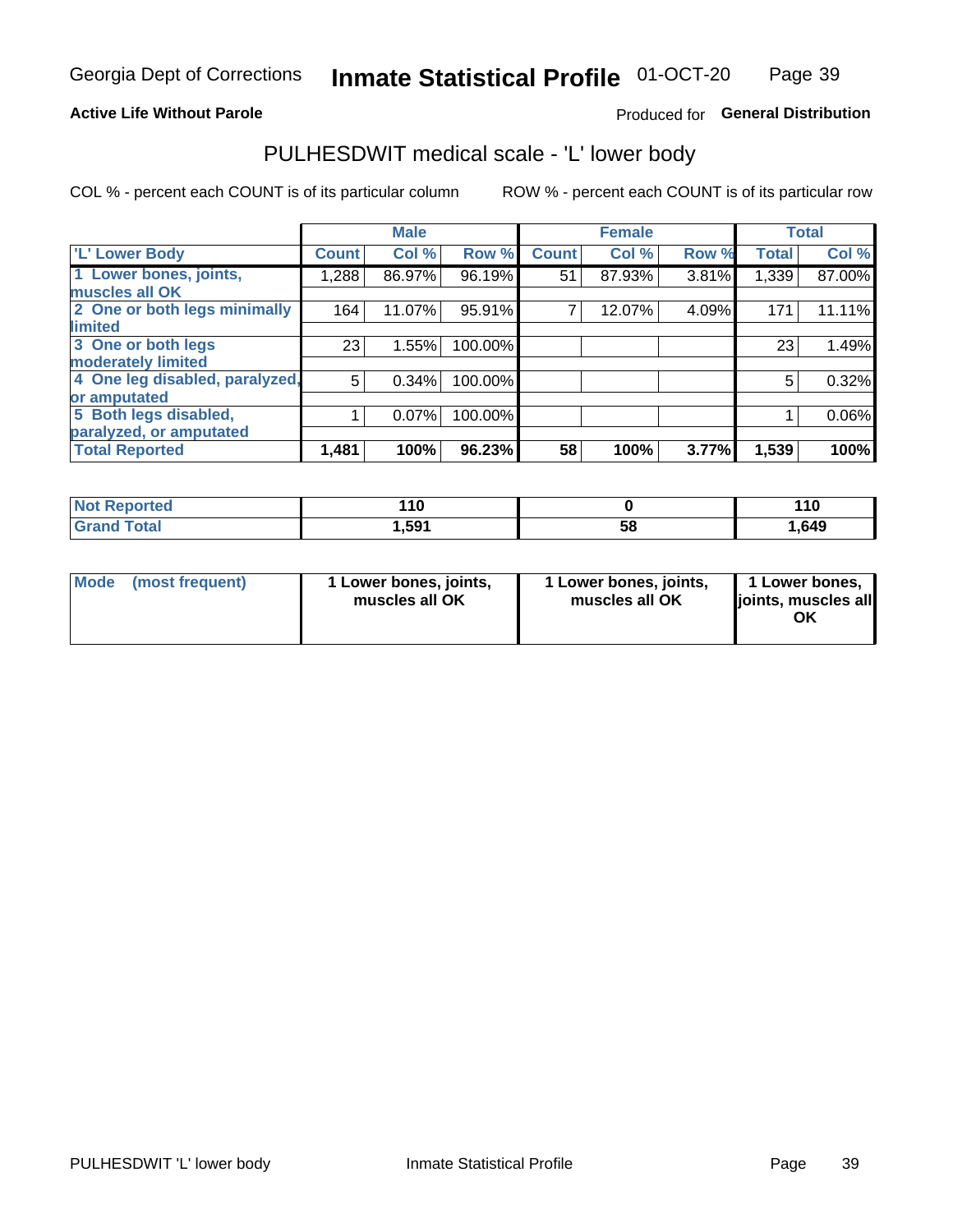Georgia Dept of Corrections **Inmate Statistical Profile** 01-OCT-20

**Active Life Without Parole**

Produced for **General Distribution**

## PULHESDWIT medical scale - 'L' lower body

COL % - percent each COUNT is of its particular column

ROW % - percent each COUNT is of its particular row

| 'L' Lower Body | Male | | | Female | | | Total | |
|---|---|---|---|---|---|---|---|---|
| | Count | Col % | Row % | Count | Col % | Row % | Total | Col % |
| 1 Lower bones, joints, muscles all OK | 1,288 | 86.97% | 96.19% | 51 | 87.93% | 3.81% | 1,339 | 87.00% |
| 2 One or both legs minimally limited | 164 | 11.07% | 95.91% | 7 | 12.07% | 4.09% | 171 | 11.11% |
| 3 One or both legs moderately limited | 23 | 1.55% | 100.00% | | | | 23 | 1.49% |
| 4 One leg disabled, paralyzed, or amputated | 5 | 0.34% | 100.00% | | | | 5 | 0.32% |
| 5 Both legs disabled, paralyzed, or amputated | 1 | 0.07% | 100.00% | | | | 1 | 0.06% |
| **Total Reported** | **1,481** | **100%** | **96.23%** | **58** | **100%** | **3.77%** | **1,539** | **100%** |

| | Male | Female | Total |
|---|---|---|---|
| Not Reported | 110 | 0 | 110 |
| Grand Total | 1,591 | 58 | 1,649 |

| Mode (most frequent) | Male | Female | Total |
|---|---|---|---|
| | 1 Lower bones, joints, muscles all OK | 1 Lower bones, joints, muscles all OK | 1 Lower bones, joints, muscles all OK |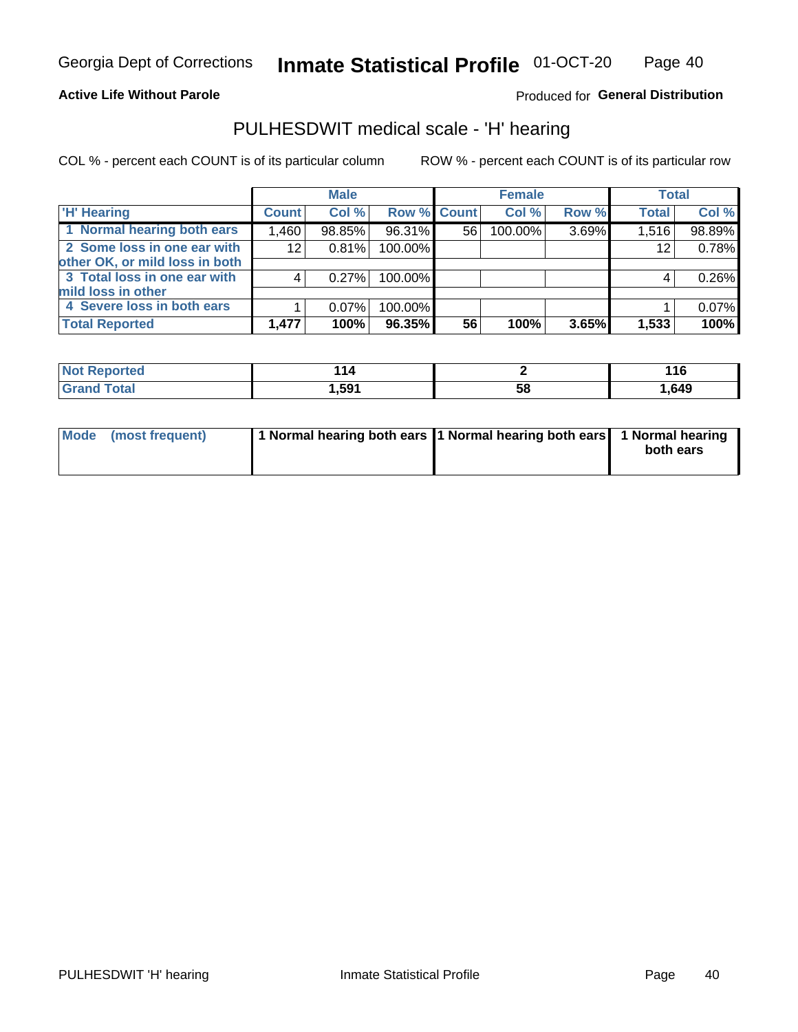Georgia Dept of Corrections **Inmate Statistical Profile** 01-OCT-20

**Active Life Without Parole**

Produced for **General Distribution**

## PULHESDWIT medical scale - 'H' hearing

COL % - percent each COUNT is of its particular column

ROW % - percent each COUNT is of its particular row

| | Male | | | Female | | | Total | |
|---|---|---|---|---|---|---|---|---|
| 'H' Hearing | Count | Col % | Row % | Count | Col % | Row % | Total | Col % |
| 1 Normal hearing both ears | 1,460 | 98.85% | 96.31% | 56 | 100.00% | 3.69% | 1,516 | 98.89% |
| 2 Some loss in one ear with other OK, or mild loss in both | 12 | 0.81% | 100.00% | | | | 12 | 0.78% |
| 3 Total loss in one ear with mild loss in other | 4 | 0.27% | 100.00% | | | | 4 | 0.26% |
| 4 Severe loss in both ears | 1 | 0.07% | 100.00% | | | | 1 | 0.07% |
| **Total Reported** | **1,477** | **100%** | **96.35%** | **56** | **100%** | **3.65%** | **1,533** | **100%** |

| | Male | Female | Total |
|---|---|---|---|
| Not Reported | 114 | 2 | 116 |
| Grand Total | 1,591 | 58 | 1,649 |

| | Male | Female | Total |
|---|---|---|---|
| Mode (most frequent) | 1 Normal hearing both ears | 1 Normal hearing both ears | 1 Normal hearing both ears |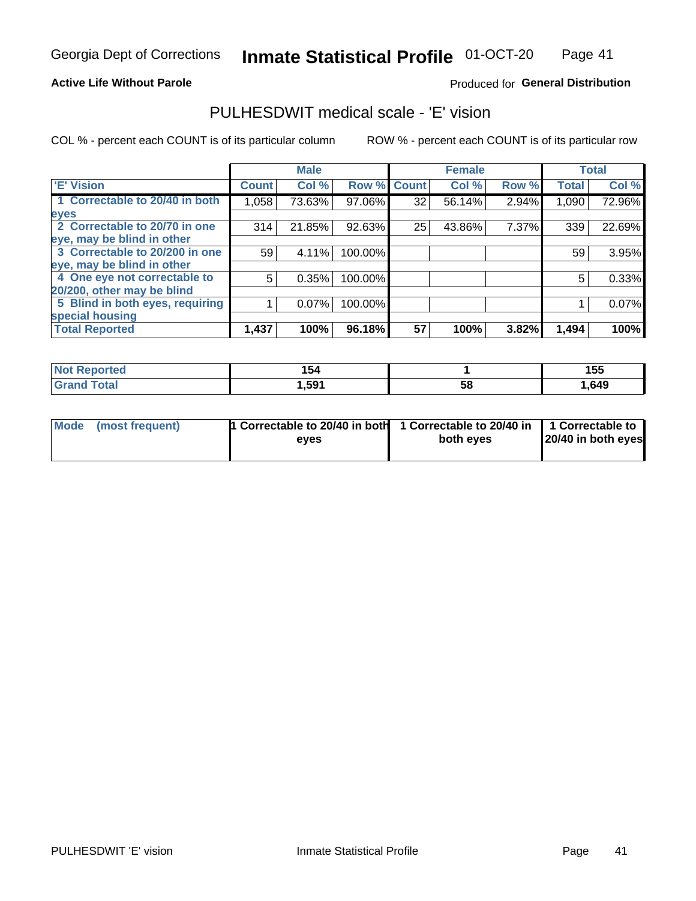Georgia Dept of Corrections **Inmate Statistical Profile** 01-OCT-20

**Active Life Without Parole**

Produced for **General Distribution**

## PULHESDWIT medical scale - 'E' vision

COL % - percent each COUNT is of its particular column ROW % - percent each COUNT is of its particular row

| | Male | | | Female | | | Total | |
|---|---|---|---|---|---|---|---|---|
| 'E' Vision | Count | Col % | Row % | Count | Col % | Row % | Total | Col % |
| 1 Correctable to 20/40 in both eyes | 1,058 | 73.63% | 97.06% | 32 | 56.14% | 2.94% | 1,090 | 72.96% |
| 2 Correctable to 20/70 in one eye, may be blind in other | 314 | 21.85% | 92.63% | 25 | 43.86% | 7.37% | 339 | 22.69% |
| 3 Correctable to 20/200 in one eye, may be blind in other | 59 | 4.11% | 100.00% | | | | 59 | 3.95% |
| 4 One eye not correctable to 20/200, other may be blind | 5 | 0.35% | 100.00% | | | | 5 | 0.33% |
| 5 Blind in both eyes, requiring special housing | 1 | 0.07% | 100.00% | | | | 1 | 0.07% |
| **Total Reported** | **1,437** | **100%** | **96.18%** | **57** | **100%** | **3.82%** | **1,494** | **100%** |

| | Male | Female | Total |
|---|---|---|---|
| Not Reported | 154 | 1 | 155 |
| Grand Total | 1,591 | 58 | 1,649 |

| | Male | Female | Total |
|---|---|---|---|
| Mode (most frequent) | 1 Correctable to 20/40 in both eyes | 1 Correctable to 20/40 in both eyes | 1 Correctable to 20/40 in both eyes |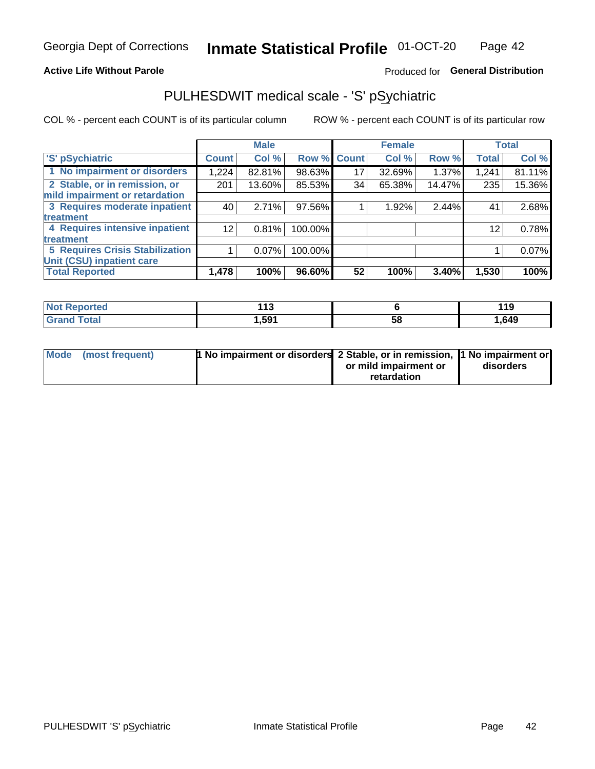Georgia Dept of Corrections **Inmate Statistical Profile** 01-OCT-20

**Active Life Without Parole**

Produced for **General Distribution**

## PULHESDWIT medical scale - 'S' pSychiatric

COL % - percent each COUNT is of its particular column

ROW % - percent each COUNT is of its particular row

| 'S' pSychiatric | Male | | | Female | | | Total | |
|---|---|---|---|---|---|---|---|---|
| | Count | Col % | Row % | Count | Col % | Row % | Total | Col % |
| 1 No impairment or disorders | 1,224 | 82.81% | 98.63% | 17 | 32.69% | 1.37% | 1,241 | 81.11% |
| 2 Stable, or in remission, or mild impairment or retardation | 201 | 13.60% | 85.53% | 34 | 65.38% | 14.47% | 235 | 15.36% |
| 3 Requires moderate inpatient treatment | 40 | 2.71% | 97.56% | 1 | 1.92% | 2.44% | 41 | 2.68% |
| 4 Requires intensive inpatient treatment | 12 | 0.81% | 100.00% | | | | 12 | 0.78% |
| 5 Requires Crisis Stabilization Unit (CSU) inpatient care | 1 | 0.07% | 100.00% | | | | 1 | 0.07% |
| **Total Reported** | **1,478** | **100%** | **96.60%** | **52** | **100%** | **3.40%** | **1,530** | **100%** |

| | Male | Female | Total |
|---|---|---|---|
| Not Reported | 113 | 6 | 119 |
| Grand Total | 1,591 | 58 | 1,649 |

| | Male | Female | Total |
|---|---|---|---|
| Mode (most frequent) | 1 No impairment or disorders | 2 Stable, or in remission, or mild impairment or retardation | 1 No impairment or disorders |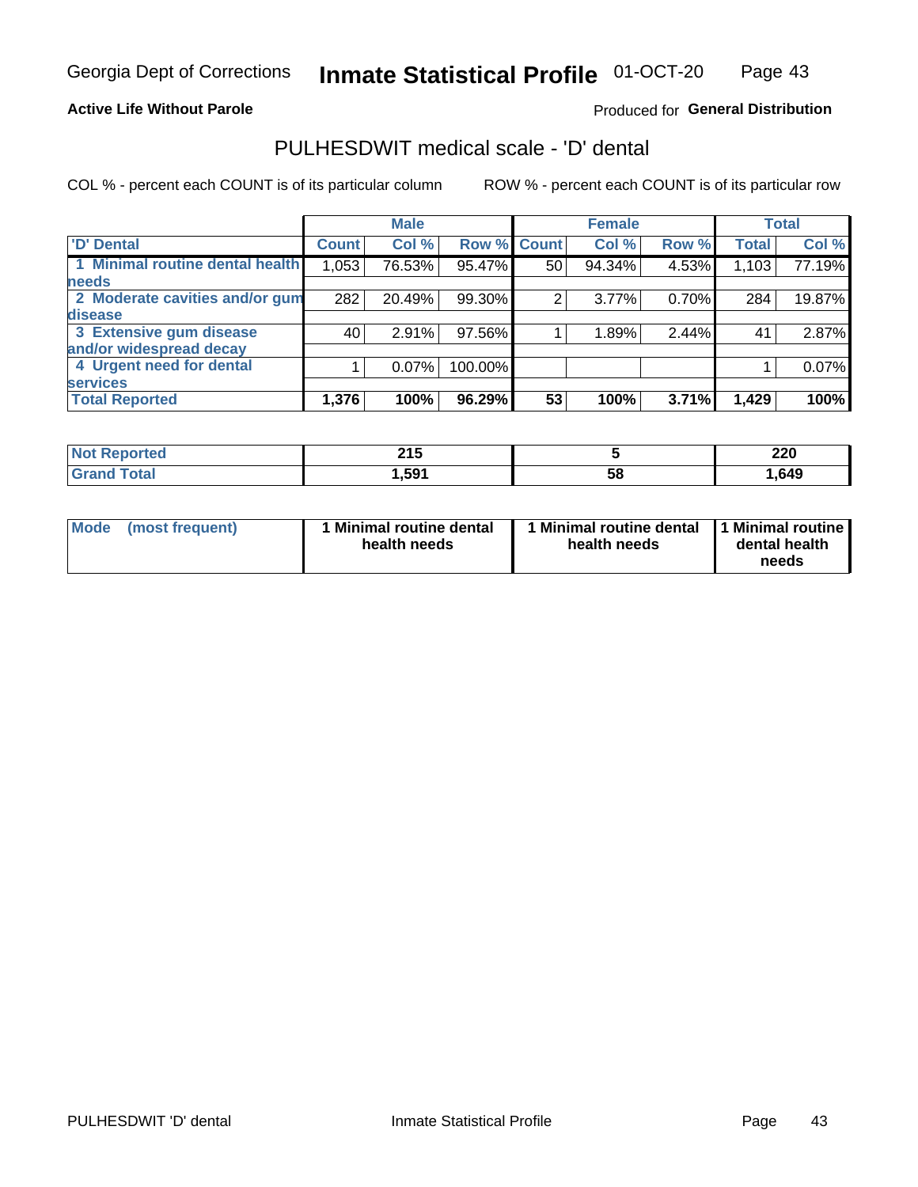Georgia Dept of Corrections **Inmate Statistical Profile** 01-OCT-20

**Active Life Without Parole**

Produced for **General Distribution**

## PULHESDWIT medical scale - 'D' dental

COL % - percent each COUNT is of its particular column

ROW % - percent each COUNT is of its particular row

| | Male | | | Female | | | Total | |
|---|---|---|---|---|---|---|---|---|
| 'D' Dental | Count | Col % | Row % | Count | Col % | Row % | Total | Col % |
| 1 Minimal routine dental health needs | 1,053 | 76.53% | 95.47% | 50 | 94.34% | 4.53% | 1,103 | 77.19% |
| 2 Moderate cavities and/or gum disease | 282 | 20.49% | 99.30% | 2 | 3.77% | 0.70% | 284 | 19.87% |
| 3 Extensive gum disease and/or widespread decay | 40 | 2.91% | 97.56% | 1 | 1.89% | 2.44% | 41 | 2.87% |
| 4 Urgent need for dental services | 1 | 0.07% | 100.00% | | | | 1 | 0.07% |
| **Total Reported** | **1,376** | **100%** | **96.29%** | **53** | **100%** | **3.71%** | **1,429** | **100%** |

| | Male | Female | Total |
|---|---|---|---|
| Not Reported | 215 | 5 | 220 |
| Grand Total | 1,591 | 58 | 1,649 |

| | Male | Female | Total |
|---|---|---|---|
| Mode (most frequent) | 1 Minimal routine dental health needs | 1 Minimal routine dental health needs | 1 Minimal routine dental health needs |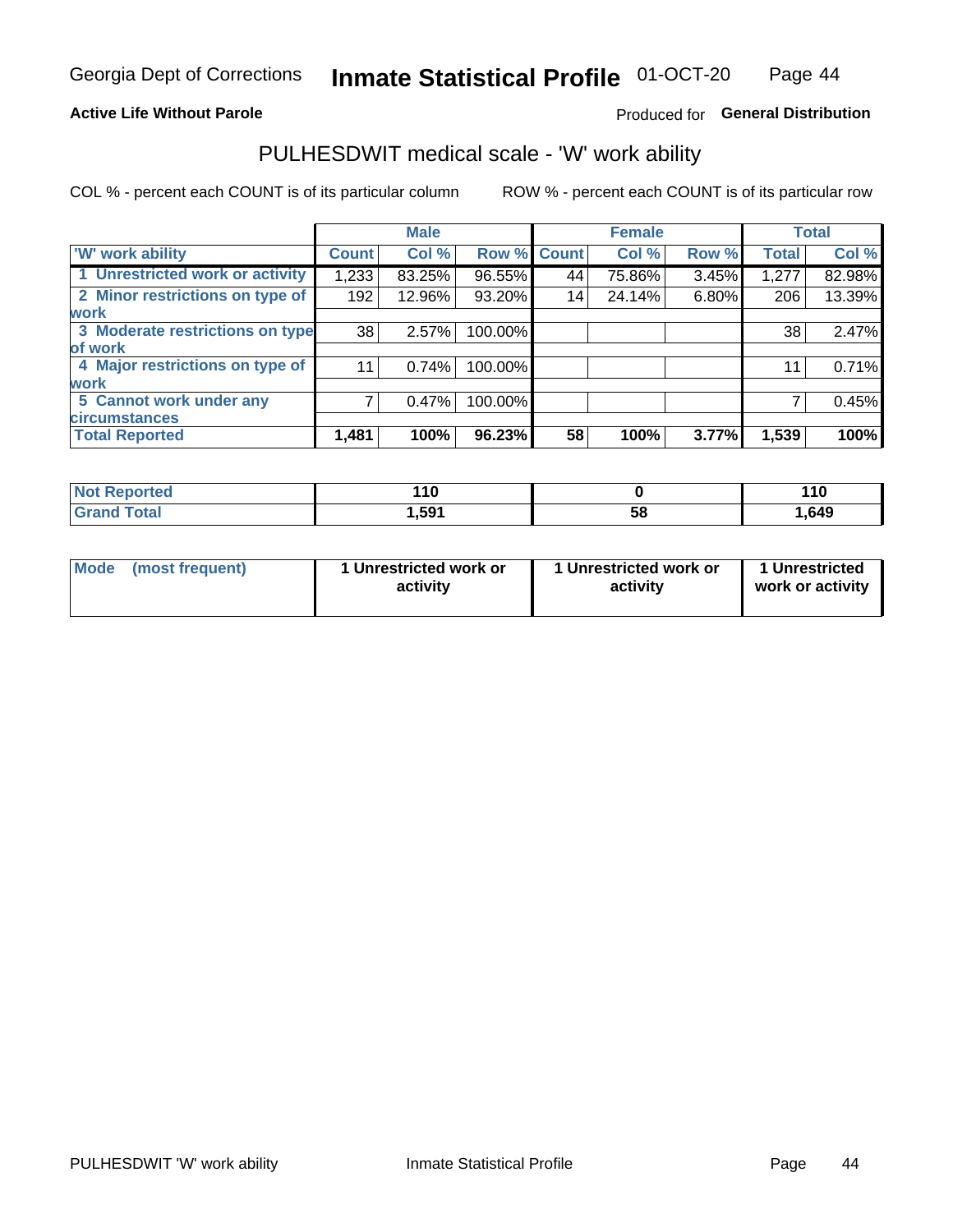Georgia Dept of Corrections **Inmate Statistical Profile** 01-OCT-20

**Active Life Without Parole**

Produced for **General Distribution**

## PULHESDWIT medical scale - 'W' work ability

COL % - percent each COUNT is of its particular column

ROW % - percent each COUNT is of its particular row

| | Male | | | Female | | | Total | |
|---|---|---|---|---|---|---|---|---|
| 'W' work ability | Count | Col % | Row % | Count | Col % | Row % | Total | Col % |
| 1 Unrestricted work or activity | 1,233 | 83.25% | 96.55% | 44 | 75.86% | 3.45% | 1,277 | 82.98% |
| 2 Minor restrictions on type of work | 192 | 12.96% | 93.20% | 14 | 24.14% | 6.80% | 206 | 13.39% |
| 3 Moderate restrictions on type of work | 38 | 2.57% | 100.00% | | | | 38 | 2.47% |
| 4 Major restrictions on type of work | 11 | 0.74% | 100.00% | | | | 11 | 0.71% |
| 5 Cannot work under any circumstances | 7 | 0.47% | 100.00% | | | | 7 | 0.45% |
| **Total Reported** | **1,481** | **100%** | **96.23%** | **58** | **100%** | **3.77%** | **1,539** | **100%** |

| | Male | Female | Total |
|---|---|---|---|
| Not Reported | 110 | 0 | 110 |
| Grand Total | 1,591 | 58 | 1,649 |

| | Male | Female | Total |
|---|---|---|---|
| Mode (most frequent) | 1 Unrestricted work or activity | 1 Unrestricted work or activity | 1 Unrestricted work or activity |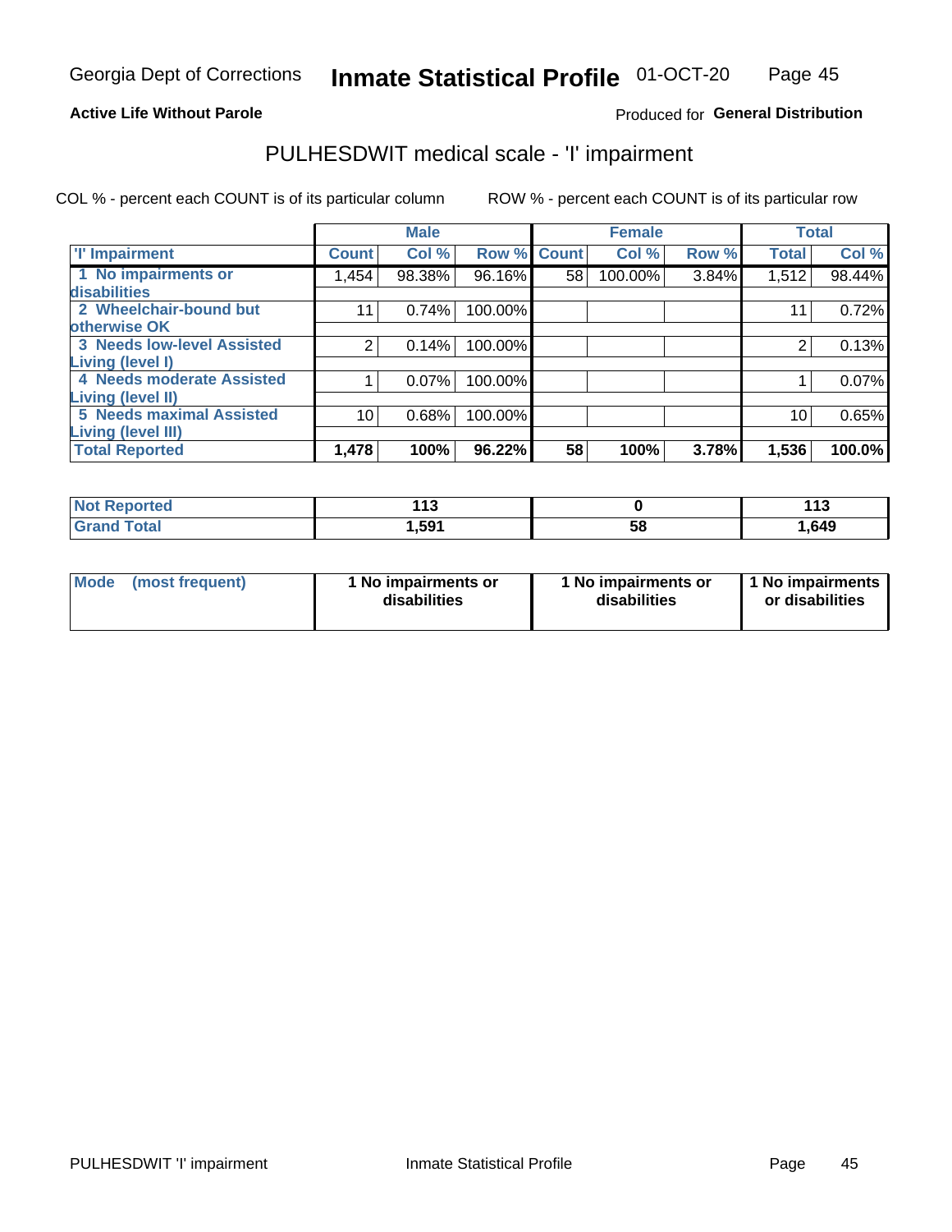Georgia Dept of Corrections **Inmate Statistical Profile** 01-OCT-20

**Active Life Without Parole**

Produced for **General Distribution**

## PULHESDWIT medical scale - 'I' impairment

COL % - percent each COUNT is of its particular column ROW % - percent each COUNT is of its particular row

| | Male | | | Female | | | Total | |
|---|---|---|---|---|---|---|---|---|
| 'I' Impairment | Count | Col % | Row % | Count | Col % | Row % | Total | Col % |
| 1 No impairments or disabilities | 1,454 | 98.38% | 96.16% | 58 | 100.00% | 3.84% | 1,512 | 98.44% |
| 2 Wheelchair-bound but otherwise OK | 11 | 0.74% | 100.00% | | | | 11 | 0.72% |
| 3 Needs low-level Assisted Living (level I) | 2 | 0.14% | 100.00% | | | | 2 | 0.13% |
| 4 Needs moderate Assisted Living (level II) | 1 | 0.07% | 100.00% | | | | 1 | 0.07% |
| 5 Needs maximal Assisted Living (level III) | 10 | 0.68% | 100.00% | | | | 10 | 0.65% |
| **Total Reported** | **1,478** | **100%** | **96.22%** | **58** | **100%** | **3.78%** | **1,536** | **100.0%** |

| | Male | Female | Total |
|---|---|---|---|
| Not Reported | 113 | 0 | 113 |
| Grand Total | 1,591 | 58 | 1,649 |

| Mode (most frequent) | Male | Female | Total |
|---|---|---|---|
| | 1 No impairments or disabilities | 1 No impairments or disabilities | 1 No impairments or disabilities |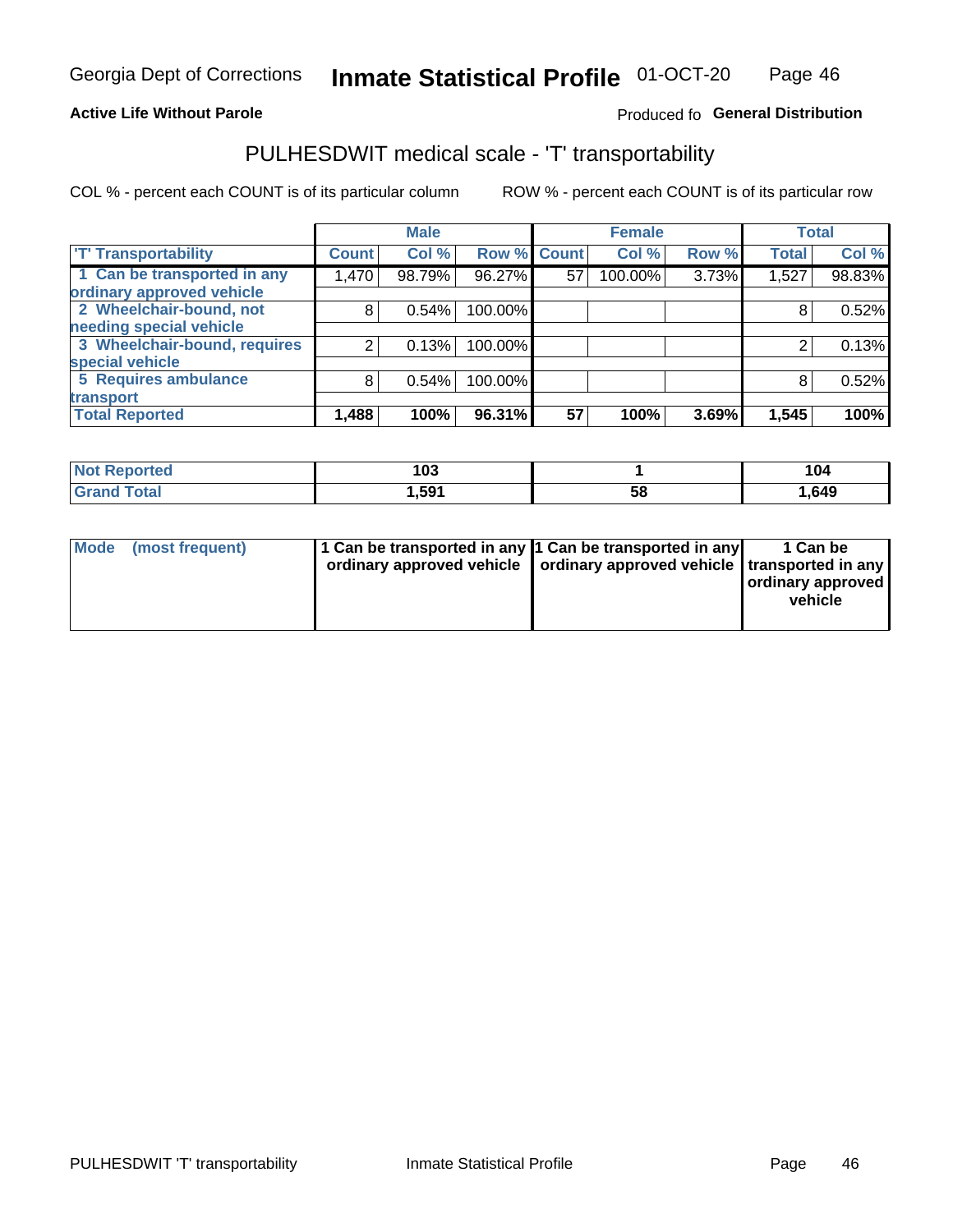Georgia Dept of Corrections **Inmate Statistical Profile** 01-OCT-20

**Active Life Without Parole**

Produced fo **General Distribution**

## PULHESDWIT medical scale - 'T' transportability

COL % - percent each COUNT is of its particular column

ROW % - percent each COUNT is of its particular row

| | Male | | | Female | | | Total | |
|---|---|---|---|---|---|---|---|---|
| 'T' Transportability | Count | Col % | Row % | Count | Col % | Row % | Total | Col % |
| 1 Can be transported in any ordinary approved vehicle | 1,470 | 98.79% | 96.27% | 57 | 100.00% | 3.73% | 1,527 | 98.83% |
| 2 Wheelchair-bound, not needing special vehicle | 8 | 0.54% | 100.00% | | | | 8 | 0.52% |
| 3 Wheelchair-bound, requires special vehicle | 2 | 0.13% | 100.00% | | | | 2 | 0.13% |
| 5 Requires ambulance transport | 8 | 0.54% | 100.00% | | | | 8 | 0.52% |
| **Total Reported** | **1,488** | **100%** | **96.31%** | **57** | **100%** | **3.69%** | **1,545** | **100%** |

| | Male | Female | Total |
|---|---|---|---|
| Not Reported | 103 | 1 | 104 |
| Grand Total | 1,591 | 58 | 1,649 |

| | Male | Female | Total |
|---|---|---|---|
| Mode (most frequent) | 1 Can be transported in any ordinary approved vehicle | 1 Can be transported in any ordinary approved vehicle | 1 Can be transported in any ordinary approved vehicle |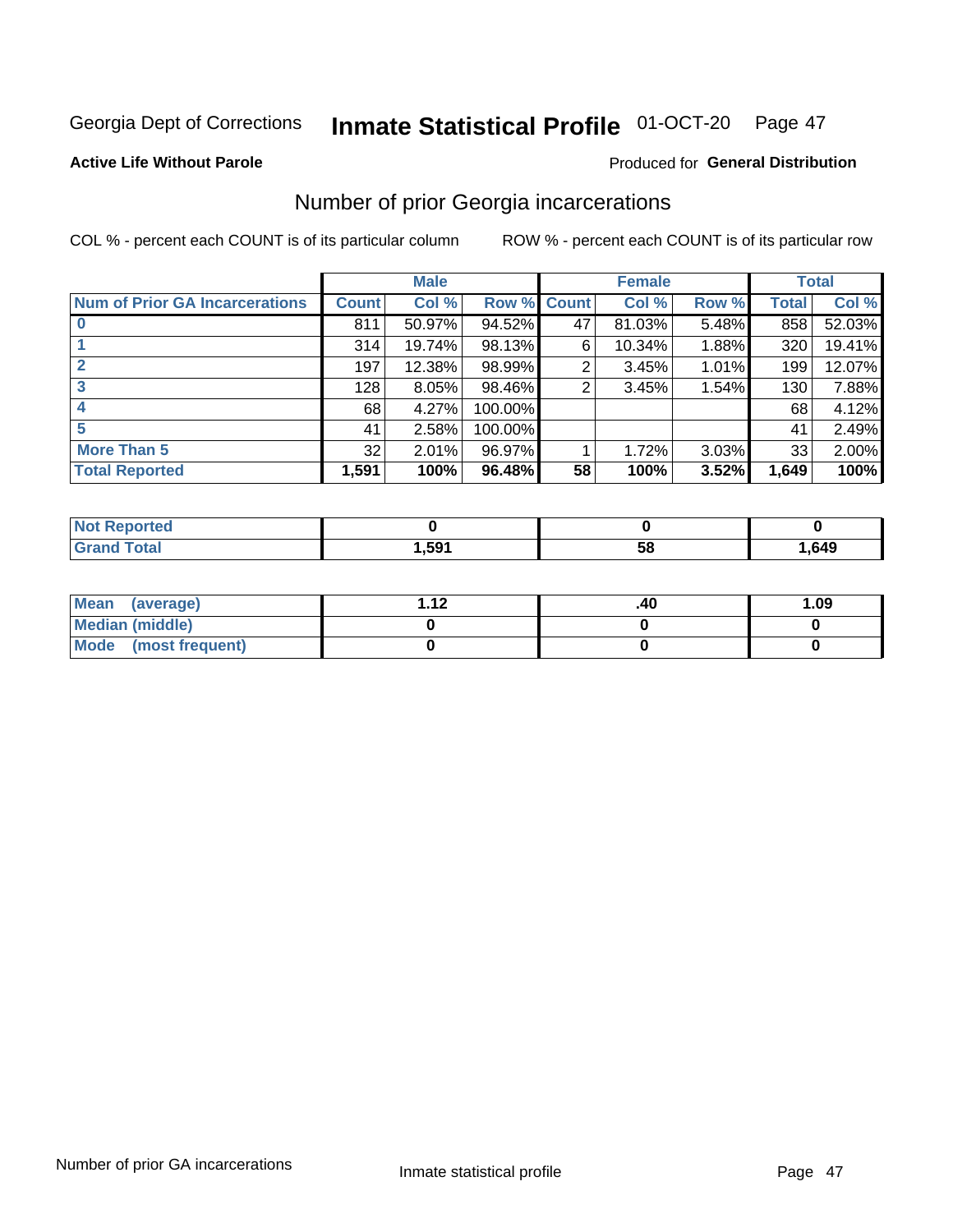Georgia Dept of Corrections **Inmate Statistical Profile** 01-OCT-20

**Active Life Without Parole**

Produced for **General Distribution**

## Number of prior Georgia incarcerations

COL % - percent each COUNT is of its particular column

ROW % - percent each COUNT is of its particular row

| | Male | | | Female | | | Total | |
|---|---|---|---|---|---|---|---|---|
| **Num of Prior GA Incarcerations** | **Count** | **Col %** | **Row %** | **Count** | **Col %** | **Row %** | **Total** | **Col %** |
| **0** | 811 | 50.97% | 94.52% | 47 | 81.03% | 5.48% | 858 | 52.03% |
| **1** | 314 | 19.74% | 98.13% | 6 | 10.34% | 1.88% | 320 | 19.41% |
| **2** | 197 | 12.38% | 98.99% | 2 | 3.45% | 1.01% | 199 | 12.07% |
| **3** | 128 | 8.05% | 98.46% | 2 | 3.45% | 1.54% | 130 | 7.88% |
| **4** | 68 | 4.27% | 100.00% | | | | 68 | 4.12% |
| **5** | 41 | 2.58% | 100.00% | | | | 41 | 2.49% |
| **More Than 5** | 32 | 2.01% | 96.97% | 1 | 1.72% | 3.03% | 33 | 2.00% |
| **Total Reported** | **1,591** | **100%** | **96.48%** | **58** | **100%** | **3.52%** | **1,649** | **100%** |

| | Male | Female | Total |
|---|---|---|---|
| **Not Reported** | **0** | **0** | **0** |
| **Grand Total** | **1,591** | **58** | **1,649** |

| | Male | Female | Total |
|---|---|---|---|
| **Mean (average)** | **1.12** | **.40** | **1.09** |
| **Median (middle)** | **0** | **0** | **0** |
| **Mode (most frequent)** | **0** | **0** | **0** |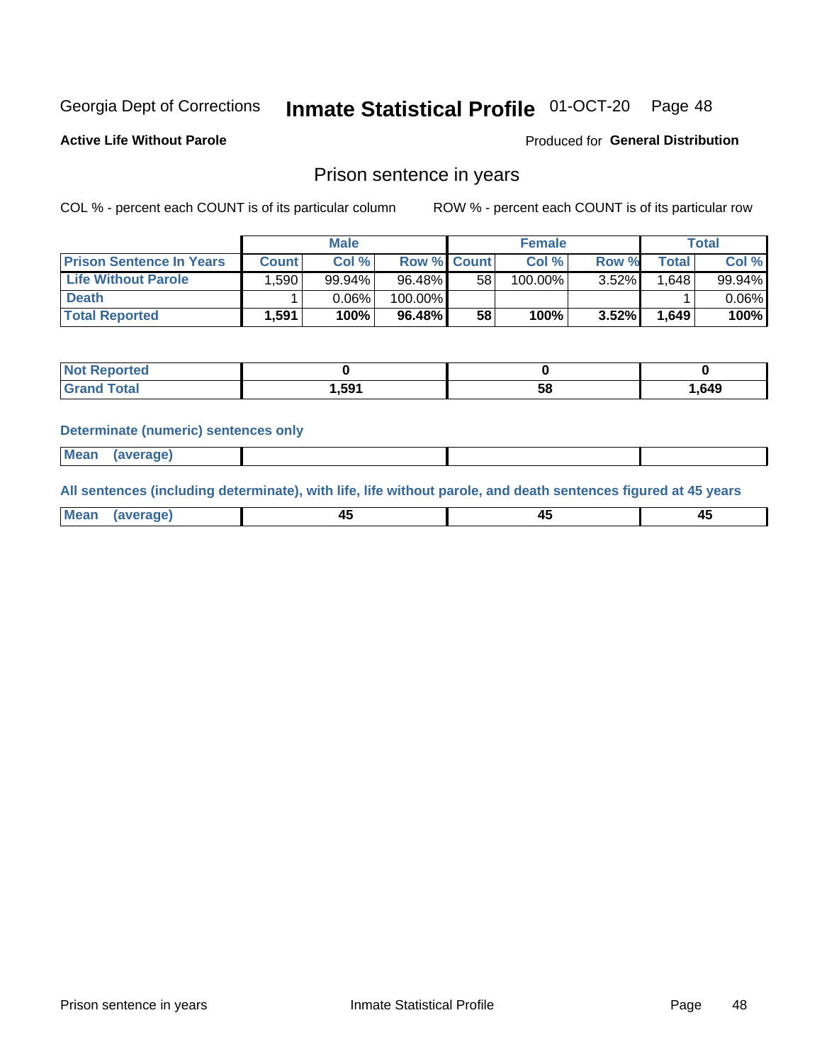Georgia Dept of Corrections **Inmate Statistical Profile** 01-OCT-20

**Active Life Without Parole** Produced for **General Distribution**

## Prison sentence in years

COL % - percent each COUNT is of its particular column ROW % - percent each COUNT is of its particular row

| | Male | | | Female | | | Total | |
|---|---|---|---|---|---|---|---|---|
| **Prison Sentence In Years** | **Count** | **Col %** | **Row %** | **Count** | **Col %** | **Row %** | **Total** | **Col %** |
| **Life Without Parole** | 1,590 | 99.94% | 96.48% | 58 | 100.00% | 3.52% | 1,648 | 99.94% |
| **Death** | 1 | 0.06% | 100.00% | | | | 1 | 0.06% |
| **Total Reported** | **1,591** | **100%** | **96.48%** | **58** | **100%** | **3.52%** | **1,649** | **100%** |

| | Male | Female | Total |
|---|---|---|---|
| **Not Reported** | **0** | **0** | **0** |
| **Grand Total** | **1,591** | **58** | **1,649** |

**Determinate (numeric) sentences only**

| | Male | Female | Total |
|---|---|---|---|
| **Mean (average)** | | | |

**All sentences (including determinate), with life, life without parole, and death sentences figured at 45 years**

| | Male | Female | Total |
|---|---|---|---|
| **Mean (average)** | **45** | **45** | **45** |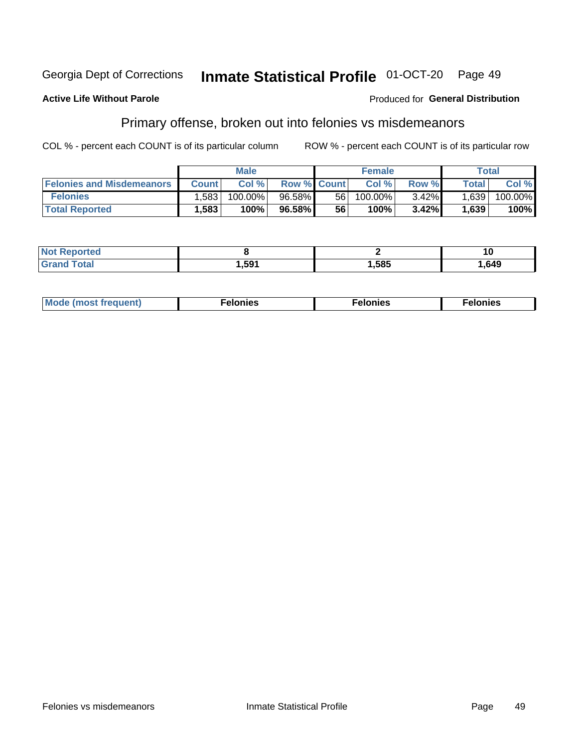Georgia Dept of Corrections **Inmate Statistical Profile** 01-OCT-20

**Active Life Without Parole** Produced for **General Distribution**

## Primary offense, broken out into felonies vs misdemeanors

COL % - percent each COUNT is of its particular column ROW % - percent each COUNT is of its particular row

| | Male | | | Female | | | Total | |
|---|---|---|---|---|---|---|---|---|
| **Felonies and Misdemeanors** | **Count** | **Col %** | **Row %** | **Count** | **Col %** | **Row %** | **Total** | **Col %** |
| **Felonies** | 1,583 | 100.00% | 96.58% | 56 | 100.00% | 3.42% | 1,639 | 100.00% |
| **Total Reported** | **1,583** | **100%** | **96.58%** | **56** | **100%** | **3.42%** | **1,639** | **100%** |

| | Male | Female | Total |
|---|---|---|---|
| **Not Reported** | **8** | **2** | **10** |
| **Grand Total** | **1,591** | **1,585** | **1,649** |

| | Male | Female | Total |
|---|---|---|---|
| **Mode (most frequent)** | **Felonies** | **Felonies** | **Felonies** |

Felonies vs misdemeanors Inmate Statistical Profile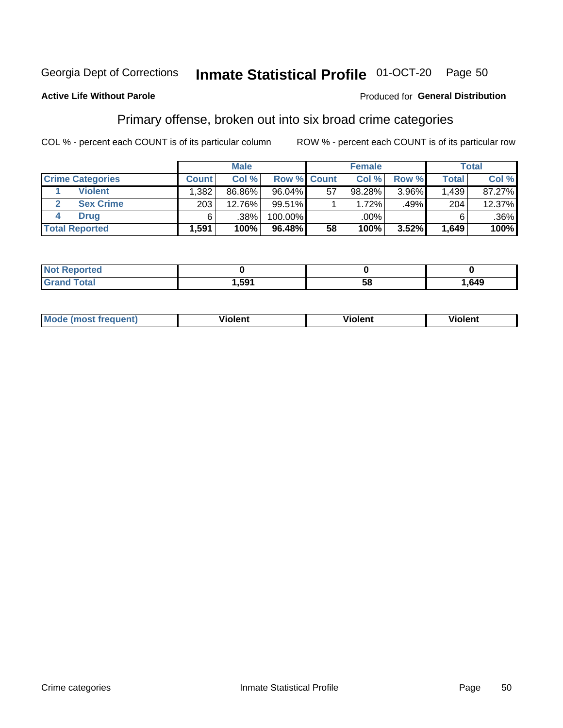Georgia Dept of Corrections **Inmate Statistical Profile** 01-OCT-20 Page 50

**Active Life Without Parole**

Produced for **General Distribution**

## Primary offense, broken out into six broad crime categories

COL % - percent each COUNT is of its particular column    ROW % - percent each COUNT is of its particular row

| | | Male | | | Female | | | Total | |
|---|---|---|---|---|---|---|---|---|---|
| **Crime Categories** | | **Count** | **Col %** | **Row %** | **Count** | **Col %** | **Row %** | **Total** | **Col %** |
| 1 | Violent | 1,382 | 86.86% | 96.04% | 57 | 98.28% | 3.96% | 1,439 | 87.27% |
| 2 | Sex Crime | 203 | 12.76% | 99.51% | 1 | 1.72% | .49% | 204 | 12.37% |
| 4 | Drug | 6 | .38% | 100.00% | | .00% | | 6 | .36% |
| **Total Reported** | | **1,591** | **100%** | **96.48%** | **58** | **100%** | **3.52%** | **1,649** | **100%** |

| | Male | Female | Total |
|---|---|---|---|
| Not Reported | 0 | 0 | 0 |
| Grand Total | 1,591 | 58 | 1,649 |

| | Male | Female | Total |
|---|---|---|---|
| Mode (most frequent) | Violent | Violent | Violent |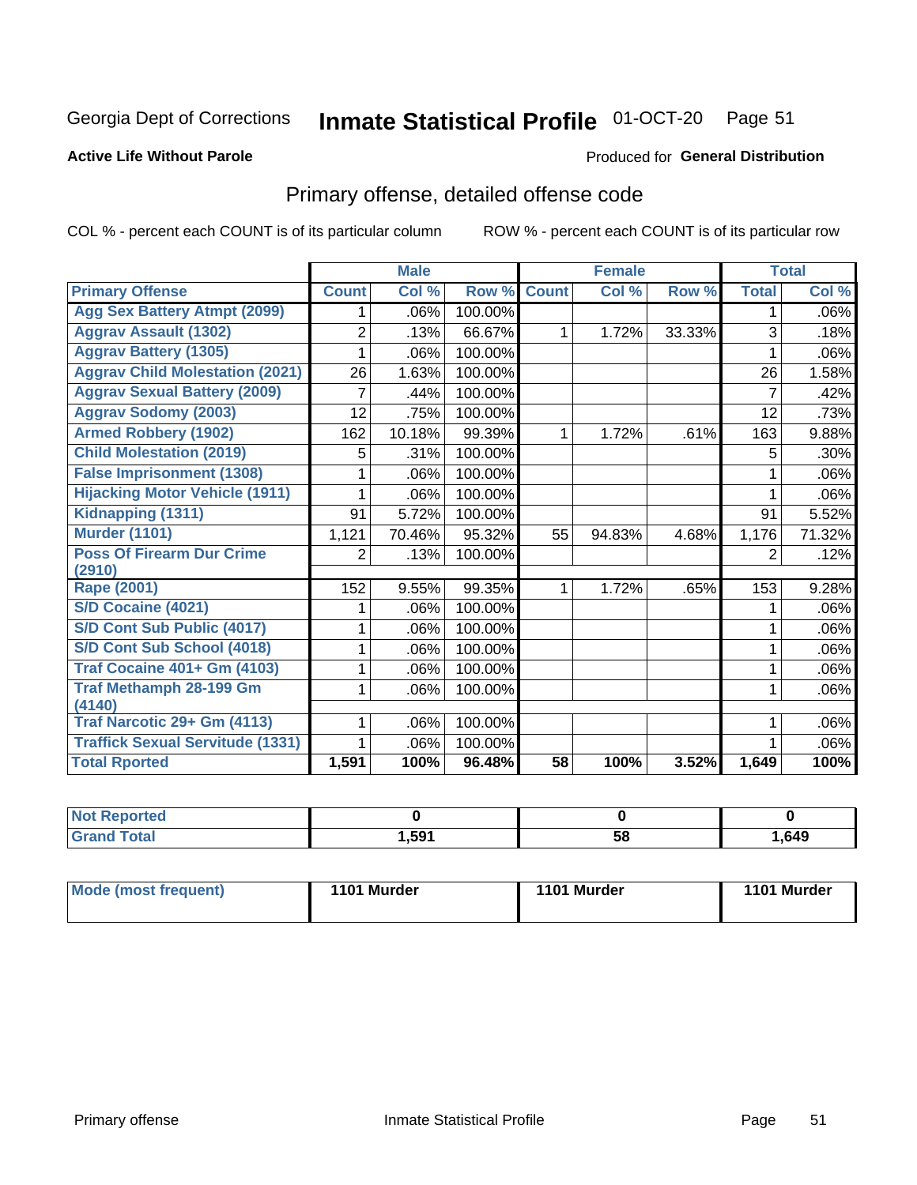Georgia Dept of Corrections **Inmate Statistical Profile** 01-OCT-20

**Active Life Without Parole**

Produced for **General Distribution**

## Primary offense, detailed offense code

COL % - percent each COUNT is of its particular column

ROW % - percent each COUNT is of its particular row

| | Male | | | Female | | | Total | |
|---|---|---|---|---|---|---|---|---|
| **Primary Offense** | **Count** | **Col %** | **Row %** | **Count** | **Col %** | **Row %** | **Total** | **Col %** |
| Agg Sex Battery Atmpt (2099) | 1 | .06% | 100.00% | | | | 1 | .06% |
| Aggrav Assault (1302) | 2 | .13% | 66.67% | 1 | 1.72% | 33.33% | 3 | .18% |
| Aggrav Battery (1305) | 1 | .06% | 100.00% | | | | 1 | .06% |
| Aggrav Child Molestation (2021) | 26 | 1.63% | 100.00% | | | | 26 | 1.58% |
| Aggrav Sexual Battery (2009) | 7 | .44% | 100.00% | | | | 7 | .42% |
| Aggrav Sodomy (2003) | 12 | .75% | 100.00% | | | | 12 | .73% |
| Armed Robbery (1902) | 162 | 10.18% | 99.39% | 1 | 1.72% | .61% | 163 | 9.88% |
| Child Molestation (2019) | 5 | .31% | 100.00% | | | | 5 | .30% |
| False Imprisonment (1308) | 1 | .06% | 100.00% | | | | 1 | .06% |
| Hijacking Motor Vehicle (1911) | 1 | .06% | 100.00% | | | | 1 | .06% |
| Kidnapping (1311) | 91 | 5.72% | 100.00% | | | | 91 | 5.52% |
| Murder (1101) | 1,121 | 70.46% | 95.32% | 55 | 94.83% | 4.68% | 1,176 | 71.32% |
| Poss Of Firearm Dur Crime (2910) | 2 | .13% | 100.00% | | | | 2 | .12% |
| Rape (2001) | 152 | 9.55% | 99.35% | 1 | 1.72% | .65% | 153 | 9.28% |
| S/D Cocaine (4021) | 1 | .06% | 100.00% | | | | 1 | .06% |
| S/D Cont Sub Public (4017) | 1 | .06% | 100.00% | | | | 1 | .06% |
| S/D Cont Sub School (4018) | 1 | .06% | 100.00% | | | | 1 | .06% |
| Traf Cocaine 401+ Gm (4103) | 1 | .06% | 100.00% | | | | 1 | .06% |
| Traf Methamph 28-199 Gm (4140) | 1 | .06% | 100.00% | | | | 1 | .06% |
| Traf Narcotic 29+ Gm (4113) | 1 | .06% | 100.00% | | | | 1 | .06% |
| Traffick Sexual Servitude (1331) | 1 | .06% | 100.00% | | | | 1 | .06% |
| **Total Rported** | **1,591** | **100%** | **96.48%** | **58** | **100%** | **3.52%** | **1,649** | **100%** |

| | Male | Female | Total |
|---|---|---|---|
| **Not Reported** | **0** | **0** | **0** |
| **Grand Total** | **1,591** | **58** | **1,649** |

| | Male | Female | Total |
|---|---|---|---|
| **Mode (most frequent)** | **1101 Murder** | **1101 Murder** | **1101 Murder** |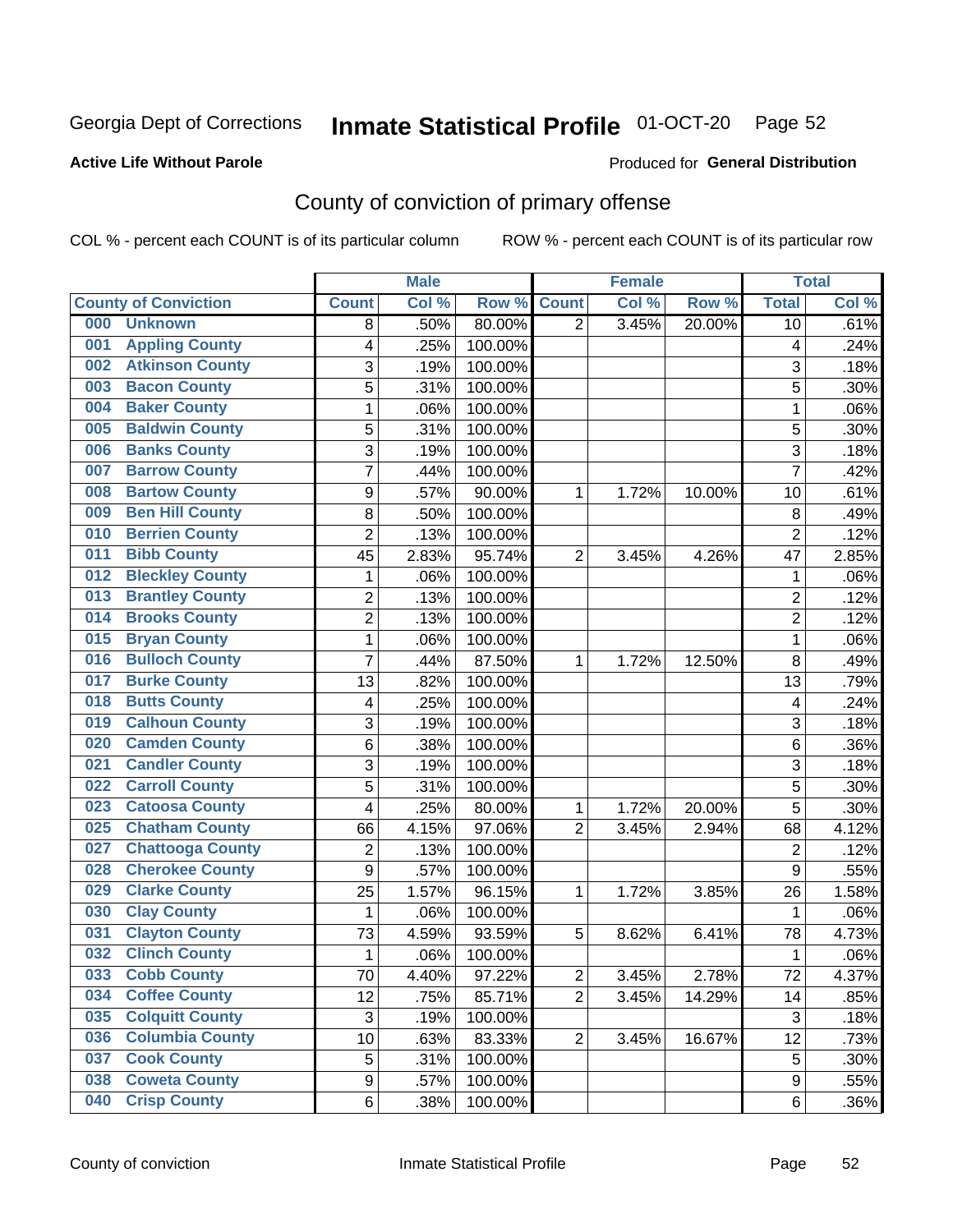Georgia Dept of Corrections **Inmate Statistical Profile** 01-OCT-20

**Active Life Without Parole**

Produced for **General Distribution**

## County of conviction of primary offense

COL % - percent each COUNT is of its particular column ROW % - percent each COUNT is of its particular row

| County of Conviction | Male | | | Female | | | Total | |
|---|---|---|---|---|---|---|---|---|
| | Count | Col % | Row % | Count | Col % | Row % | Total | Col % |
| 000 Unknown | 8 | .50% | 80.00% | 2 | 3.45% | 20.00% | 10 | .61% |
| 001 Appling County | 4 | .25% | 100.00% | | | | 4 | .24% |
| 002 Atkinson County | 3 | .19% | 100.00% | | | | 3 | .18% |
| 003 Bacon County | 5 | .31% | 100.00% | | | | 5 | .30% |
| 004 Baker County | 1 | .06% | 100.00% | | | | 1 | .06% |
| 005 Baldwin County | 5 | .31% | 100.00% | | | | 5 | .30% |
| 006 Banks County | 3 | .19% | 100.00% | | | | 3 | .18% |
| 007 Barrow County | 7 | .44% | 100.00% | | | | 7 | .42% |
| 008 Bartow County | 9 | .57% | 90.00% | 1 | 1.72% | 10.00% | 10 | .61% |
| 009 Ben Hill County | 8 | .50% | 100.00% | | | | 8 | .49% |
| 010 Berrien County | 2 | .13% | 100.00% | | | | 2 | .12% |
| 011 Bibb County | 45 | 2.83% | 95.74% | 2 | 3.45% | 4.26% | 47 | 2.85% |
| 012 Bleckley County | 1 | .06% | 100.00% | | | | 1 | .06% |
| 013 Brantley County | 2 | .13% | 100.00% | | | | 2 | .12% |
| 014 Brooks County | 2 | .13% | 100.00% | | | | 2 | .12% |
| 015 Bryan County | 1 | .06% | 100.00% | | | | 1 | .06% |
| 016 Bulloch County | 7 | .44% | 87.50% | 1 | 1.72% | 12.50% | 8 | .49% |
| 017 Burke County | 13 | .82% | 100.00% | | | | 13 | .79% |
| 018 Butts County | 4 | .25% | 100.00% | | | | 4 | .24% |
| 019 Calhoun County | 3 | .19% | 100.00% | | | | 3 | .18% |
| 020 Camden County | 6 | .38% | 100.00% | | | | 6 | .36% |
| 021 Candler County | 3 | .19% | 100.00% | | | | 3 | .18% |
| 022 Carroll County | 5 | .31% | 100.00% | | | | 5 | .30% |
| 023 Catoosa County | 4 | .25% | 80.00% | 1 | 1.72% | 20.00% | 5 | .30% |
| 025 Chatham County | 66 | 4.15% | 97.06% | 2 | 3.45% | 2.94% | 68 | 4.12% |
| 027 Chattooga County | 2 | .13% | 100.00% | | | | 2 | .12% |
| 028 Cherokee County | 9 | .57% | 100.00% | | | | 9 | .55% |
| 029 Clarke County | 25 | 1.57% | 96.15% | 1 | 1.72% | 3.85% | 26 | 1.58% |
| 030 Clay County | 1 | .06% | 100.00% | | | | 1 | .06% |
| 031 Clayton County | 73 | 4.59% | 93.59% | 5 | 8.62% | 6.41% | 78 | 4.73% |
| 032 Clinch County | 1 | .06% | 100.00% | | | | 1 | .06% |
| 033 Cobb County | 70 | 4.40% | 97.22% | 2 | 3.45% | 2.78% | 72 | 4.37% |
| 034 Coffee County | 12 | .75% | 85.71% | 2 | 3.45% | 14.29% | 14 | .85% |
| 035 Colquitt County | 3 | .19% | 100.00% | | | | 3 | .18% |
| 036 Columbia County | 10 | .63% | 83.33% | 2 | 3.45% | 16.67% | 12 | .73% |
| 037 Cook County | 5 | .31% | 100.00% | | | | 5 | .30% |
| 038 Coweta County | 9 | .57% | 100.00% | | | | 9 | .55% |
| 040 Crisp County | 6 | .38% | 100.00% | | | | 6 | .36% |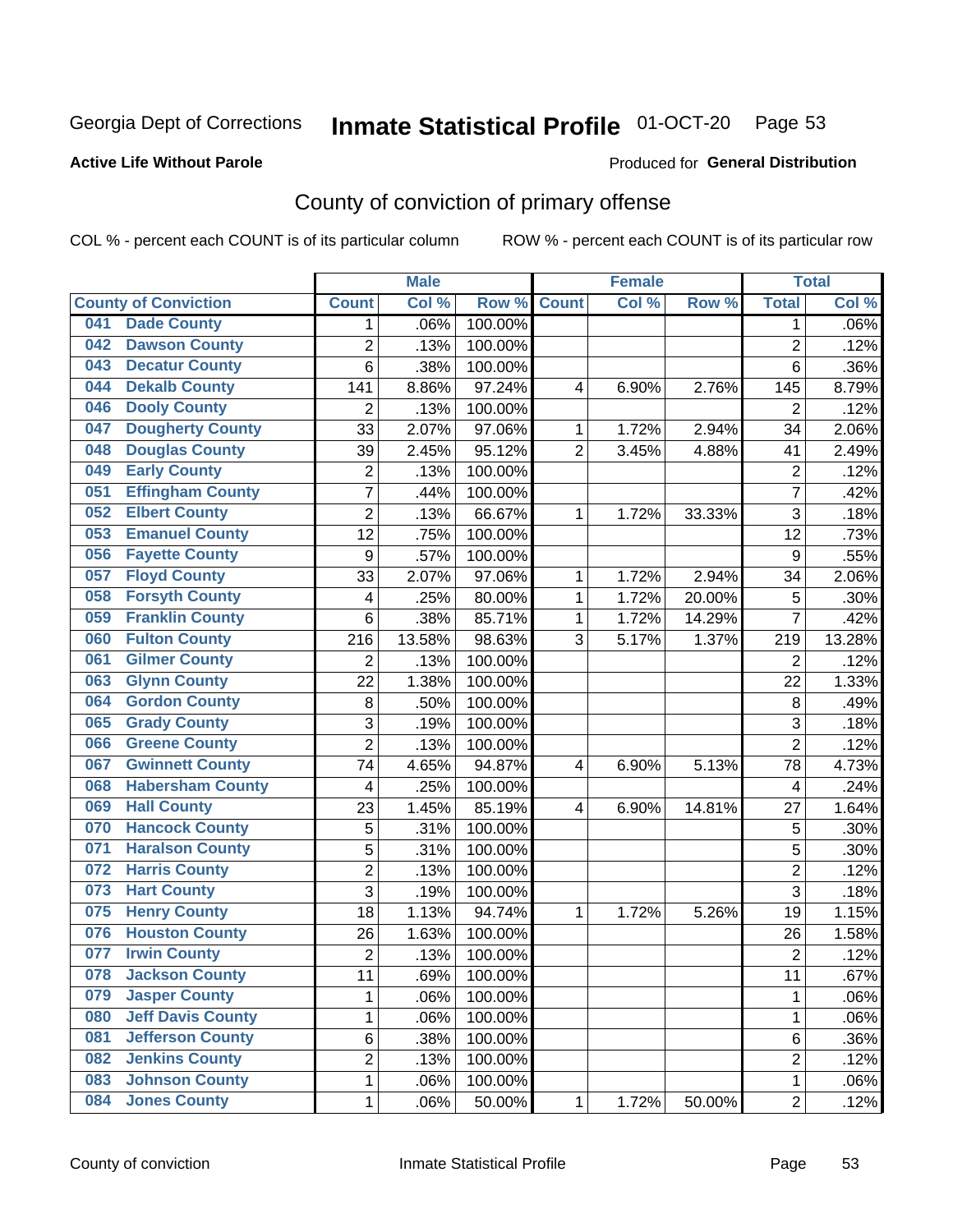Georgia Dept of Corrections **Inmate Statistical Profile** 01-OCT-20

**Active Life Without Parole**

Produced for **General Distribution**

## County of conviction of primary offense

COL % - percent each COUNT is of its particular column ROW % - percent each COUNT is of its particular row

| County of Conviction | Male | | | Female | | | Total | |
|---|---|---|---|---|---|---|---|---|
| | Count | Col % | Row % | Count | Col % | Row % | Total | Col % |
| 041 Dade County | 1 | .06% | 100.00% | | | | 1 | .06% |
| 042 Dawson County | 2 | .13% | 100.00% | | | | 2 | .12% |
| 043 Decatur County | 6 | .38% | 100.00% | | | | 6 | .36% |
| 044 Dekalb County | 141 | 8.86% | 97.24% | 4 | 6.90% | 2.76% | 145 | 8.79% |
| 046 Dooly County | 2 | .13% | 100.00% | | | | 2 | .12% |
| 047 Dougherty County | 33 | 2.07% | 97.06% | 1 | 1.72% | 2.94% | 34 | 2.06% |
| 048 Douglas County | 39 | 2.45% | 95.12% | 2 | 3.45% | 4.88% | 41 | 2.49% |
| 049 Early County | 2 | .13% | 100.00% | | | | 2 | .12% |
| 051 Effingham County | 7 | .44% | 100.00% | | | | 7 | .42% |
| 052 Elbert County | 2 | .13% | 66.67% | 1 | 1.72% | 33.33% | 3 | .18% |
| 053 Emanuel County | 12 | .75% | 100.00% | | | | 12 | .73% |
| 056 Fayette County | 9 | .57% | 100.00% | | | | 9 | .55% |
| 057 Floyd County | 33 | 2.07% | 97.06% | 1 | 1.72% | 2.94% | 34 | 2.06% |
| 058 Forsyth County | 4 | .25% | 80.00% | 1 | 1.72% | 20.00% | 5 | .30% |
| 059 Franklin County | 6 | .38% | 85.71% | 1 | 1.72% | 14.29% | 7 | .42% |
| 060 Fulton County | 216 | 13.58% | 98.63% | 3 | 5.17% | 1.37% | 219 | 13.28% |
| 061 Gilmer County | 2 | .13% | 100.00% | | | | 2 | .12% |
| 063 Glynn County | 22 | 1.38% | 100.00% | | | | 22 | 1.33% |
| 064 Gordon County | 8 | .50% | 100.00% | | | | 8 | .49% |
| 065 Grady County | 3 | .19% | 100.00% | | | | 3 | .18% |
| 066 Greene County | 2 | .13% | 100.00% | | | | 2 | .12% |
| 067 Gwinnett County | 74 | 4.65% | 94.87% | 4 | 6.90% | 5.13% | 78 | 4.73% |
| 068 Habersham County | 4 | .25% | 100.00% | | | | 4 | .24% |
| 069 Hall County | 23 | 1.45% | 85.19% | 4 | 6.90% | 14.81% | 27 | 1.64% |
| 070 Hancock County | 5 | .31% | 100.00% | | | | 5 | .30% |
| 071 Haralson County | 5 | .31% | 100.00% | | | | 5 | .30% |
| 072 Harris County | 2 | .13% | 100.00% | | | | 2 | .12% |
| 073 Hart County | 3 | .19% | 100.00% | | | | 3 | .18% |
| 075 Henry County | 18 | 1.13% | 94.74% | 1 | 1.72% | 5.26% | 19 | 1.15% |
| 076 Houston County | 26 | 1.63% | 100.00% | | | | 26 | 1.58% |
| 077 Irwin County | 2 | .13% | 100.00% | | | | 2 | .12% |
| 078 Jackson County | 11 | .69% | 100.00% | | | | 11 | .67% |
| 079 Jasper County | 1 | .06% | 100.00% | | | | 1 | .06% |
| 080 Jeff Davis County | 1 | .06% | 100.00% | | | | 1 | .06% |
| 081 Jefferson County | 6 | .38% | 100.00% | | | | 6 | .36% |
| 082 Jenkins County | 2 | .13% | 100.00% | | | | 2 | .12% |
| 083 Johnson County | 1 | .06% | 100.00% | | | | 1 | .06% |
| 084 Jones County | 1 | .06% | 50.00% | 1 | 1.72% | 50.00% | 2 | .12% |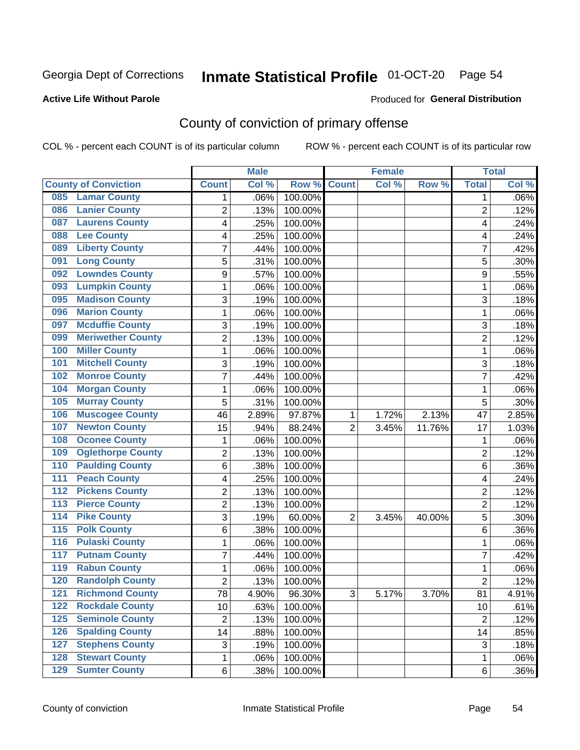Georgia Dept of Corrections **Inmate Statistical Profile** 01-OCT-20

**Active Life Without Parole**

Produced for **General Distribution**

## County of conviction of primary offense

COL % - percent each COUNT is of its particular column    ROW % - percent each COUNT is of its particular row

| | Male | | | Female | | | Total | |
|---|---|---|---|---|---|---|---|---|
| County of Conviction | Count | Col % | Row % | Count | Col % | Row % | Total | Col % |
| 085 Lamar County | 1 | .06% | 100.00% | | | | 1 | .06% |
| 086 Lanier County | 2 | .13% | 100.00% | | | | 2 | .12% |
| 087 Laurens County | 4 | .25% | 100.00% | | | | 4 | .24% |
| 088 Lee County | 4 | .25% | 100.00% | | | | 4 | .24% |
| 089 Liberty County | 7 | .44% | 100.00% | | | | 7 | .42% |
| 091 Long County | 5 | .31% | 100.00% | | | | 5 | .30% |
| 092 Lowndes County | 9 | .57% | 100.00% | | | | 9 | .55% |
| 093 Lumpkin County | 1 | .06% | 100.00% | | | | 1 | .06% |
| 095 Madison County | 3 | .19% | 100.00% | | | | 3 | .18% |
| 096 Marion County | 1 | .06% | 100.00% | | | | 1 | .06% |
| 097 Mcduffie County | 3 | .19% | 100.00% | | | | 3 | .18% |
| 099 Meriwether County | 2 | .13% | 100.00% | | | | 2 | .12% |
| 100 Miller County | 1 | .06% | 100.00% | | | | 1 | .06% |
| 101 Mitchell County | 3 | .19% | 100.00% | | | | 3 | .18% |
| 102 Monroe County | 7 | .44% | 100.00% | | | | 7 | .42% |
| 104 Morgan County | 1 | .06% | 100.00% | | | | 1 | .06% |
| 105 Murray County | 5 | .31% | 100.00% | | | | 5 | .30% |
| 106 Muscogee County | 46 | 2.89% | 97.87% | 1 | 1.72% | 2.13% | 47 | 2.85% |
| 107 Newton County | 15 | .94% | 88.24% | 2 | 3.45% | 11.76% | 17 | 1.03% |
| 108 Oconee County | 1 | .06% | 100.00% | | | | 1 | .06% |
| 109 Oglethorpe County | 2 | .13% | 100.00% | | | | 2 | .12% |
| 110 Paulding County | 6 | .38% | 100.00% | | | | 6 | .36% |
| 111 Peach County | 4 | .25% | 100.00% | | | | 4 | .24% |
| 112 Pickens County | 2 | .13% | 100.00% | | | | 2 | .12% |
| 113 Pierce County | 2 | .13% | 100.00% | | | | 2 | .12% |
| 114 Pike County | 3 | .19% | 60.00% | 2 | 3.45% | 40.00% | 5 | .30% |
| 115 Polk County | 6 | .38% | 100.00% | | | | 6 | .36% |
| 116 Pulaski County | 1 | .06% | 100.00% | | | | 1 | .06% |
| 117 Putnam County | 7 | .44% | 100.00% | | | | 7 | .42% |
| 119 Rabun County | 1 | .06% | 100.00% | | | | 1 | .06% |
| 120 Randolph County | 2 | .13% | 100.00% | | | | 2 | .12% |
| 121 Richmond County | 78 | 4.90% | 96.30% | 3 | 5.17% | 3.70% | 81 | 4.91% |
| 122 Rockdale County | 10 | .63% | 100.00% | | | | 10 | .61% |
| 125 Seminole County | 2 | .13% | 100.00% | | | | 2 | .12% |
| 126 Spalding County | 14 | .88% | 100.00% | | | | 14 | .85% |
| 127 Stephens County | 3 | .19% | 100.00% | | | | 3 | .18% |
| 128 Stewart County | 1 | .06% | 100.00% | | | | 1 | .06% |
| 129 Sumter County | 6 | .38% | 100.00% | | | | 6 | .36% |

County of conviction    Inmate Statistical Profile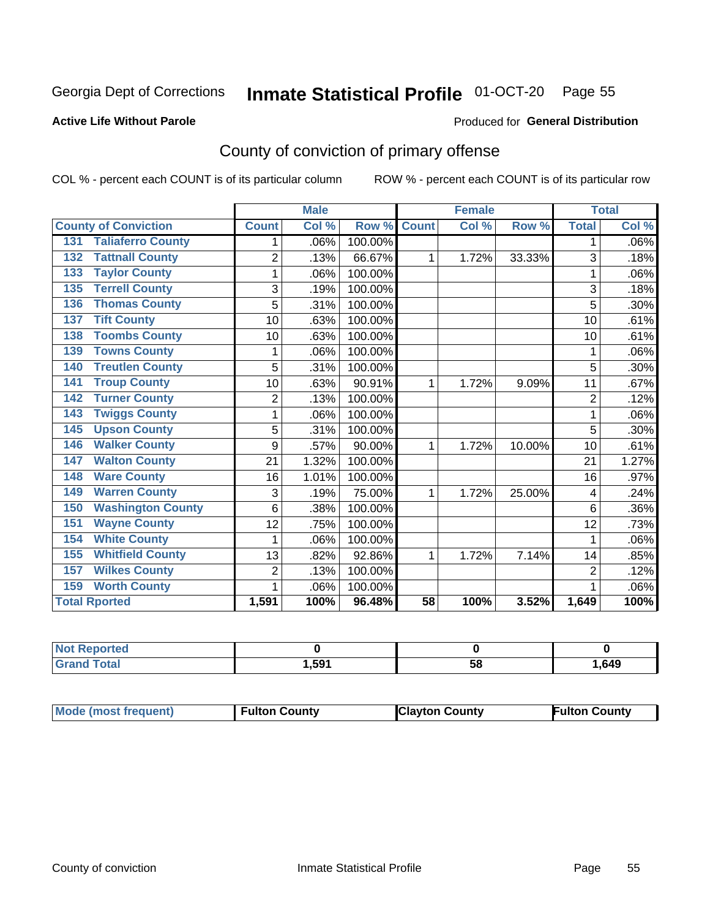Georgia Dept of Corrections **Inmate Statistical Profile** 01-OCT-20

**Active Life Without Parole**

Produced for **General Distribution**

## County of conviction of primary offense

COL % - percent each COUNT is of its particular column ROW % - percent each COUNT is of its particular row

| | Male | | | Female | | | Total | |
|---|---|---|---|---|---|---|---|---|
| **County of Conviction** | **Count** | **Col %** | **Row %** | **Count** | **Col %** | **Row %** | **Total** | **Col %** |
| 131 Taliaferro County | 1 | .06% | 100.00% | | | | 1 | .06% |
| 132 Tattnall County | 2 | .13% | 66.67% | 1 | 1.72% | 33.33% | 3 | .18% |
| 133 Taylor County | 1 | .06% | 100.00% | | | | 1 | .06% |
| 135 Terrell County | 3 | .19% | 100.00% | | | | 3 | .18% |
| 136 Thomas County | 5 | .31% | 100.00% | | | | 5 | .30% |
| 137 Tift County | 10 | .63% | 100.00% | | | | 10 | .61% |
| 138 Toombs County | 10 | .63% | 100.00% | | | | 10 | .61% |
| 139 Towns County | 1 | .06% | 100.00% | | | | 1 | .06% |
| 140 Treutlen County | 5 | .31% | 100.00% | | | | 5 | .30% |
| 141 Troup County | 10 | .63% | 90.91% | 1 | 1.72% | 9.09% | 11 | .67% |
| 142 Turner County | 2 | .13% | 100.00% | | | | 2 | .12% |
| 143 Twiggs County | 1 | .06% | 100.00% | | | | 1 | .06% |
| 145 Upson County | 5 | .31% | 100.00% | | | | 5 | .30% |
| 146 Walker County | 9 | .57% | 90.00% | 1 | 1.72% | 10.00% | 10 | .61% |
| 147 Walton County | 21 | 1.32% | 100.00% | | | | 21 | 1.27% |
| 148 Ware County | 16 | 1.01% | 100.00% | | | | 16 | .97% |
| 149 Warren County | 3 | .19% | 75.00% | 1 | 1.72% | 25.00% | 4 | .24% |
| 150 Washington County | 6 | .38% | 100.00% | | | | 6 | .36% |
| 151 Wayne County | 12 | .75% | 100.00% | | | | 12 | .73% |
| 154 White County | 1 | .06% | 100.00% | | | | 1 | .06% |
| 155 Whitfield County | 13 | .82% | 92.86% | 1 | 1.72% | 7.14% | 14 | .85% |
| 157 Wilkes County | 2 | .13% | 100.00% | | | | 2 | .12% |
| 159 Worth County | 1 | .06% | 100.00% | | | | 1 | .06% |
| **Total Rported** | **1,591** | **100%** | **96.48%** | **58** | **100%** | **3.52%** | **1,649** | **100%** |

| | Male | Female | Total |
|---|---|---|---|
| **Not Reported** | **0** | **0** | **0** |
| **Grand Total** | **1,591** | **58** | **1,649** |

| | Male | Female | Total |
|---|---|---|---|
| **Mode (most frequent)** | **Fulton County** | **Clayton County** | **Fulton County** |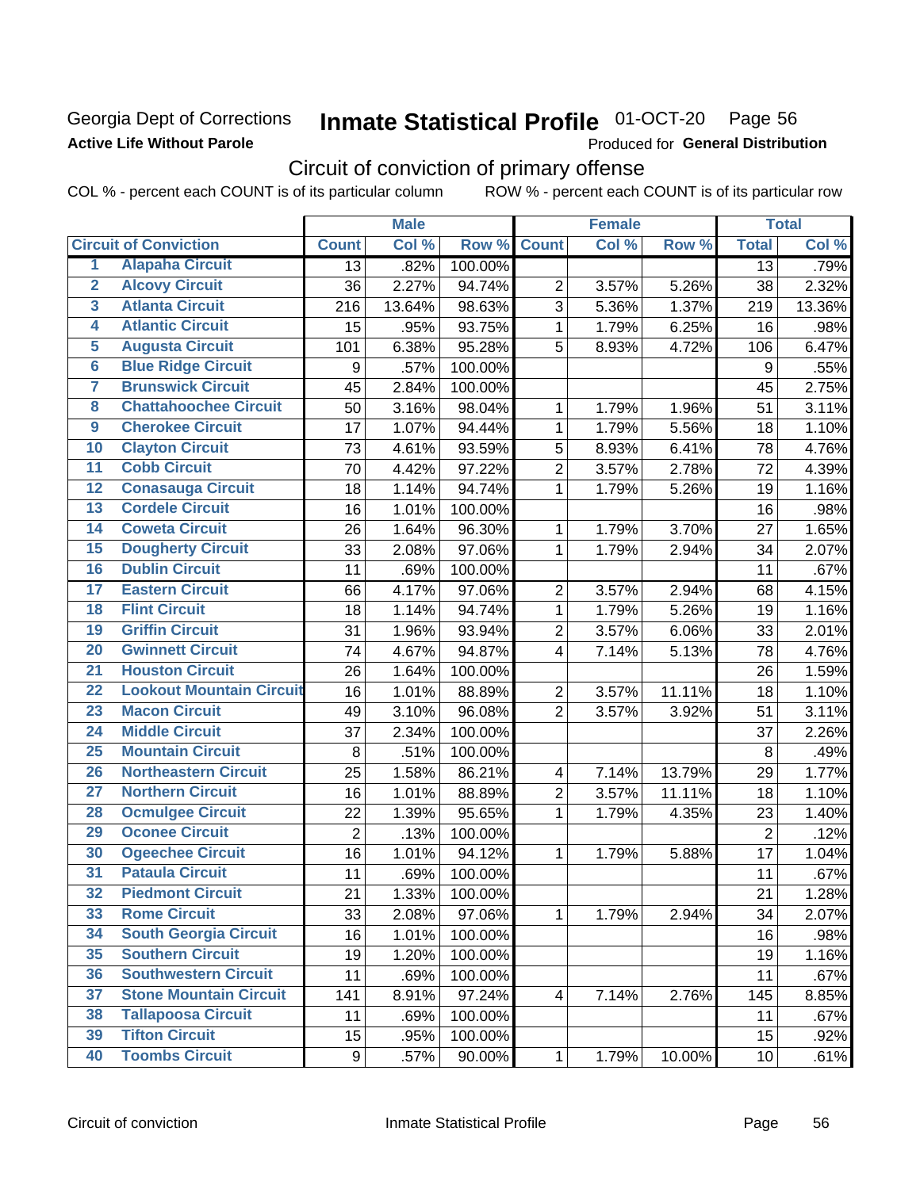Georgia Dept of Corrections
**Active Life Without Parole**

# Inmate Statistical Profile 01-OCT-20 Page 56

Produced for **General Distribution**

## Circuit of conviction of primary offense

COL % - percent each COUNT is of its particular column ROW % - percent each COUNT is of its particular row

| Circuit of Conviction | | Male | | | Female | | | Total | |
|---|---|---|---|---|---|---|---|---|---|
| | | Count | Col % | Row % | Count | Col % | Row % | Total | Col % |
| 1 | Alapaha Circuit | 13 | .82% | 100.00% | | | | 13 | .79% |
| 2 | Alcovy Circuit | 36 | 2.27% | 94.74% | 2 | 3.57% | 5.26% | 38 | 2.32% |
| 3 | Atlanta Circuit | 216 | 13.64% | 98.63% | 3 | 5.36% | 1.37% | 219 | 13.36% |
| 4 | Atlantic Circuit | 15 | .95% | 93.75% | 1 | 1.79% | 6.25% | 16 | .98% |
| 5 | Augusta Circuit | 101 | 6.38% | 95.28% | 5 | 8.93% | 4.72% | 106 | 6.47% |
| 6 | Blue Ridge Circuit | 9 | .57% | 100.00% | | | | 9 | .55% |
| 7 | Brunswick Circuit | 45 | 2.84% | 100.00% | | | | 45 | 2.75% |
| 8 | Chattahoochee Circuit | 50 | 3.16% | 98.04% | 1 | 1.79% | 1.96% | 51 | 3.11% |
| 9 | Cherokee Circuit | 17 | 1.07% | 94.44% | 1 | 1.79% | 5.56% | 18 | 1.10% |
| 10 | Clayton Circuit | 73 | 4.61% | 93.59% | 5 | 8.93% | 6.41% | 78 | 4.76% |
| 11 | Cobb Circuit | 70 | 4.42% | 97.22% | 2 | 3.57% | 2.78% | 72 | 4.39% |
| 12 | Conasauga Circuit | 18 | 1.14% | 94.74% | 1 | 1.79% | 5.26% | 19 | 1.16% |
| 13 | Cordele Circuit | 16 | 1.01% | 100.00% | | | | 16 | .98% |
| 14 | Coweta Circuit | 26 | 1.64% | 96.30% | 1 | 1.79% | 3.70% | 27 | 1.65% |
| 15 | Dougherty Circuit | 33 | 2.08% | 97.06% | 1 | 1.79% | 2.94% | 34 | 2.07% |
| 16 | Dublin Circuit | 11 | .69% | 100.00% | | | | 11 | .67% |
| 17 | Eastern Circuit | 66 | 4.17% | 97.06% | 2 | 3.57% | 2.94% | 68 | 4.15% |
| 18 | Flint Circuit | 18 | 1.14% | 94.74% | 1 | 1.79% | 5.26% | 19 | 1.16% |
| 19 | Griffin Circuit | 31 | 1.96% | 93.94% | 2 | 3.57% | 6.06% | 33 | 2.01% |
| 20 | Gwinnett Circuit | 74 | 4.67% | 94.87% | 4 | 7.14% | 5.13% | 78 | 4.76% |
| 21 | Houston Circuit | 26 | 1.64% | 100.00% | | | | 26 | 1.59% |
| 22 | Lookout Mountain Circuit | 16 | 1.01% | 88.89% | 2 | 3.57% | 11.11% | 18 | 1.10% |
| 23 | Macon Circuit | 49 | 3.10% | 96.08% | 2 | 3.57% | 3.92% | 51 | 3.11% |
| 24 | Middle Circuit | 37 | 2.34% | 100.00% | | | | 37 | 2.26% |
| 25 | Mountain Circuit | 8 | .51% | 100.00% | | | | 8 | .49% |
| 26 | Northeastern Circuit | 25 | 1.58% | 86.21% | 4 | 7.14% | 13.79% | 29 | 1.77% |
| 27 | Northern Circuit | 16 | 1.01% | 88.89% | 2 | 3.57% | 11.11% | 18 | 1.10% |
| 28 | Ocmulgee Circuit | 22 | 1.39% | 95.65% | 1 | 1.79% | 4.35% | 23 | 1.40% |
| 29 | Oconee Circuit | 2 | .13% | 100.00% | | | | 2 | .12% |
| 30 | Ogeechee Circuit | 16 | 1.01% | 94.12% | 1 | 1.79% | 5.88% | 17 | 1.04% |
| 31 | Pataula Circuit | 11 | .69% | 100.00% | | | | 11 | .67% |
| 32 | Piedmont Circuit | 21 | 1.33% | 100.00% | | | | 21 | 1.28% |
| 33 | Rome Circuit | 33 | 2.08% | 97.06% | 1 | 1.79% | 2.94% | 34 | 2.07% |
| 34 | South Georgia Circuit | 16 | 1.01% | 100.00% | | | | 16 | .98% |
| 35 | Southern Circuit | 19 | 1.20% | 100.00% | | | | 19 | 1.16% |
| 36 | Southwestern Circuit | 11 | .69% | 100.00% | | | | 11 | .67% |
| 37 | Stone Mountain Circuit | 141 | 8.91% | 97.24% | 4 | 7.14% | 2.76% | 145 | 8.85% |
| 38 | Tallapoosa Circuit | 11 | .69% | 100.00% | | | | 11 | .67% |
| 39 | Tifton Circuit | 15 | .95% | 100.00% | | | | 15 | .92% |
| 40 | Toombs Circuit | 9 | .57% | 90.00% | 1 | 1.79% | 10.00% | 10 | .61% |

Circuit of conviction Inmate Statistical Profile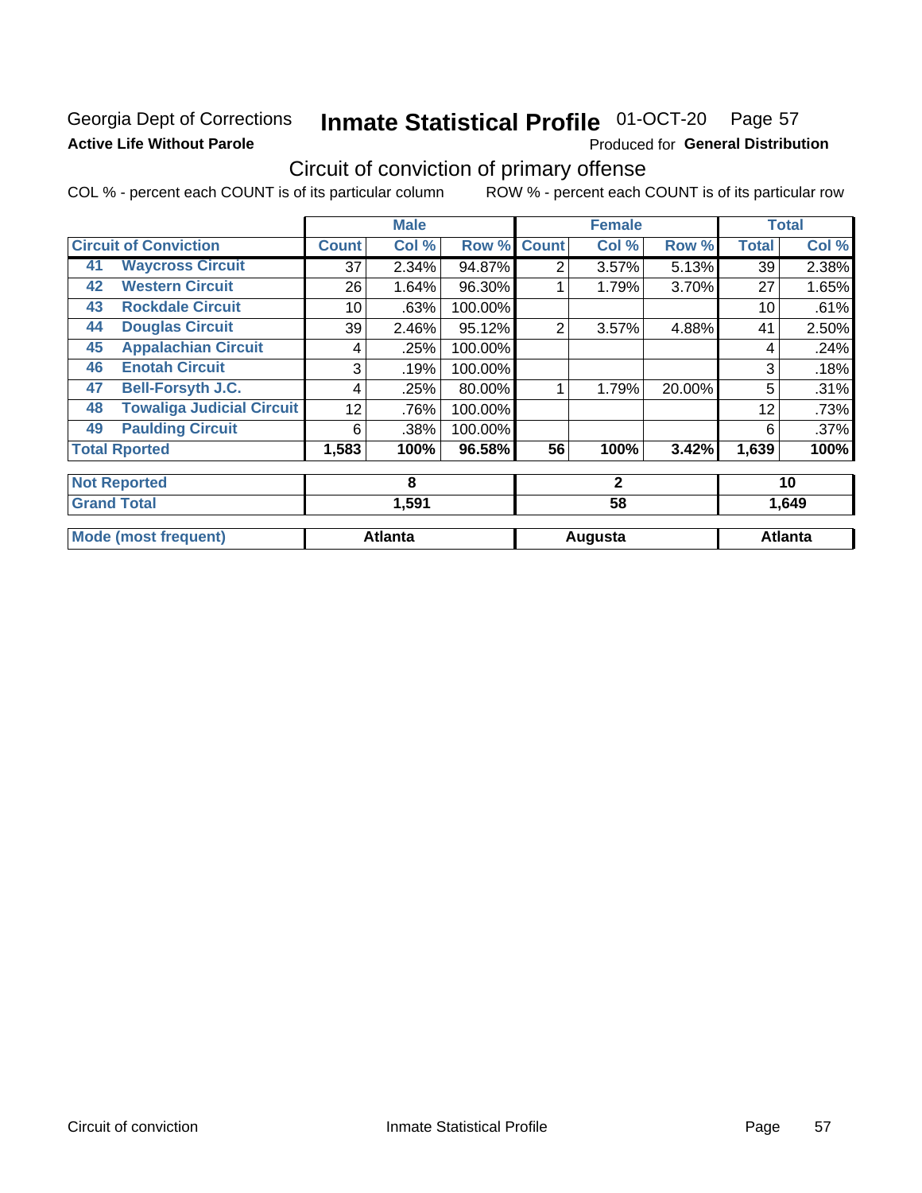Georgia Dept of Corrections
**Active Life Without Parole**

# Inmate Statistical Profile 01-OCT-20 Page 57

Produced for **General Distribution**

## Circuit of conviction of primary offense

COL % - percent each COUNT is of its particular column ROW % - percent each COUNT is of its particular row

| Circuit of Conviction | | Male | | | Female | | | Total | |
|---|---|---|---|---|---|---|---|---|---|
| | | Count | Col % | Row % | Count | Col % | Row % | Total | Col % |
| 41 | Waycross Circuit | 37 | 2.34% | 94.87% | 2 | 3.57% | 5.13% | 39 | 2.38% |
| 42 | Western Circuit | 26 | 1.64% | 96.30% | 1 | 1.79% | 3.70% | 27 | 1.65% |
| 43 | Rockdale Circuit | 10 | .63% | 100.00% | | | | 10 | .61% |
| 44 | Douglas Circuit | 39 | 2.46% | 95.12% | 2 | 3.57% | 4.88% | 41 | 2.50% |
| 45 | Appalachian Circuit | 4 | .25% | 100.00% | | | | 4 | .24% |
| 46 | Enotah Circuit | 3 | .19% | 100.00% | | | | 3 | .18% |
| 47 | Bell-Forsyth J.C. | 4 | .25% | 80.00% | 1 | 1.79% | 20.00% | 5 | .31% |
| 48 | Towaliga Judicial Circuit | 12 | .76% | 100.00% | | | | 12 | .73% |
| 49 | Paulding Circuit | 6 | .38% | 100.00% | | | | 6 | .37% |
| **Total Rported** | | **1,583** | **100%** | **96.58%** | **56** | **100%** | **3.42%** | **1,639** | **100%** |
| **Not Reported** | | **8** | | | **2** | | | **10** | |
| **Grand Total** | | **1,591** | | | **58** | | | **1,649** | |
| **Mode (most frequent)** | | **Atlanta** | | | **Augusta** | | | **Atlanta** | |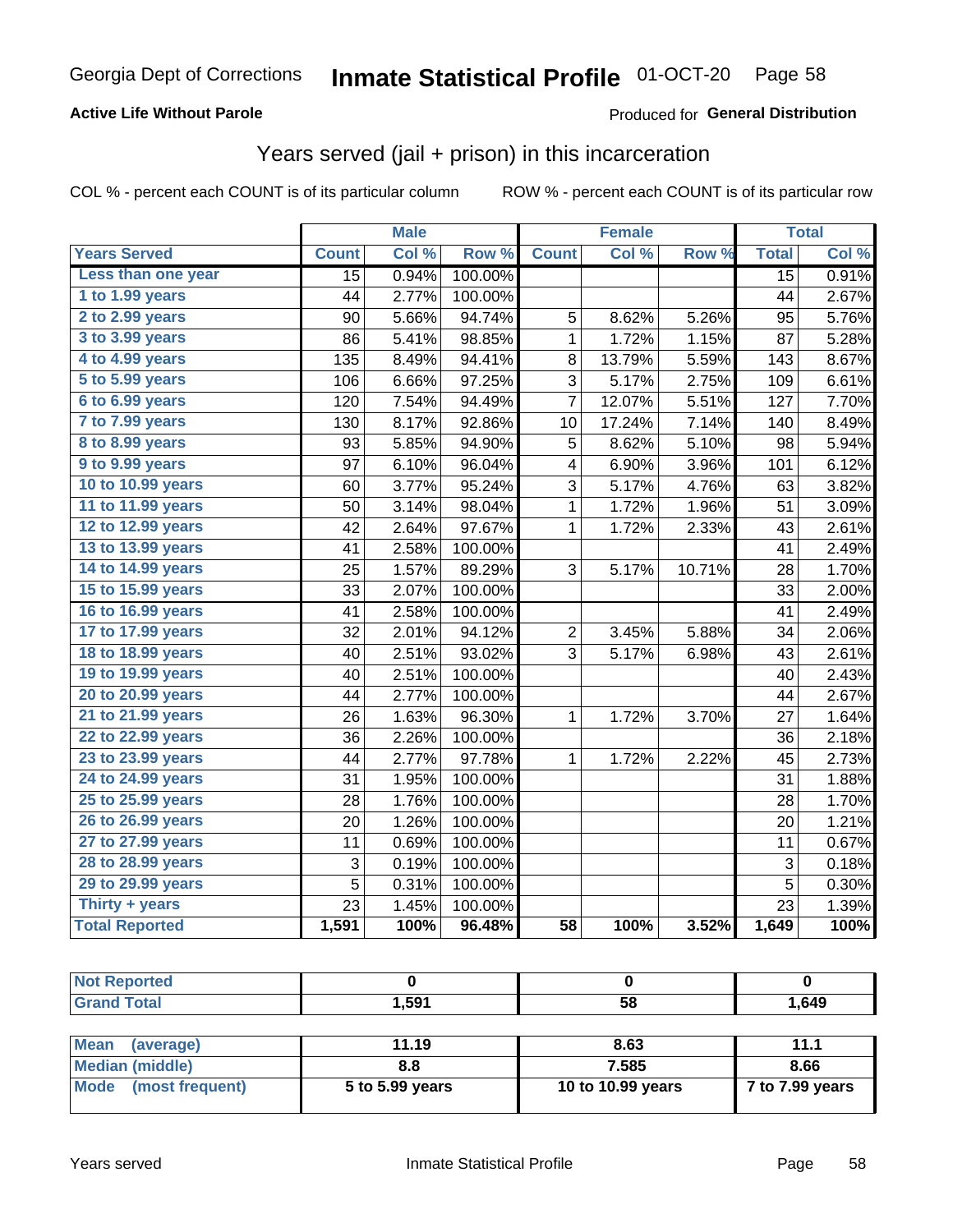# Georgia Dept of Corrections **Inmate Statistical Profile** 01-OCT-20

**Active Life Without Parole**

Produced for **General Distribution**

## Years served (jail + prison) in this incarceration

COL % - percent each COUNT is of its particular column

ROW % - percent each COUNT is of its particular row

| | Male | | | Female | | | Total | |
|---|---|---|---|---|---|---|---|---|
| **Years Served** | **Count** | **Col %** | **Row %** | **Count** | **Col %** | **Row %** | **Total** | **Col %** |
| Less than one year | 15 | 0.94% | 100.00% | | | | 15 | 0.91% |
| 1 to 1.99 years | 44 | 2.77% | 100.00% | | | | 44 | 2.67% |
| 2 to 2.99 years | 90 | 5.66% | 94.74% | 5 | 8.62% | 5.26% | 95 | 5.76% |
| 3 to 3.99 years | 86 | 5.41% | 98.85% | 1 | 1.72% | 1.15% | 87 | 5.28% |
| 4 to 4.99 years | 135 | 8.49% | 94.41% | 8 | 13.79% | 5.59% | 143 | 8.67% |
| 5 to 5.99 years | 106 | 6.66% | 97.25% | 3 | 5.17% | 2.75% | 109 | 6.61% |
| 6 to 6.99 years | 120 | 7.54% | 94.49% | 7 | 12.07% | 5.51% | 127 | 7.70% |
| 7 to 7.99 years | 130 | 8.17% | 92.86% | 10 | 17.24% | 7.14% | 140 | 8.49% |
| 8 to 8.99 years | 93 | 5.85% | 94.90% | 5 | 8.62% | 5.10% | 98 | 5.94% |
| 9 to 9.99 years | 97 | 6.10% | 96.04% | 4 | 6.90% | 3.96% | 101 | 6.12% |
| 10 to 10.99 years | 60 | 3.77% | 95.24% | 3 | 5.17% | 4.76% | 63 | 3.82% |
| 11 to 11.99 years | 50 | 3.14% | 98.04% | 1 | 1.72% | 1.96% | 51 | 3.09% |
| 12 to 12.99 years | 42 | 2.64% | 97.67% | 1 | 1.72% | 2.33% | 43 | 2.61% |
| 13 to 13.99 years | 41 | 2.58% | 100.00% | | | | 41 | 2.49% |
| 14 to 14.99 years | 25 | 1.57% | 89.29% | 3 | 5.17% | 10.71% | 28 | 1.70% |
| 15 to 15.99 years | 33 | 2.07% | 100.00% | | | | 33 | 2.00% |
| 16 to 16.99 years | 41 | 2.58% | 100.00% | | | | 41 | 2.49% |
| 17 to 17.99 years | 32 | 2.01% | 94.12% | 2 | 3.45% | 5.88% | 34 | 2.06% |
| 18 to 18.99 years | 40 | 2.51% | 93.02% | 3 | 5.17% | 6.98% | 43 | 2.61% |
| 19 to 19.99 years | 40 | 2.51% | 100.00% | | | | 40 | 2.43% |
| 20 to 20.99 years | 44 | 2.77% | 100.00% | | | | 44 | 2.67% |
| 21 to 21.99 years | 26 | 1.63% | 96.30% | 1 | 1.72% | 3.70% | 27 | 1.64% |
| 22 to 22.99 years | 36 | 2.26% | 100.00% | | | | 36 | 2.18% |
| 23 to 23.99 years | 44 | 2.77% | 97.78% | 1 | 1.72% | 2.22% | 45 | 2.73% |
| 24 to 24.99 years | 31 | 1.95% | 100.00% | | | | 31 | 1.88% |
| 25 to 25.99 years | 28 | 1.76% | 100.00% | | | | 28 | 1.70% |
| 26 to 26.99 years | 20 | 1.26% | 100.00% | | | | 20 | 1.21% |
| 27 to 27.99 years | 11 | 0.69% | 100.00% | | | | 11 | 0.67% |
| 28 to 28.99 years | 3 | 0.19% | 100.00% | | | | 3 | 0.18% |
| 29 to 29.99 years | 5 | 0.31% | 100.00% | | | | 5 | 0.30% |
| Thirty + years | 23 | 1.45% | 100.00% | | | | 23 | 1.39% |
| **Total Reported** | **1,591** | **100%** | **96.48%** | **58** | **100%** | **3.52%** | **1,649** | **100%** |

| | Male | Female | Total |
|---|---|---|---|
| Not Reported | 0 | 0 | 0 |
| Grand Total | 1,591 | 58 | 1,649 |

| | Male | Female | Total |
|---|---|---|---|
| Mean (average) | 11.19 | 8.63 | 11.1 |
| Median (middle) | 8.8 | 7.585 | 8.66 |
| Mode (most frequent) | 5 to 5.99 years | 10 to 10.99 years | 7 to 7.99 years |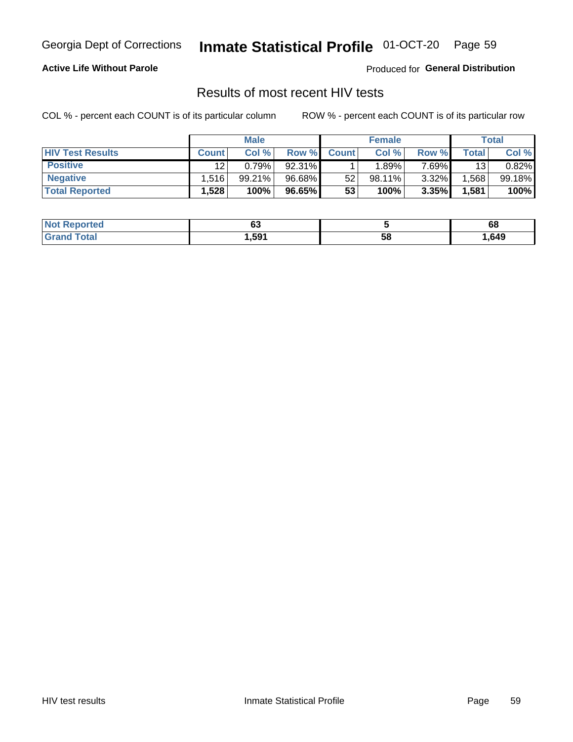Georgia Dept of Corrections **Inmate Statistical Profile** 01-OCT-20

**Active Life Without Parole**

Produced for **General Distribution**

## Results of most recent HIV tests

COL % - percent each COUNT is of its particular column

ROW % - percent each COUNT is of its particular row

| | Male | | | Female | | | Total | |
|---|---|---|---|---|---|---|---|---|
| HIV Test Results | Count | Col % | Row % | Count | Col % | Row % | Total | Col % |
| Positive | 12 | 0.79% | 92.31% | 1 | 1.89% | 7.69% | 13 | 0.82% |
| Negative | 1,516 | 99.21% | 96.68% | 52 | 98.11% | 3.32% | 1,568 | 99.18% |
| **Total Reported** | **1,528** | **100%** | **96.65%** | **53** | **100%** | **3.35%** | **1,581** | **100%** |

| | Male | Female | Total |
|---|---|---|---|
| Not Reported | **63** | **5** | **68** |
| Grand Total | **1,591** | **58** | **1,649** |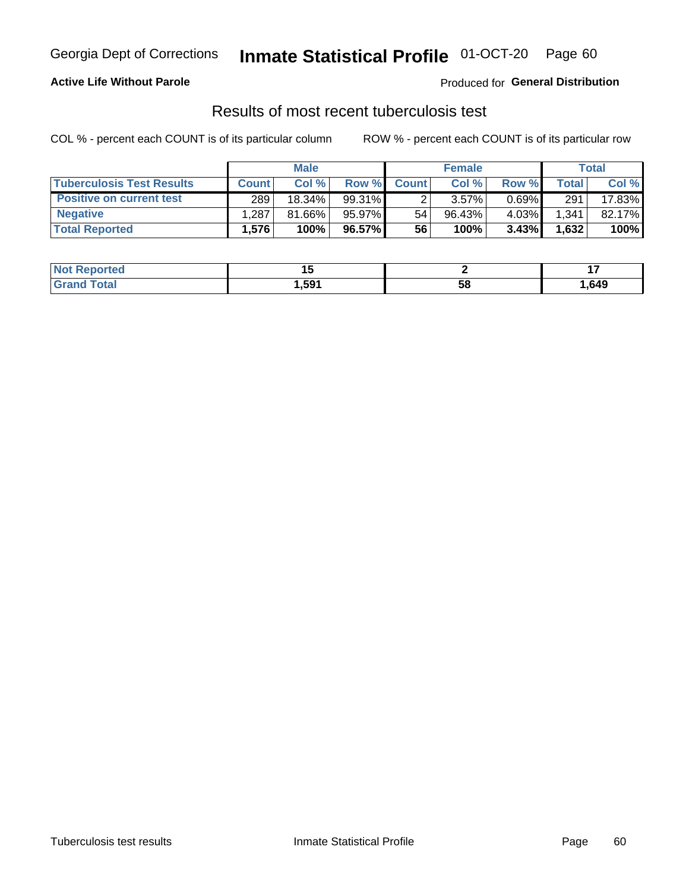Georgia Dept of Corrections **Inmate Statistical Profile** 01-OCT-20 Page 60

**Active Life Without Parole**

Produced for **General Distribution**

## Results of most recent tuberculosis test

COL % - percent each COUNT is of its particular column

ROW % - percent each COUNT is of its particular row

| | Male | | | Female | | | Total | |
|---|---|---|---|---|---|---|---|---|
| **Tuberculosis Test Results** | **Count** | **Col %** | **Row %** | **Count** | **Col %** | **Row %** | **Total** | **Col %** |
| **Positive on current test** | 289 | 18.34% | 99.31% | 2 | 3.57% | 0.69% | 291 | 17.83% |
| **Negative** | 1,287 | 81.66% | 95.97% | 54 | 96.43% | 4.03% | 1,341 | 82.17% |
| **Total Reported** | **1,576** | **100%** | **96.57%** | **56** | **100%** | **3.43%** | **1,632** | **100%** |

| | Male | Female | Total |
|---|---|---|---|
| **Not Reported** | **15** | **2** | **17** |
| **Grand Total** | **1,591** | **58** | **1,649** |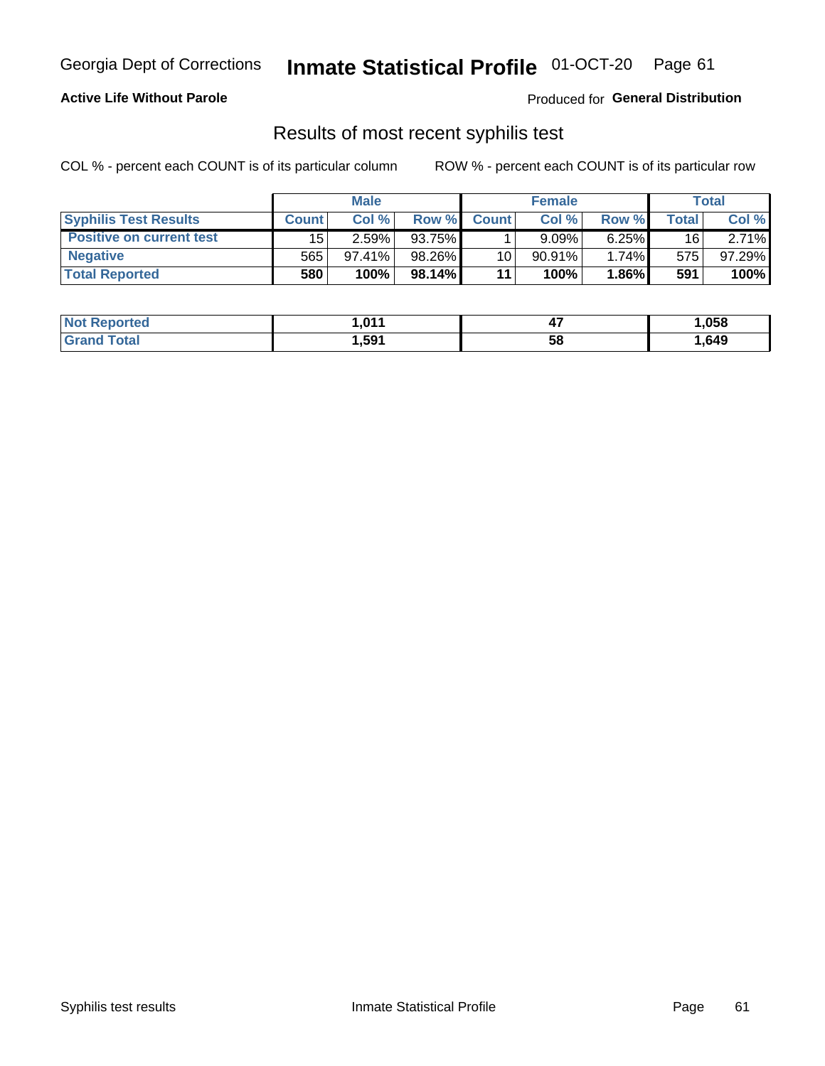Georgia Dept of Corrections **Inmate Statistical Profile** 01-OCT-20

**Active Life Without Parole**

Produced for **General Distribution**

## Results of most recent syphilis test

COL % - percent each COUNT is of its particular column

ROW % - percent each COUNT is of its particular row

| | Male | | | Female | | | Total | |
|---|---|---|---|---|---|---|---|---|
| **Syphilis Test Results** | **Count** | **Col %** | **Row %** | **Count** | **Col %** | **Row %** | **Total** | **Col %** |
| **Positive on current test** | 15 | 2.59% | 93.75% | 1 | 9.09% | 6.25% | 16 | 2.71% |
| **Negative** | 565 | 97.41% | 98.26% | 10 | 90.91% | 1.74% | 575 | 97.29% |
| **Total Reported** | **580** | **100%** | **98.14%** | **11** | **100%** | **1.86%** | **591** | **100%** |

| | Male | Female | Total |
|---|---|---|---|
| **Not Reported** | **1,011** | **47** | **1,058** |
| **Grand Total** | **1,591** | **58** | **1,649** |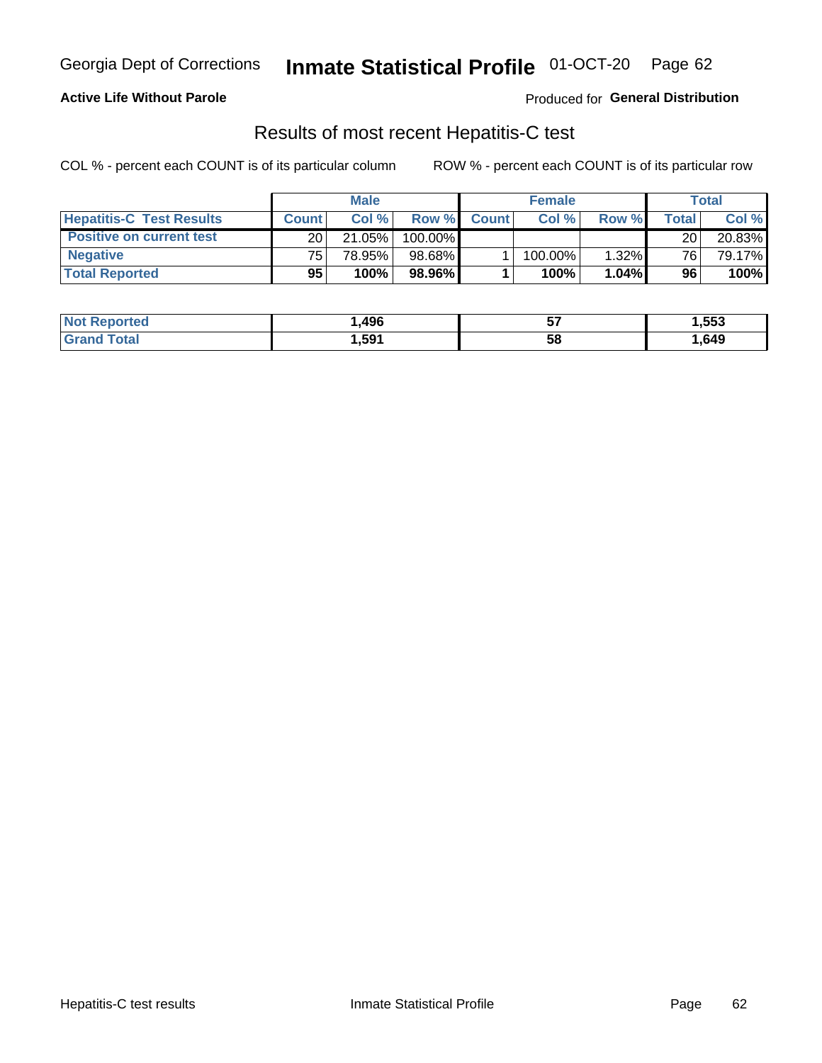Georgia Dept of Corrections **Inmate Statistical Profile** 01-OCT-20

**Active Life Without Parole**

Produced for **General Distribution**

## Results of most recent Hepatitis-C test

COL % - percent each COUNT is of its particular column

ROW % - percent each COUNT is of its particular row

| | Male | | | Female | | | Total | |
|---|---|---|---|---|---|---|---|---|
| **Hepatitis-C Test Results** | **Count** | **Col %** | **Row %** | **Count** | **Col %** | **Row %** | **Total** | **Col %** |
| **Positive on current test** | 20 | 21.05% | 100.00% | | | | 20 | 20.83% |
| **Negative** | 75 | 78.95% | 98.68% | 1 | 100.00% | 1.32% | 76 | 79.17% |
| **Total Reported** | **95** | **100%** | **98.96%** | **1** | **100%** | **1.04%** | **96** | **100%** |

| | Male | Female | Total |
|---|---|---|---|
| **Not Reported** | **1,496** | **57** | **1,553** |
| **Grand Total** | **1,591** | **58** | **1,649** |

Hepatitis-C test results

Inmate Statistical Profile